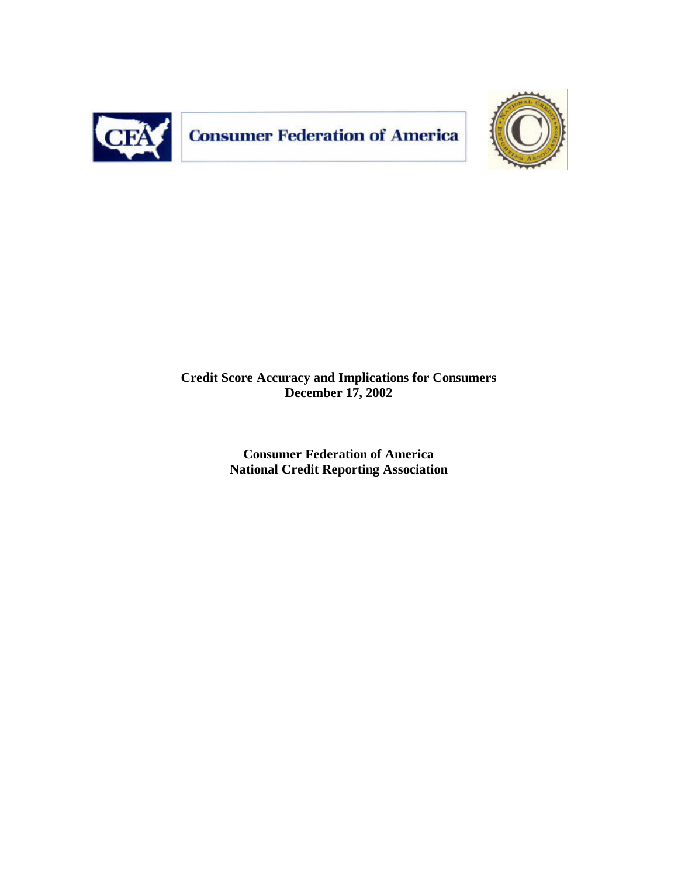Consumer Federation of America

# Credit Score Accuracy and Implications for Consumers
**December 17, 2002**

**Consumer Federation of America**
**National Credit Reporting Association**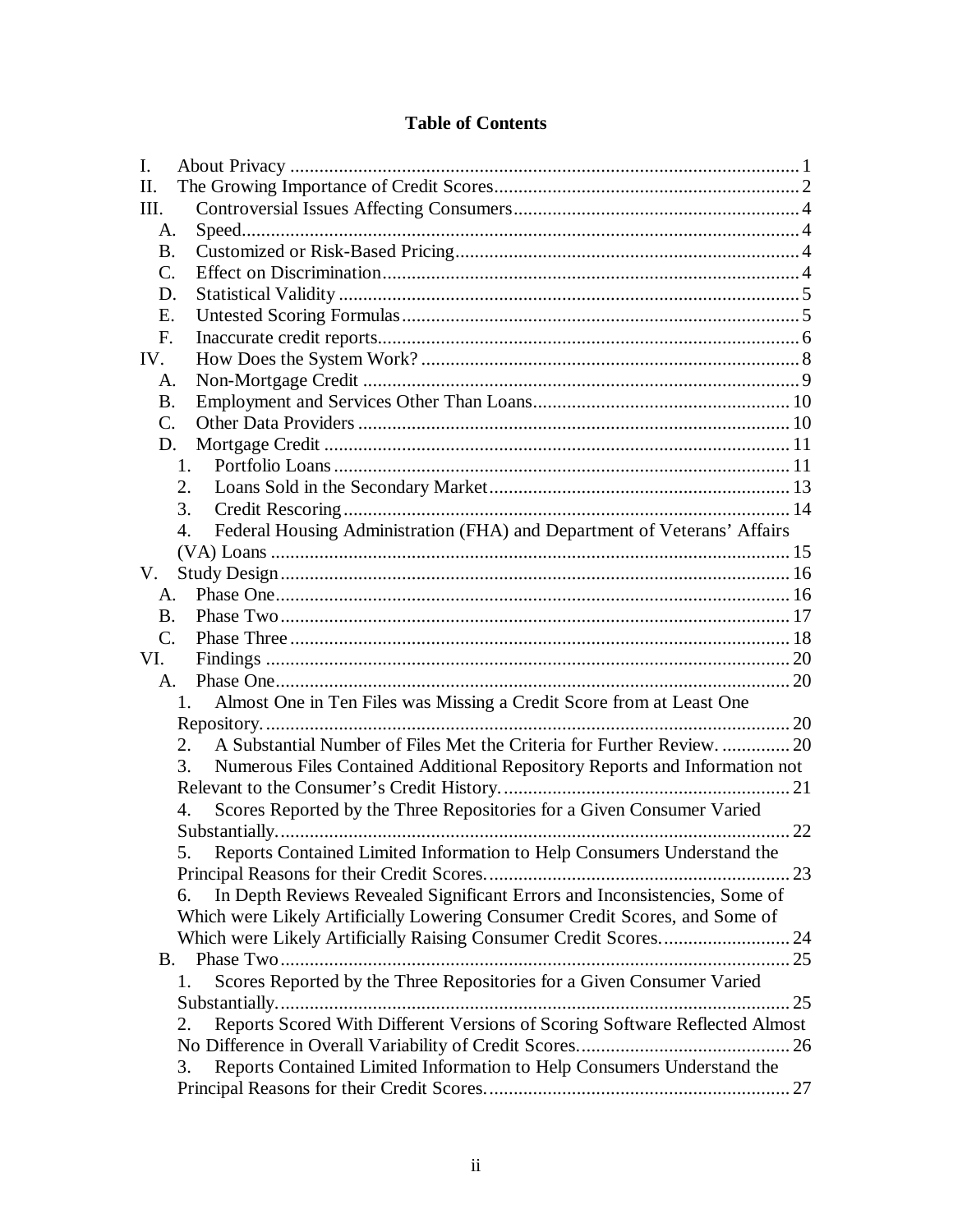# Table of Contents

I. About Privacy ..... 1
II. The Growing Importance of Credit Scores ..... 2
III. Controversial Issues Affecting Consumers ..... 4
  A. Speed ..... 4
  B. Customized or Risk-Based Pricing ..... 4
  C. Effect on Discrimination ..... 4
  D. Statistical Validity ..... 5
  E. Untested Scoring Formulas ..... 5
  F. Inaccurate credit reports ..... 6
IV. How Does the System Work? ..... 8
  A. Non-Mortgage Credit ..... 9
  B. Employment and Services Other Than Loans ..... 10
  C. Other Data Providers ..... 10
  D. Mortgage Credit ..... 11
    1. Portfolio Loans ..... 11
    2. Loans Sold in the Secondary Market ..... 13
    3. Credit Rescoring ..... 14
    4. Federal Housing Administration (FHA) and Department of Veterans' Affairs (VA) Loans ..... 15
V. Study Design ..... 16
  A. Phase One ..... 16
  B. Phase Two ..... 17
  C. Phase Three ..... 18
VI. Findings ..... 20
  A. Phase One ..... 20
    1. Almost One in Ten Files was Missing a Credit Score from at Least One Repository. ..... 20
    2. A Substantial Number of Files Met the Criteria for Further Review. ..... 20
    3. Numerous Files Contained Additional Repository Reports and Information not Relevant to the Consumer's Credit History. ..... 21
    4. Scores Reported by the Three Repositories for a Given Consumer Varied Substantially. ..... 22
    5. Reports Contained Limited Information to Help Consumers Understand the Principal Reasons for their Credit Scores. ..... 23
    6. In Depth Reviews Revealed Significant Errors and Inconsistencies, Some of Which were Likely Artificially Lowering Consumer Credit Scores, and Some of Which were Likely Artificially Raising Consumer Credit Scores. ..... 24
  B. Phase Two ..... 25
    1. Scores Reported by the Three Repositories for a Given Consumer Varied Substantially. ..... 25
    2. Reports Scored With Different Versions of Scoring Software Reflected Almost No Difference in Overall Variability of Credit Scores. ..... 26
    3. Reports Contained Limited Information to Help Consumers Understand the Principal Reasons for their Credit Scores. ..... 27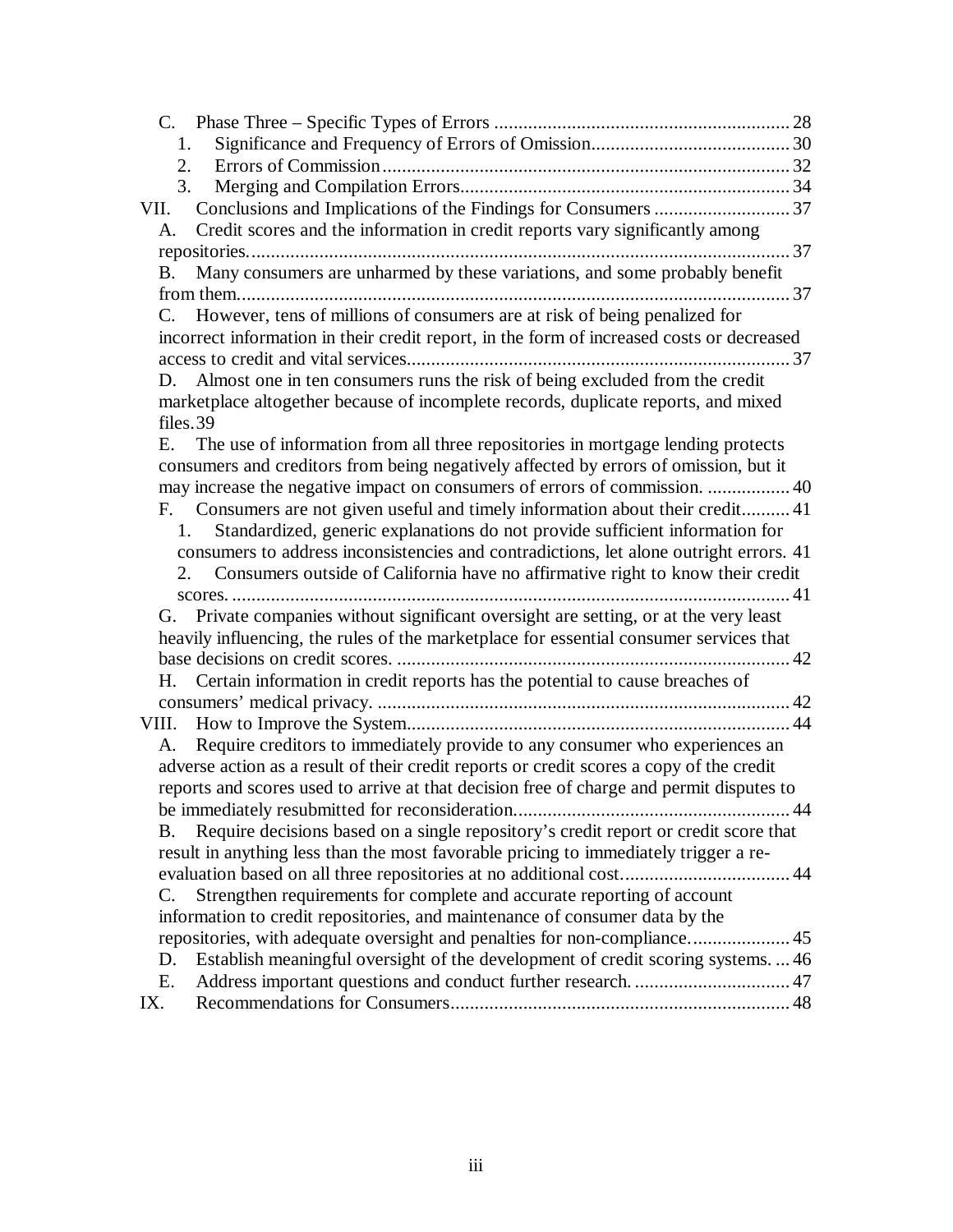- C. Phase Three – Specific Types of Errors ............................................................ 28
  - 1. Significance and Frequency of Errors of Omission......................................... 30
  - 2. Errors of Commission.................................................................................... 32
  - 3. Merging and Compilation Errors.................................................................... 34

VII. Conclusions and Implications of the Findings for Consumers ............................ 37

- A. Credit scores and the information in credit reports vary significantly among repositories................................................................................................................ 37
- B. Many consumers are unharmed by these variations, and some probably benefit from them.................................................................................................................. 37
- C. However, tens of millions of consumers are at risk of being penalized for incorrect information in their credit report, in the form of increased costs or decreased access to credit and vital services............................................................................... 37
- D. Almost one in ten consumers runs the risk of being excluded from the credit marketplace altogether because of incomplete records, duplicate reports, and mixed files. 39
- E. The use of information from all three repositories in mortgage lending protects consumers and creditors from being negatively affected by errors of omission, but it may increase the negative impact on consumers of errors of commission. ................. 40
- F. Consumers are not given useful and timely information about their credit.......... 41
  - 1. Standardized, generic explanations do not provide sufficient information for consumers to address inconsistencies and contradictions, let alone outright errors. 41
  - 2. Consumers outside of California have no affirmative right to know their credit scores. .................................................................................................................. 41
- G. Private companies without significant oversight are setting, or at the very least heavily influencing, the rules of the marketplace for essential consumer services that base decisions on credit scores. ................................................................................ 42
- H. Certain information in credit reports has the potential to cause breaches of consumers' medical privacy. .................................................................................... 42

VIII. How to Improve the System.............................................................................. 44

- A. Require creditors to immediately provide to any consumer who experiences an adverse action as a result of their credit reports or credit scores a copy of the credit reports and scores used to arrive at that decision free of charge and permit disputes to be immediately resubmitted for reconsideration......................................................... 44
- B. Require decisions based on a single repository's credit report or credit score that result in anything less than the most favorable pricing to immediately trigger a re-evaluation based on all three repositories at no additional cost.................................. 44
- C. Strengthen requirements for complete and accurate reporting of account information to credit repositories, and maintenance of consumer data by the repositories, with adequate oversight and penalties for non-compliance..................... 45
- D. Establish meaningful oversight of the development of credit scoring systems. ... 46
- E. Address important questions and conduct further research. ................................ 47

IX. Recommendations for Consumers...................................................................... 48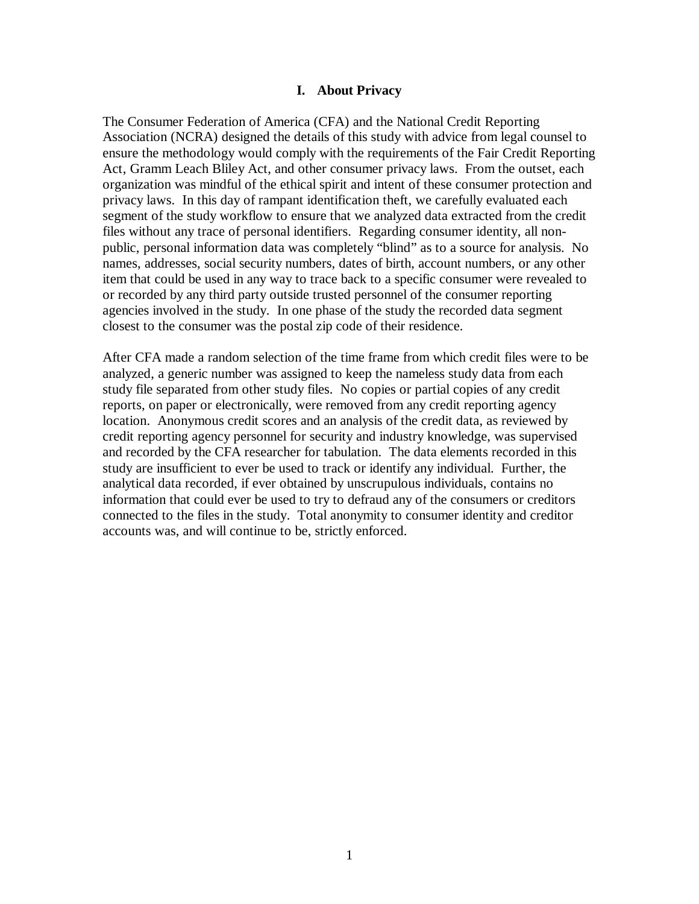## I. About Privacy

The Consumer Federation of America (CFA) and the National Credit Reporting Association (NCRA) designed the details of this study with advice from legal counsel to ensure the methodology would comply with the requirements of the Fair Credit Reporting Act, Gramm Leach Bliley Act, and other consumer privacy laws. From the outset, each organization was mindful of the ethical spirit and intent of these consumer protection and privacy laws. In this day of rampant identification theft, we carefully evaluated each segment of the study workflow to ensure that we analyzed data extracted from the credit files without any trace of personal identifiers. Regarding consumer identity, all non-public, personal information data was completely "blind" as to a source for analysis. No names, addresses, social security numbers, dates of birth, account numbers, or any other item that could be used in any way to trace back to a specific consumer were revealed to or recorded by any third party outside trusted personnel of the consumer reporting agencies involved in the study. In one phase of the study the recorded data segment closest to the consumer was the postal zip code of their residence.

After CFA made a random selection of the time frame from which credit files were to be analyzed, a generic number was assigned to keep the nameless study data from each study file separated from other study files. No copies or partial copies of any credit reports, on paper or electronically, were removed from any credit reporting agency location. Anonymous credit scores and an analysis of the credit data, as reviewed by credit reporting agency personnel for security and industry knowledge, was supervised and recorded by the CFA researcher for tabulation. The data elements recorded in this study are insufficient to ever be used to track or identify any individual. Further, the analytical data recorded, if ever obtained by unscrupulous individuals, contains no information that could ever be used to try to defraud any of the consumers or creditors connected to the files in the study. Total anonymity to consumer identity and creditor accounts was, and will continue to be, strictly enforced.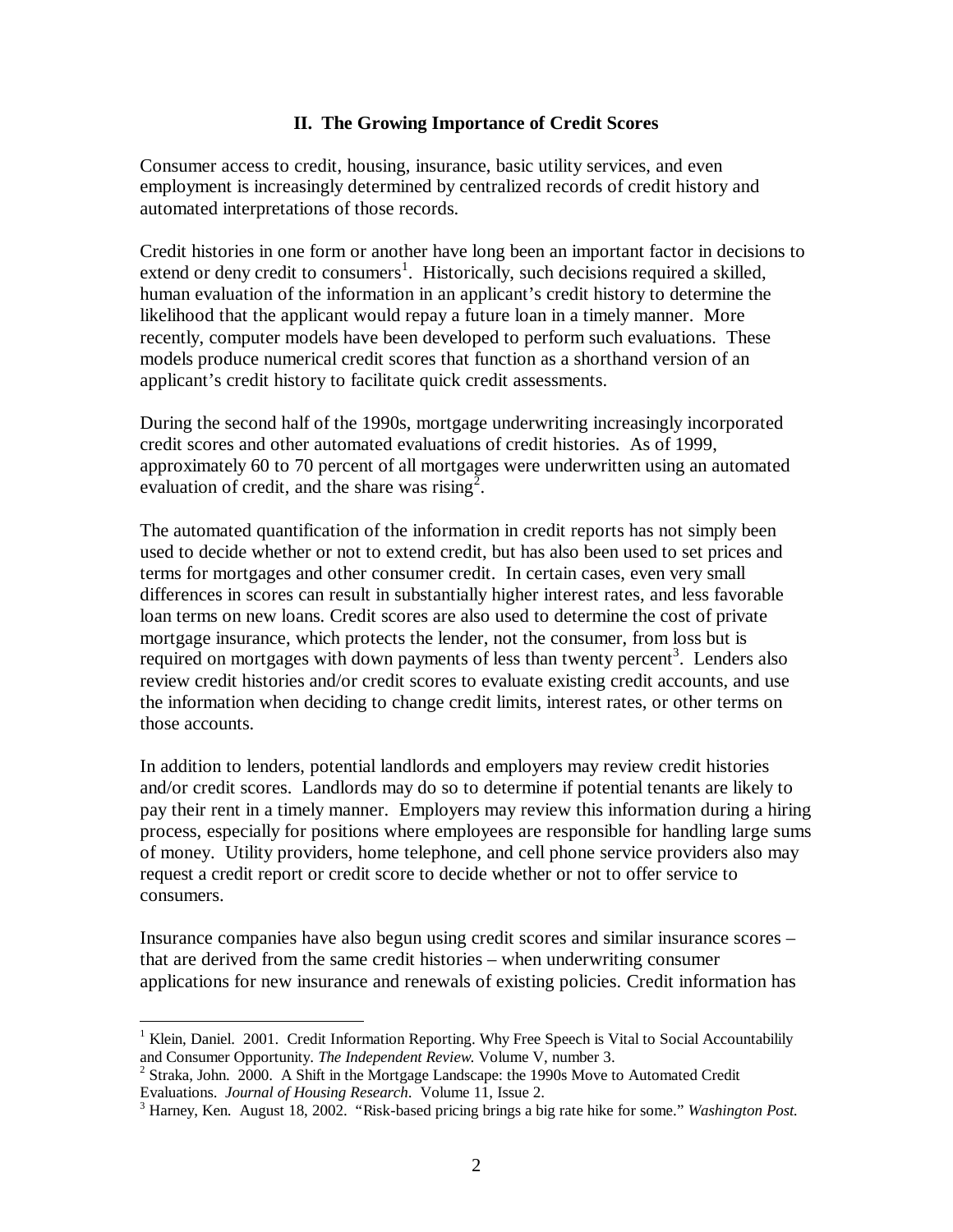## II. The Growing Importance of Credit Scores

Consumer access to credit, housing, insurance, basic utility services, and even employment is increasingly determined by centralized records of credit history and automated interpretations of those records.

Credit histories in one form or another have long been an important factor in decisions to extend or deny credit to consumers[1]. Historically, such decisions required a skilled, human evaluation of the information in an applicant's credit history to determine the likelihood that the applicant would repay a future loan in a timely manner. More recently, computer models have been developed to perform such evaluations. These models produce numerical credit scores that function as a shorthand version of an applicant's credit history to facilitate quick credit assessments.

During the second half of the 1990s, mortgage underwriting increasingly incorporated credit scores and other automated evaluations of credit histories. As of 1999, approximately 60 to 70 percent of all mortgages were underwritten using an automated evaluation of credit, and the share was rising[2].

The automated quantification of the information in credit reports has not simply been used to decide whether or not to extend credit, but has also been used to set prices and terms for mortgages and other consumer credit. In certain cases, even very small differences in scores can result in substantially higher interest rates, and less favorable loan terms on new loans. Credit scores are also used to determine the cost of private mortgage insurance, which protects the lender, not the consumer, from loss but is required on mortgages with down payments of less than twenty percent[3]. Lenders also review credit histories and/or credit scores to evaluate existing credit accounts, and use the information when deciding to change credit limits, interest rates, or other terms on those accounts.

In addition to lenders, potential landlords and employers may review credit histories and/or credit scores. Landlords may do so to determine if potential tenants are likely to pay their rent in a timely manner. Employers may review this information during a hiring process, especially for positions where employees are responsible for handling large sums of money. Utility providers, home telephone, and cell phone service providers also may request a credit report or credit score to decide whether or not to offer service to consumers.

Insurance companies have also begun using credit scores and similar insurance scores – that are derived from the same credit histories – when underwriting consumer applications for new insurance and renewals of existing policies. Credit information has

---

[1] Klein, Daniel. 2001. Credit Information Reporting. Why Free Speech is Vital to Social Accountabilily and Consumer Opportunity. *The Independent Review.* Volume V, number 3.

[2] Straka, John. 2000. A Shift in the Mortgage Landscape: the 1990s Move to Automated Credit Evaluations. *Journal of Housing Research*. Volume 11, Issue 2.

[3] Harney, Ken. August 18, 2002. "Risk-based pricing brings a big rate hike for some." *Washington Post.*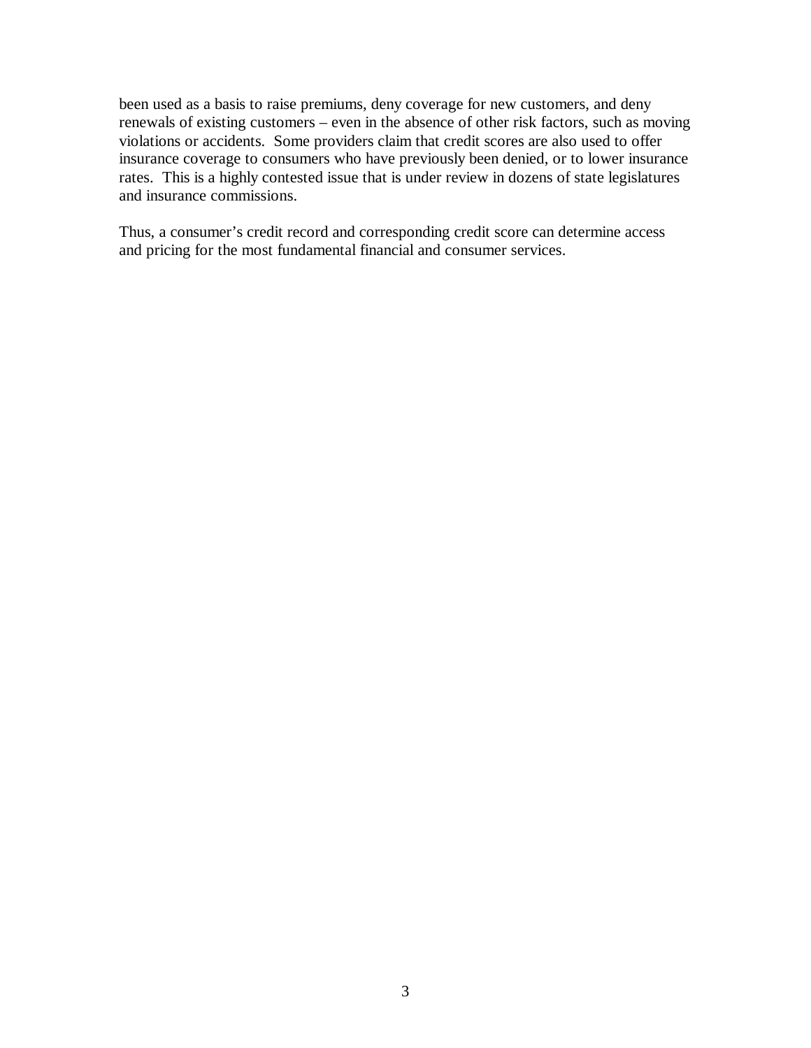been used as a basis to raise premiums, deny coverage for new customers, and deny renewals of existing customers – even in the absence of other risk factors, such as moving violations or accidents. Some providers claim that credit scores are also used to offer insurance coverage to consumers who have previously been denied, or to lower insurance rates. This is a highly contested issue that is under review in dozens of state legislatures and insurance commissions.

Thus, a consumer's credit record and corresponding credit score can determine access and pricing for the most fundamental financial and consumer services.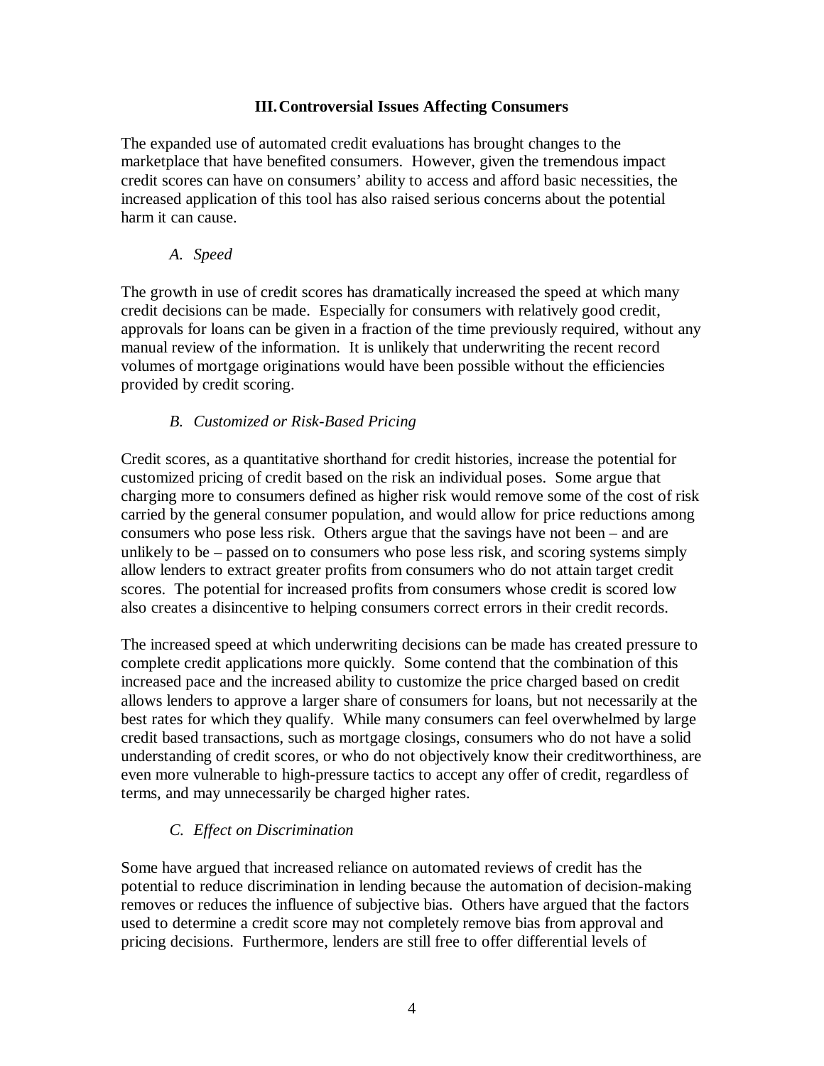## III. Controversial Issues Affecting Consumers

The expanded use of automated credit evaluations has brought changes to the marketplace that have benefited consumers. However, given the tremendous impact credit scores can have on consumers' ability to access and afford basic necessities, the increased application of this tool has also raised serious concerns about the potential harm it can cause.

### *A. Speed*

The growth in use of credit scores has dramatically increased the speed at which many credit decisions can be made. Especially for consumers with relatively good credit, approvals for loans can be given in a fraction of the time previously required, without any manual review of the information. It is unlikely that underwriting the recent record volumes of mortgage originations would have been possible without the efficiencies provided by credit scoring.

### *B. Customized or Risk-Based Pricing*

Credit scores, as a quantitative shorthand for credit histories, increase the potential for customized pricing of credit based on the risk an individual poses. Some argue that charging more to consumers defined as higher risk would remove some of the cost of risk carried by the general consumer population, and would allow for price reductions among consumers who pose less risk. Others argue that the savings have not been – and are unlikely to be – passed on to consumers who pose less risk, and scoring systems simply allow lenders to extract greater profits from consumers who do not attain target credit scores. The potential for increased profits from consumers whose credit is scored low also creates a disincentive to helping consumers correct errors in their credit records.

The increased speed at which underwriting decisions can be made has created pressure to complete credit applications more quickly. Some contend that the combination of this increased pace and the increased ability to customize the price charged based on credit allows lenders to approve a larger share of consumers for loans, but not necessarily at the best rates for which they qualify. While many consumers can feel overwhelmed by large credit based transactions, such as mortgage closings, consumers who do not have a solid understanding of credit scores, or who do not objectively know their creditworthiness, are even more vulnerable to high-pressure tactics to accept any offer of credit, regardless of terms, and may unnecessarily be charged higher rates.

### *C. Effect on Discrimination*

Some have argued that increased reliance on automated reviews of credit has the potential to reduce discrimination in lending because the automation of decision-making removes or reduces the influence of subjective bias. Others have argued that the factors used to determine a credit score may not completely remove bias from approval and pricing decisions. Furthermore, lenders are still free to offer differential levels of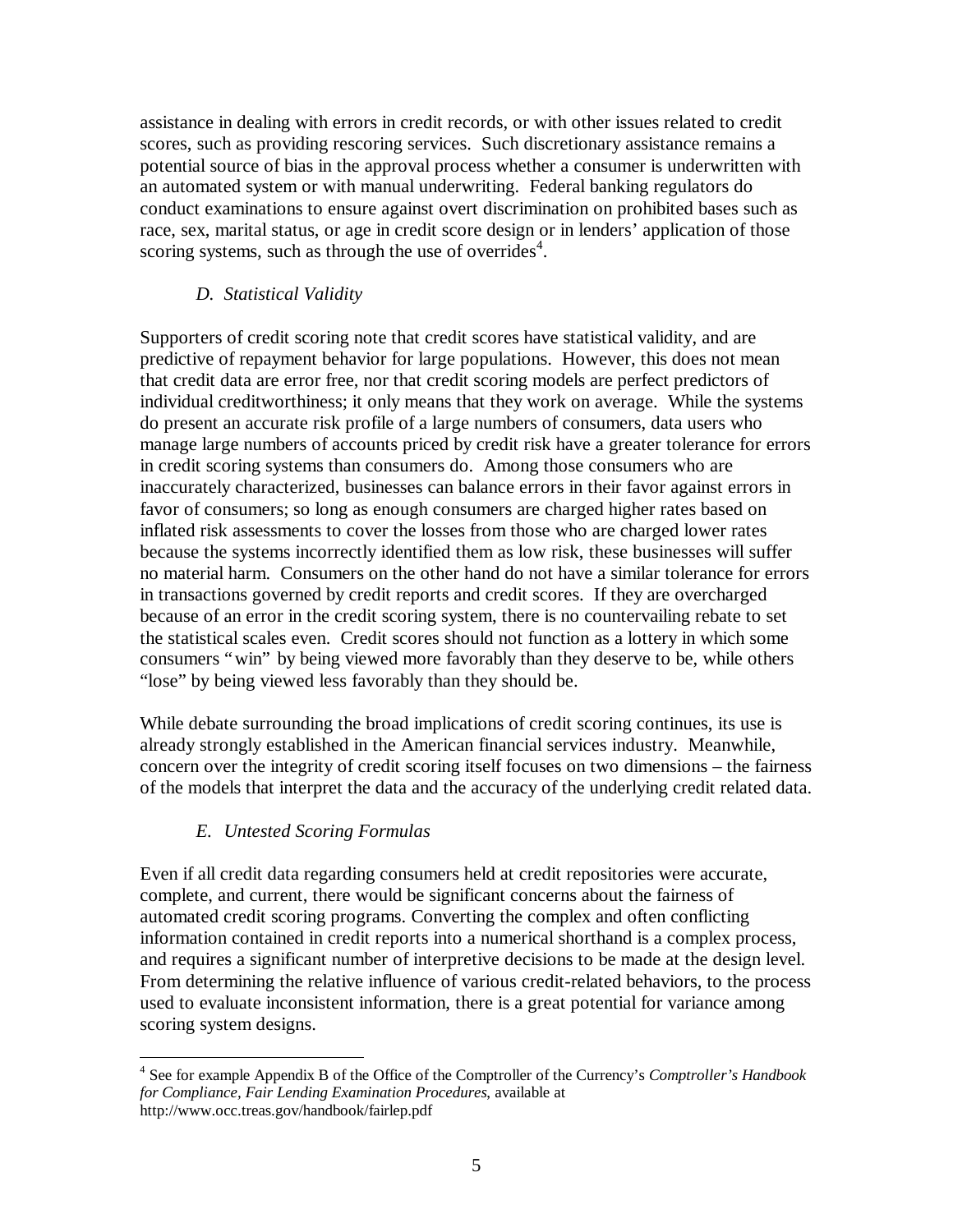assistance in dealing with errors in credit records, or with other issues related to credit scores, such as providing rescoring services. Such discretionary assistance remains a potential source of bias in the approval process whether a consumer is underwritten with an automated system or with manual underwriting. Federal banking regulators do conduct examinations to ensure against overt discrimination on prohibited bases such as race, sex, marital status, or age in credit score design or in lenders' application of those scoring systems, such as through the use of overrides[4].

### *D. Statistical Validity*

Supporters of credit scoring note that credit scores have statistical validity, and are predictive of repayment behavior for large populations. However, this does not mean that credit data are error free, nor that credit scoring models are perfect predictors of individual creditworthiness; it only means that they work on average. While the systems do present an accurate risk profile of a large numbers of consumers, data users who manage large numbers of accounts priced by credit risk have a greater tolerance for errors in credit scoring systems than consumers do. Among those consumers who are inaccurately characterized, businesses can balance errors in their favor against errors in favor of consumers; so long as enough consumers are charged higher rates based on inflated risk assessments to cover the losses from those who are charged lower rates because the systems incorrectly identified them as low risk, these businesses will suffer no material harm. Consumers on the other hand do not have a similar tolerance for errors in transactions governed by credit reports and credit scores. If they are overcharged because of an error in the credit scoring system, there is no countervailing rebate to set the statistical scales even. Credit scores should not function as a lottery in which some consumers "win" by being viewed more favorably than they deserve to be, while others "lose" by being viewed less favorably than they should be.

While debate surrounding the broad implications of credit scoring continues, its use is already strongly established in the American financial services industry. Meanwhile, concern over the integrity of credit scoring itself focuses on two dimensions – the fairness of the models that interpret the data and the accuracy of the underlying credit related data.

### *E. Untested Scoring Formulas*

Even if all credit data regarding consumers held at credit repositories were accurate, complete, and current, there would be significant concerns about the fairness of automated credit scoring programs. Converting the complex and often conflicting information contained in credit reports into a numerical shorthand is a complex process, and requires a significant number of interpretive decisions to be made at the design level. From determining the relative influence of various credit-related behaviors, to the process used to evaluate inconsistent information, there is a great potential for variance among scoring system designs.

---

[4] See for example Appendix B of the Office of the Comptroller of the Currency's *Comptroller's Handbook for Compliance, Fair Lending Examination Procedures*, available at http://www.occ.treas.gov/handbook/fairlep.pdf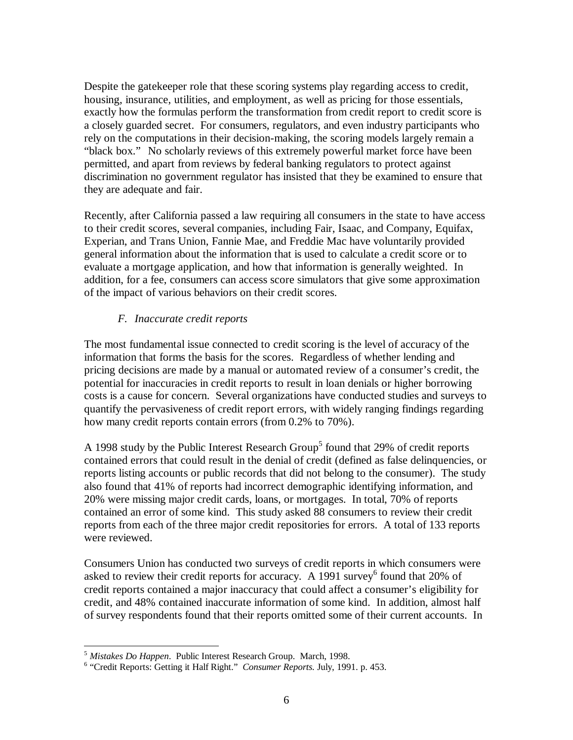Despite the gatekeeper role that these scoring systems play regarding access to credit, housing, insurance, utilities, and employment, as well as pricing for those essentials, exactly how the formulas perform the transformation from credit report to credit score is a closely guarded secret. For consumers, regulators, and even industry participants who rely on the computations in their decision-making, the scoring models largely remain a "black box." No scholarly reviews of this extremely powerful market force have been permitted, and apart from reviews by federal banking regulators to protect against discrimination no government regulator has insisted that they be examined to ensure that they are adequate and fair.

Recently, after California passed a law requiring all consumers in the state to have access to their credit scores, several companies, including Fair, Isaac, and Company, Equifax, Experian, and Trans Union, Fannie Mae, and Freddie Mac have voluntarily provided general information about the information that is used to calculate a credit score or to evaluate a mortgage application, and how that information is generally weighted. In addition, for a fee, consumers can access score simulators that give some approximation of the impact of various behaviors on their credit scores.

### *F. Inaccurate credit reports*

The most fundamental issue connected to credit scoring is the level of accuracy of the information that forms the basis for the scores. Regardless of whether lending and pricing decisions are made by a manual or automated review of a consumer's credit, the potential for inaccuracies in credit reports to result in loan denials or higher borrowing costs is a cause for concern. Several organizations have conducted studies and surveys to quantify the pervasiveness of credit report errors, with widely ranging findings regarding how many credit reports contain errors (from 0.2% to 70%).

A 1998 study by the Public Interest Research Group[5] found that 29% of credit reports contained errors that could result in the denial of credit (defined as false delinquencies, or reports listing accounts or public records that did not belong to the consumer). The study also found that 41% of reports had incorrect demographic identifying information, and 20% were missing major credit cards, loans, or mortgages. In total, 70% of reports contained an error of some kind. This study asked 88 consumers to review their credit reports from each of the three major credit repositories for errors. A total of 133 reports were reviewed.

Consumers Union has conducted two surveys of credit reports in which consumers were asked to review their credit reports for accuracy. A 1991 survey[6] found that 20% of credit reports contained a major inaccuracy that could affect a consumer's eligibility for credit, and 48% contained inaccurate information of some kind. In addition, almost half of survey respondents found that their reports omitted some of their current accounts. In

---

[5] *Mistakes Do Happen*. Public Interest Research Group. March, 1998.

[6] "Credit Reports: Getting it Half Right." *Consumer Reports.* July, 1991. p. 453.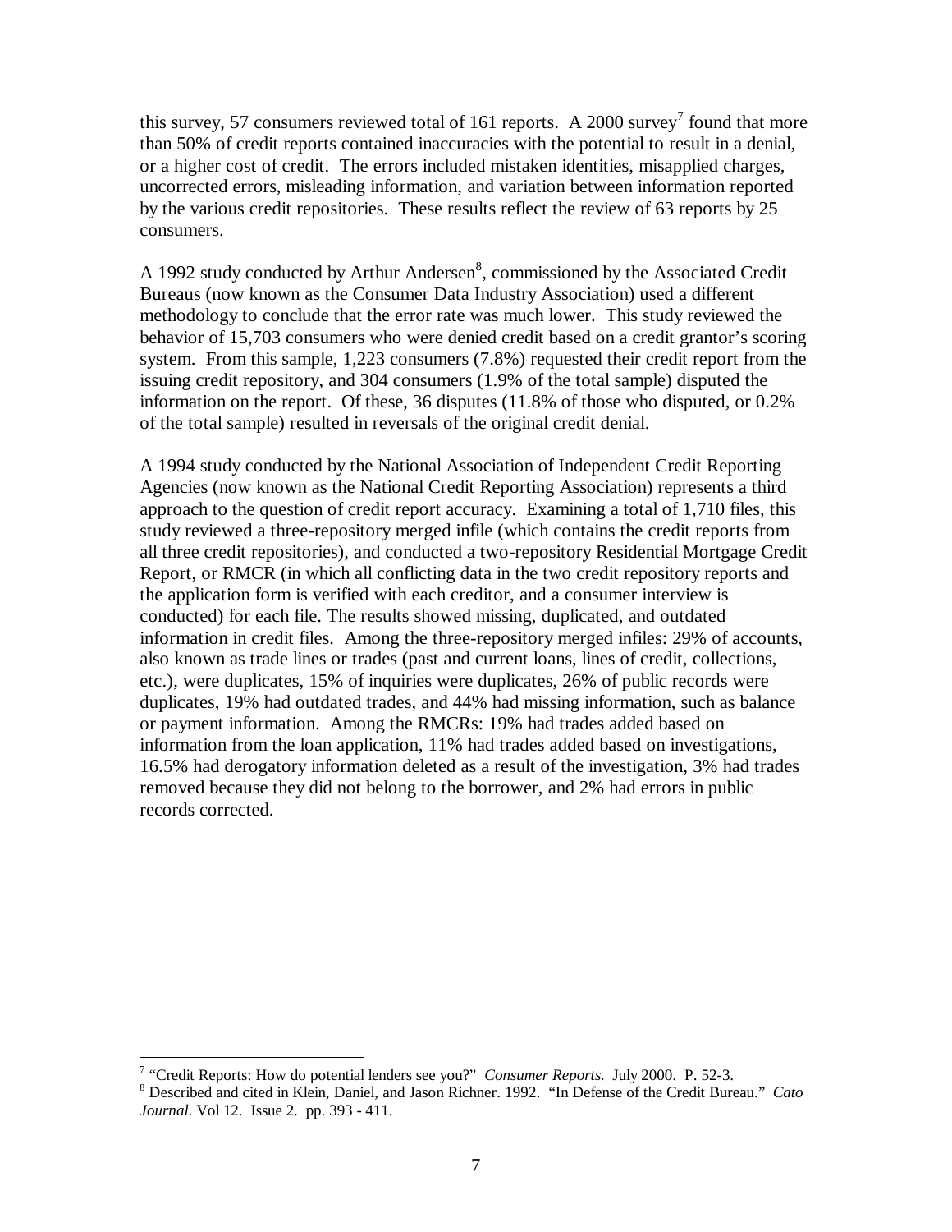this survey, 57 consumers reviewed total of 161 reports. A 2000 survey[7] found that more than 50% of credit reports contained inaccuracies with the potential to result in a denial, or a higher cost of credit. The errors included mistaken identities, misapplied charges, uncorrected errors, misleading information, and variation between information reported by the various credit repositories. These results reflect the review of 63 reports by 25 consumers.

A 1992 study conducted by Arthur Andersen[8], commissioned by the Associated Credit Bureaus (now known as the Consumer Data Industry Association) used a different methodology to conclude that the error rate was much lower. This study reviewed the behavior of 15,703 consumers who were denied credit based on a credit grantor's scoring system. From this sample, 1,223 consumers (7.8%) requested their credit report from the issuing credit repository, and 304 consumers (1.9% of the total sample) disputed the information on the report. Of these, 36 disputes (11.8% of those who disputed, or 0.2% of the total sample) resulted in reversals of the original credit denial.

A 1994 study conducted by the National Association of Independent Credit Reporting Agencies (now known as the National Credit Reporting Association) represents a third approach to the question of credit report accuracy. Examining a total of 1,710 files, this study reviewed a three-repository merged infile (which contains the credit reports from all three credit repositories), and conducted a two-repository Residential Mortgage Credit Report, or RMCR (in which all conflicting data in the two credit repository reports and the application form is verified with each creditor, and a consumer interview is conducted) for each file. The results showed missing, duplicated, and outdated information in credit files. Among the three-repository merged infiles: 29% of accounts, also known as trade lines or trades (past and current loans, lines of credit, collections, etc.), were duplicates, 15% of inquiries were duplicates, 26% of public records were duplicates, 19% had outdated trades, and 44% had missing information, such as balance or payment information. Among the RMCRs: 19% had trades added based on information from the loan application, 11% had trades added based on investigations, 16.5% had derogatory information deleted as a result of the investigation, 3% had trades removed because they did not belong to the borrower, and 2% had errors in public records corrected.

---

[7] "Credit Reports: How do potential lenders see you?" *Consumer Reports.* July 2000. P. 52-3.

[8] Described and cited in Klein, Daniel, and Jason Richner. 1992. "In Defense of the Credit Bureau." *Cato Journal*. Vol 12. Issue 2. pp. 393 - 411.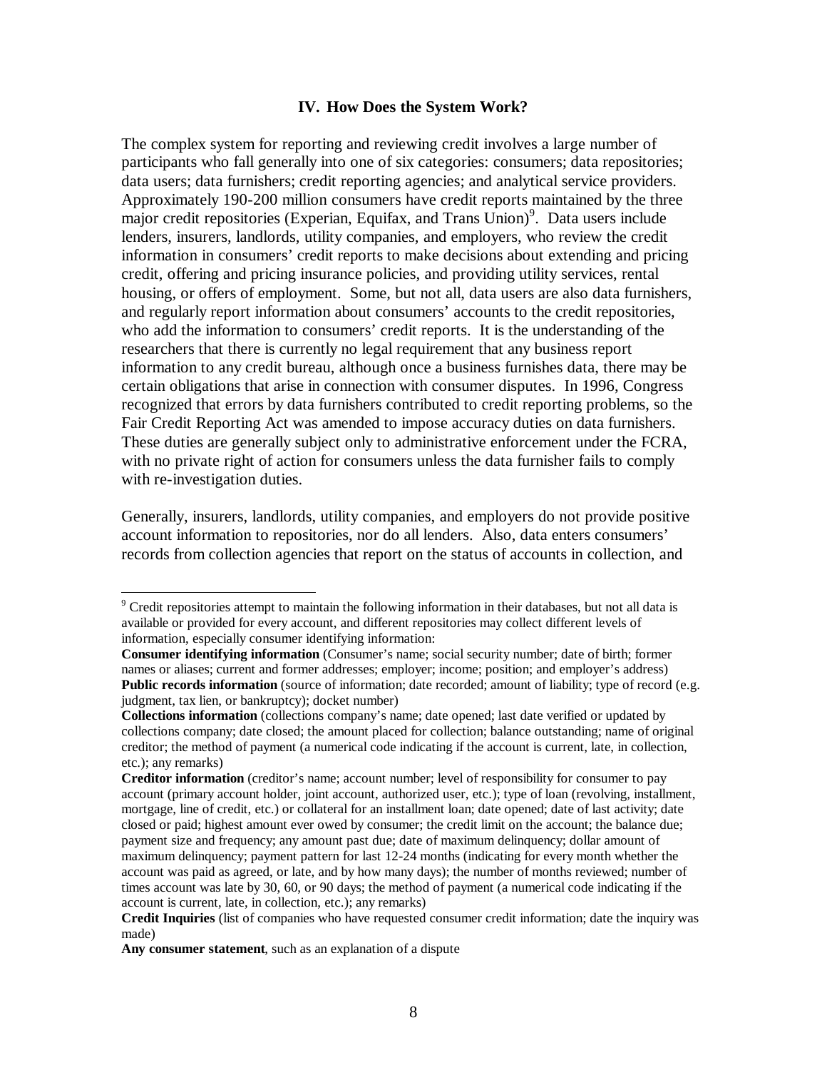## IV. How Does the System Work?

The complex system for reporting and reviewing credit involves a large number of participants who fall generally into one of six categories: consumers; data repositories; data users; data furnishers; credit reporting agencies; and analytical service providers. Approximately 190-200 million consumers have credit reports maintained by the three major credit repositories (Experian, Equifax, and Trans Union)[9]. Data users include lenders, insurers, landlords, utility companies, and employers, who review the credit information in consumers' credit reports to make decisions about extending and pricing credit, offering and pricing insurance policies, and providing utility services, rental housing, or offers of employment. Some, but not all, data users are also data furnishers, and regularly report information about consumers' accounts to the credit repositories, who add the information to consumers' credit reports. It is the understanding of the researchers that there is currently no legal requirement that any business report information to any credit bureau, although once a business furnishes data, there may be certain obligations that arise in connection with consumer disputes. In 1996, Congress recognized that errors by data furnishers contributed to credit reporting problems, so the Fair Credit Reporting Act was amended to impose accuracy duties on data furnishers. These duties are generally subject only to administrative enforcement under the FCRA, with no private right of action for consumers unless the data furnisher fails to comply with re-investigation duties.

Generally, insurers, landlords, utility companies, and employers do not provide positive account information to repositories, nor do all lenders. Also, data enters consumers' records from collection agencies that report on the status of accounts in collection, and

---

[9] Credit repositories attempt to maintain the following information in their databases, but not all data is available or provided for every account, and different repositories may collect different levels of information, especially consumer identifying information:

**Consumer identifying information** (Consumer's name; social security number; date of birth; former names or aliases; current and former addresses; employer; income; position; and employer's address)

**Public records information** (source of information; date recorded; amount of liability; type of record (e.g. judgment, tax lien, or bankruptcy); docket number)

**Collections information** (collections company's name; date opened; last date verified or updated by collections company; date closed; the amount placed for collection; balance outstanding; name of original creditor; the method of payment (a numerical code indicating if the account is current, late, in collection, etc.); any remarks)

**Creditor information** (creditor's name; account number; level of responsibility for consumer to pay account (primary account holder, joint account, authorized user, etc.); type of loan (revolving, installment, mortgage, line of credit, etc.) or collateral for an installment loan; date opened; date of last activity; date closed or paid; highest amount ever owed by consumer; the credit limit on the account; the balance due; payment size and frequency; any amount past due; date of maximum delinquency; dollar amount of maximum delinquency; payment pattern for last 12-24 months (indicating for every month whether the account was paid as agreed, or late, and by how many days); the number of months reviewed; number of times account was late by 30, 60, or 90 days; the method of payment (a numerical code indicating if the account is current, late, in collection, etc.); any remarks)

**Credit Inquiries** (list of companies who have requested consumer credit information; date the inquiry was made)

**Any consumer statement**, such as an explanation of a dispute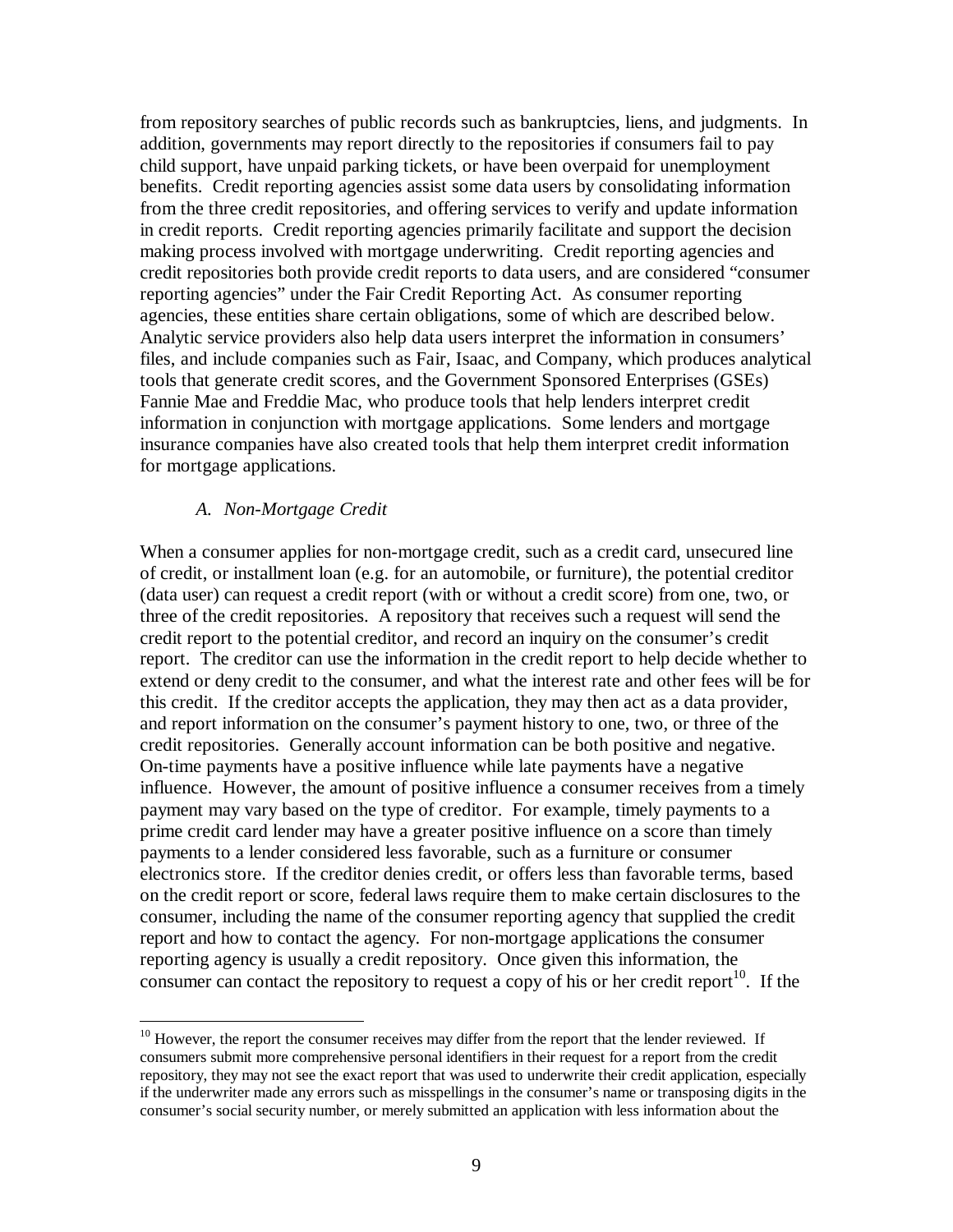from repository searches of public records such as bankruptcies, liens, and judgments. In addition, governments may report directly to the repositories if consumers fail to pay child support, have unpaid parking tickets, or have been overpaid for unemployment benefits. Credit reporting agencies assist some data users by consolidating information from the three credit repositories, and offering services to verify and update information in credit reports. Credit reporting agencies primarily facilitate and support the decision making process involved with mortgage underwriting. Credit reporting agencies and credit repositories both provide credit reports to data users, and are considered "consumer reporting agencies" under the Fair Credit Reporting Act. As consumer reporting agencies, these entities share certain obligations, some of which are described below. Analytic service providers also help data users interpret the information in consumers' files, and include companies such as Fair, Isaac, and Company, which produces analytical tools that generate credit scores, and the Government Sponsored Enterprises (GSEs) Fannie Mae and Freddie Mac, who produce tools that help lenders interpret credit information in conjunction with mortgage applications. Some lenders and mortgage insurance companies have also created tools that help them interpret credit information for mortgage applications.

### *A. Non-Mortgage Credit*

When a consumer applies for non-mortgage credit, such as a credit card, unsecured line of credit, or installment loan (e.g. for an automobile, or furniture), the potential creditor (data user) can request a credit report (with or without a credit score) from one, two, or three of the credit repositories. A repository that receives such a request will send the credit report to the potential creditor, and record an inquiry on the consumer's credit report. The creditor can use the information in the credit report to help decide whether to extend or deny credit to the consumer, and what the interest rate and other fees will be for this credit. If the creditor accepts the application, they may then act as a data provider, and report information on the consumer's payment history to one, two, or three of the credit repositories. Generally account information can be both positive and negative. On-time payments have a positive influence while late payments have a negative influence. However, the amount of positive influence a consumer receives from a timely payment may vary based on the type of creditor. For example, timely payments to a prime credit card lender may have a greater positive influence on a score than timely payments to a lender considered less favorable, such as a furniture or consumer electronics store. If the creditor denies credit, or offers less than favorable terms, based on the credit report or score, federal laws require them to make certain disclosures to the consumer, including the name of the consumer reporting agency that supplied the credit report and how to contact the agency. For non-mortgage applications the consumer reporting agency is usually a credit repository. Once given this information, the consumer can contact the repository to request a copy of his or her credit report[10]. If the

---

[10] However, the report the consumer receives may differ from the report that the lender reviewed. If consumers submit more comprehensive personal identifiers in their request for a report from the credit repository, they may not see the exact report that was used to underwrite their credit application, especially if the underwriter made any errors such as misspellings in the consumer's name or transposing digits in the consumer's social security number, or merely submitted an application with less information about the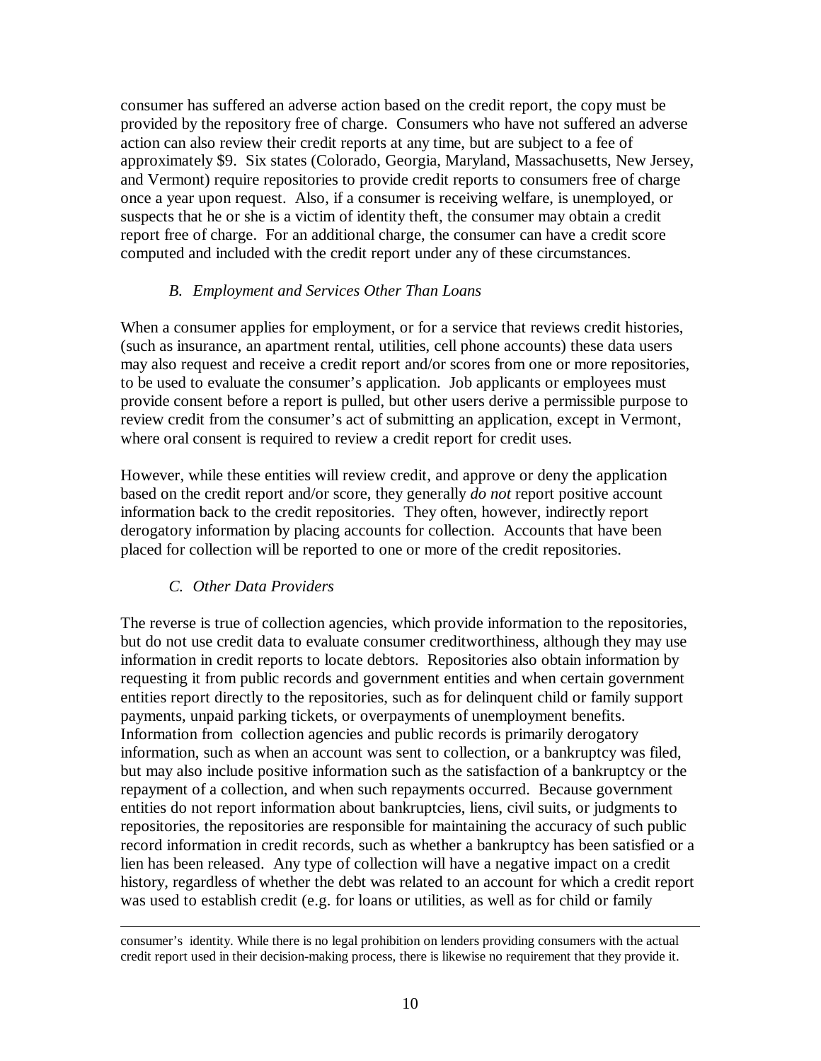consumer has suffered an adverse action based on the credit report, the copy must be provided by the repository free of charge. Consumers who have not suffered an adverse action can also review their credit reports at any time, but are subject to a fee of approximately $9. Six states (Colorado, Georgia, Maryland, Massachusetts, New Jersey, and Vermont) require repositories to provide credit reports to consumers free of charge once a year upon request. Also, if a consumer is receiving welfare, is unemployed, or suspects that he or she is a victim of identity theft, the consumer may obtain a credit report free of charge. For an additional charge, the consumer can have a credit score computed and included with the credit report under any of these circumstances.

### *B. Employment and Services Other Than Loans*

When a consumer applies for employment, or for a service that reviews credit histories, (such as insurance, an apartment rental, utilities, cell phone accounts) these data users may also request and receive a credit report and/or scores from one or more repositories, to be used to evaluate the consumer's application. Job applicants or employees must provide consent before a report is pulled, but other users derive a permissible purpose to review credit from the consumer's act of submitting an application, except in Vermont, where oral consent is required to review a credit report for credit uses.

However, while these entities will review credit, and approve or deny the application based on the credit report and/or score, they generally *do not* report positive account information back to the credit repositories. They often, however, indirectly report derogatory information by placing accounts for collection. Accounts that have been placed for collection will be reported to one or more of the credit repositories.

### *C. Other Data Providers*

The reverse is true of collection agencies, which provide information to the repositories, but do not use credit data to evaluate consumer creditworthiness, although they may use information in credit reports to locate debtors. Repositories also obtain information by requesting it from public records and government entities and when certain government entities report directly to the repositories, such as for delinquent child or family support payments, unpaid parking tickets, or overpayments of unemployment benefits. Information from collection agencies and public records is primarily derogatory information, such as when an account was sent to collection, or a bankruptcy was filed, but may also include positive information such as the satisfaction of a bankruptcy or the repayment of a collection, and when such repayments occurred. Because government entities do not report information about bankruptcies, liens, civil suits, or judgments to repositories, the repositories are responsible for maintaining the accuracy of such public record information in credit records, such as whether a bankruptcy has been satisfied or a lien has been released. Any type of collection will have a negative impact on a credit history, regardless of whether the debt was related to an account for which a credit report was used to establish credit (e.g. for loans or utilities, as well as for child or family

---

consumer's identity. While there is no legal prohibition on lenders providing consumers with the actual credit report used in their decision-making process, there is likewise no requirement that they provide it.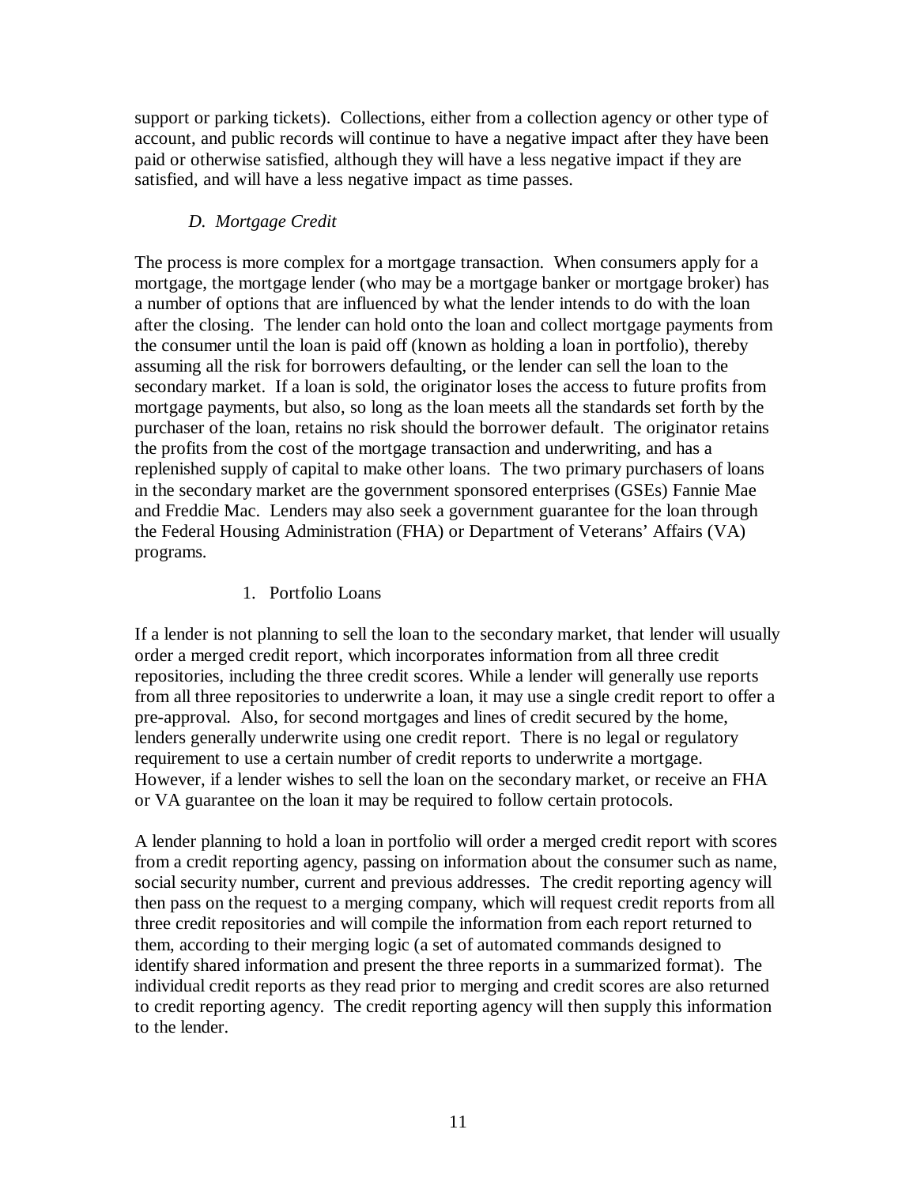support or parking tickets). Collections, either from a collection agency or other type of account, and public records will continue to have a negative impact after they have been paid or otherwise satisfied, although they will have a less negative impact if they are satisfied, and will have a less negative impact as time passes.

### *D. Mortgage Credit*

The process is more complex for a mortgage transaction. When consumers apply for a mortgage, the mortgage lender (who may be a mortgage banker or mortgage broker) has a number of options that are influenced by what the lender intends to do with the loan after the closing. The lender can hold onto the loan and collect mortgage payments from the consumer until the loan is paid off (known as holding a loan in portfolio), thereby assuming all the risk for borrowers defaulting, or the lender can sell the loan to the secondary market. If a loan is sold, the originator loses the access to future profits from mortgage payments, but also, so long as the loan meets all the standards set forth by the purchaser of the loan, retains no risk should the borrower default. The originator retains the profits from the cost of the mortgage transaction and underwriting, and has a replenished supply of capital to make other loans. The two primary purchasers of loans in the secondary market are the government sponsored enterprises (GSEs) Fannie Mae and Freddie Mac. Lenders may also seek a government guarantee for the loan through the Federal Housing Administration (FHA) or Department of Veterans' Affairs (VA) programs.

#### 1. Portfolio Loans

If a lender is not planning to sell the loan to the secondary market, that lender will usually order a merged credit report, which incorporates information from all three credit repositories, including the three credit scores. While a lender will generally use reports from all three repositories to underwrite a loan, it may use a single credit report to offer a pre-approval. Also, for second mortgages and lines of credit secured by the home, lenders generally underwrite using one credit report. There is no legal or regulatory requirement to use a certain number of credit reports to underwrite a mortgage. However, if a lender wishes to sell the loan on the secondary market, or receive an FHA or VA guarantee on the loan it may be required to follow certain protocols.

A lender planning to hold a loan in portfolio will order a merged credit report with scores from a credit reporting agency, passing on information about the consumer such as name, social security number, current and previous addresses. The credit reporting agency will then pass on the request to a merging company, which will request credit reports from all three credit repositories and will compile the information from each report returned to them, according to their merging logic (a set of automated commands designed to identify shared information and present the three reports in a summarized format). The individual credit reports as they read prior to merging and credit scores are also returned to credit reporting agency. The credit reporting agency will then supply this information to the lender.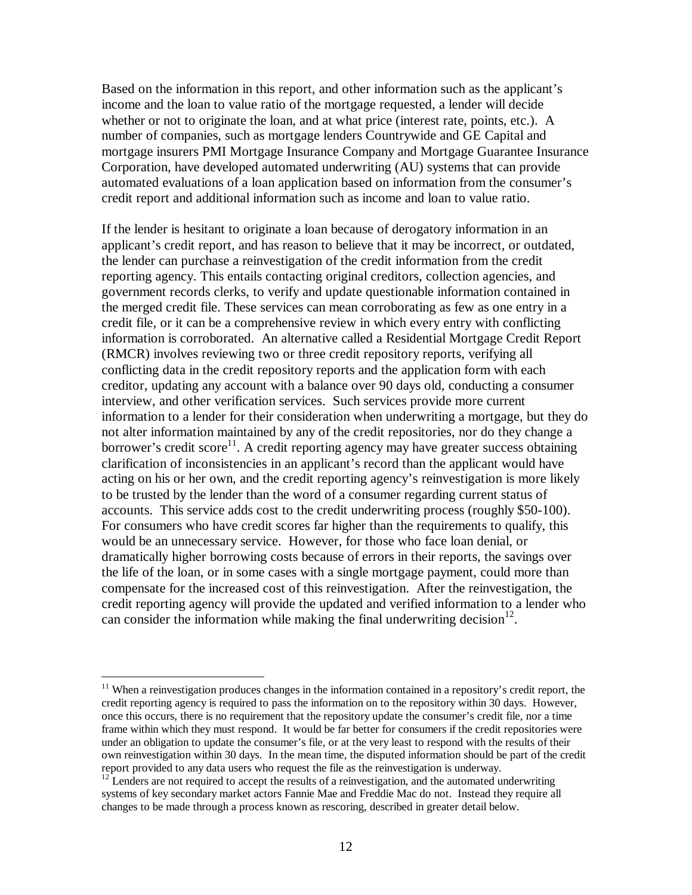Based on the information in this report, and other information such as the applicant's income and the loan to value ratio of the mortgage requested, a lender will decide whether or not to originate the loan, and at what price (interest rate, points, etc.). A number of companies, such as mortgage lenders Countrywide and GE Capital and mortgage insurers PMI Mortgage Insurance Company and Mortgage Guarantee Insurance Corporation, have developed automated underwriting (AU) systems that can provide automated evaluations of a loan application based on information from the consumer's credit report and additional information such as income and loan to value ratio.

If the lender is hesitant to originate a loan because of derogatory information in an applicant's credit report, and has reason to believe that it may be incorrect, or outdated, the lender can purchase a reinvestigation of the credit information from the credit reporting agency. This entails contacting original creditors, collection agencies, and government records clerks, to verify and update questionable information contained in the merged credit file. These services can mean corroborating as few as one entry in a credit file, or it can be a comprehensive review in which every entry with conflicting information is corroborated. An alternative called a Residential Mortgage Credit Report (RMCR) involves reviewing two or three credit repository reports, verifying all conflicting data in the credit repository reports and the application form with each creditor, updating any account with a balance over 90 days old, conducting a consumer interview, and other verification services. Such services provide more current information to a lender for their consideration when underwriting a mortgage, but they do not alter information maintained by any of the credit repositories, nor do they change a borrower's credit score[11]. A credit reporting agency may have greater success obtaining clarification of inconsistencies in an applicant's record than the applicant would have acting on his or her own, and the credit reporting agency's reinvestigation is more likely to be trusted by the lender than the word of a consumer regarding current status of accounts. This service adds cost to the credit underwriting process (roughly $50-100). For consumers who have credit scores far higher than the requirements to qualify, this would be an unnecessary service. However, for those who face loan denial, or dramatically higher borrowing costs because of errors in their reports, the savings over the life of the loan, or in some cases with a single mortgage payment, could more than compensate for the increased cost of this reinvestigation. After the reinvestigation, the credit reporting agency will provide the updated and verified information to a lender who can consider the information while making the final underwriting decision[12].

---

[11] When a reinvestigation produces changes in the information contained in a repository's credit report, the credit reporting agency is required to pass the information on to the repository within 30 days. However, once this occurs, there is no requirement that the repository update the consumer's credit file, nor a time frame within which they must respond. It would be far better for consumers if the credit repositories were under an obligation to update the consumer's file, or at the very least to respond with the results of their own reinvestigation within 30 days. In the mean time, the disputed information should be part of the credit report provided to any data users who request the file as the reinvestigation is underway.

[12] Lenders are not required to accept the results of a reinvestigation, and the automated underwriting systems of key secondary market actors Fannie Mae and Freddie Mac do not. Instead they require all changes to be made through a process known as rescoring, described in greater detail below.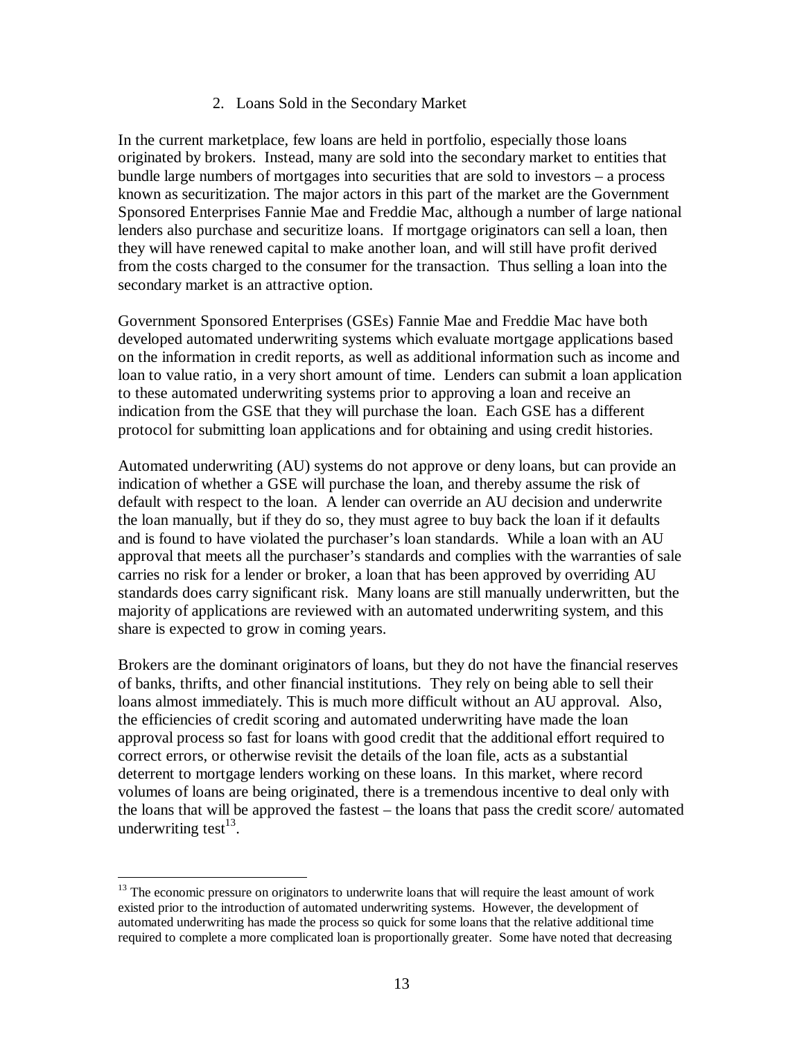### 2. Loans Sold in the Secondary Market

In the current marketplace, few loans are held in portfolio, especially those loans originated by brokers. Instead, many are sold into the secondary market to entities that bundle large numbers of mortgages into securities that are sold to investors – a process known as securitization. The major actors in this part of the market are the Government Sponsored Enterprises Fannie Mae and Freddie Mac, although a number of large national lenders also purchase and securitize loans. If mortgage originators can sell a loan, then they will have renewed capital to make another loan, and will still have profit derived from the costs charged to the consumer for the transaction. Thus selling a loan into the secondary market is an attractive option.

Government Sponsored Enterprises (GSEs) Fannie Mae and Freddie Mac have both developed automated underwriting systems which evaluate mortgage applications based on the information in credit reports, as well as additional information such as income and loan to value ratio, in a very short amount of time. Lenders can submit a loan application to these automated underwriting systems prior to approving a loan and receive an indication from the GSE that they will purchase the loan. Each GSE has a different protocol for submitting loan applications and for obtaining and using credit histories.

Automated underwriting (AU) systems do not approve or deny loans, but can provide an indication of whether a GSE will purchase the loan, and thereby assume the risk of default with respect to the loan. A lender can override an AU decision and underwrite the loan manually, but if they do so, they must agree to buy back the loan if it defaults and is found to have violated the purchaser's loan standards. While a loan with an AU approval that meets all the purchaser's standards and complies with the warranties of sale carries no risk for a lender or broker, a loan that has been approved by overriding AU standards does carry significant risk. Many loans are still manually underwritten, but the majority of applications are reviewed with an automated underwriting system, and this share is expected to grow in coming years.

Brokers are the dominant originators of loans, but they do not have the financial reserves of banks, thrifts, and other financial institutions. They rely on being able to sell their loans almost immediately. This is much more difficult without an AU approval. Also, the efficiencies of credit scoring and automated underwriting have made the loan approval process so fast for loans with good credit that the additional effort required to correct errors, or otherwise revisit the details of the loan file, acts as a substantial deterrent to mortgage lenders working on these loans. In this market, where record volumes of loans are being originated, there is a tremendous incentive to deal only with the loans that will be approved the fastest – the loans that pass the credit score/ automated underwriting test[13].

---

[13] The economic pressure on originators to underwrite loans that will require the least amount of work existed prior to the introduction of automated underwriting systems. However, the development of automated underwriting has made the process so quick for some loans that the relative additional time required to complete a more complicated loan is proportionally greater. Some have noted that decreasing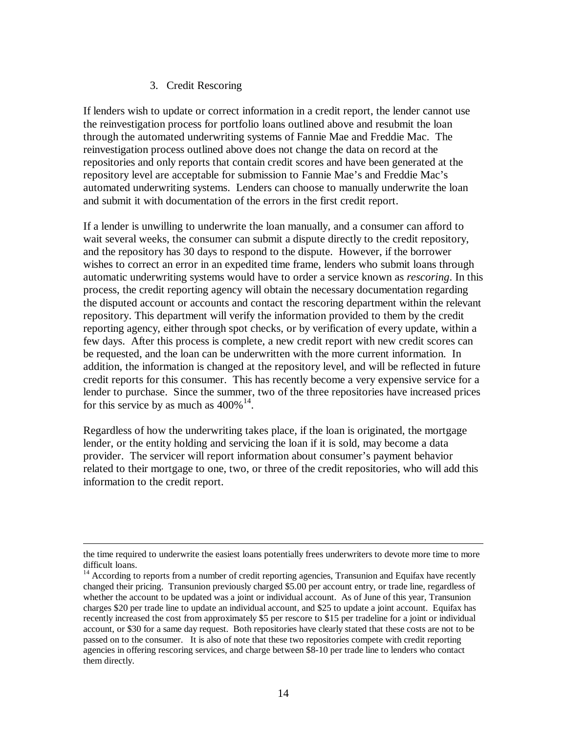### 3. Credit Rescoring

If lenders wish to update or correct information in a credit report, the lender cannot use the reinvestigation process for portfolio loans outlined above and resubmit the loan through the automated underwriting systems of Fannie Mae and Freddie Mac. The reinvestigation process outlined above does not change the data on record at the repositories and only reports that contain credit scores and have been generated at the repository level are acceptable for submission to Fannie Mae's and Freddie Mac's automated underwriting systems. Lenders can choose to manually underwrite the loan and submit it with documentation of the errors in the first credit report.

If a lender is unwilling to underwrite the loan manually, and a consumer can afford to wait several weeks, the consumer can submit a dispute directly to the credit repository, and the repository has 30 days to respond to the dispute. However, if the borrower wishes to correct an error in an expedited time frame, lenders who submit loans through automatic underwriting systems would have to order a service known as *rescoring*. In this process, the credit reporting agency will obtain the necessary documentation regarding the disputed account or accounts and contact the rescoring department within the relevant repository. This department will verify the information provided to them by the credit reporting agency, either through spot checks, or by verification of every update, within a few days. After this process is complete, a new credit report with new credit scores can be requested, and the loan can be underwritten with the more current information. In addition, the information is changed at the repository level, and will be reflected in future credit reports for this consumer. This has recently become a very expensive service for a lender to purchase. Since the summer, two of the three repositories have increased prices for this service by as much as 400%[14].

Regardless of how the underwriting takes place, if the loan is originated, the mortgage lender, or the entity holding and servicing the loan if it is sold, may become a data provider. The servicer will report information about consumer's payment behavior related to their mortgage to one, two, or three of the credit repositories, who will add this information to the credit report.

---

the time required to underwrite the easiest loans potentially frees underwriters to devote more time to more difficult loans.

[14] According to reports from a number of credit reporting agencies, Transunion and Equifax have recently changed their pricing. Transunion previously charged $5.00 per account entry, or trade line, regardless of whether the account to be updated was a joint or individual account. As of June of this year, Transunion charges $20 per trade line to update an individual account, and $25 to update a joint account. Equifax has recently increased the cost from approximately $5 per rescore to $15 per tradeline for a joint or individual account, or $30 for a same day request. Both repositories have clearly stated that these costs are not to be passed on to the consumer. It is also of note that these two repositories compete with credit reporting agencies in offering rescoring services, and charge between $8-10 per trade line to lenders who contact them directly.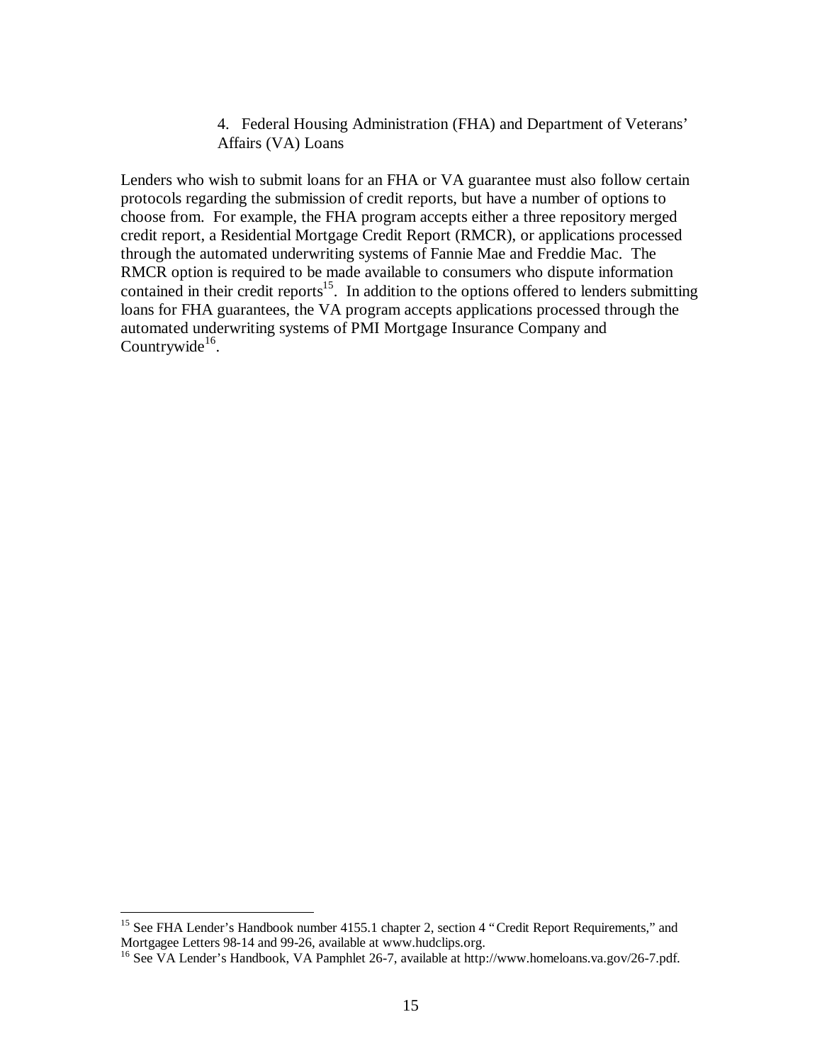#### 4. Federal Housing Administration (FHA) and Department of Veterans' Affairs (VA) Loans

Lenders who wish to submit loans for an FHA or VA guarantee must also follow certain protocols regarding the submission of credit reports, but have a number of options to choose from. For example, the FHA program accepts either a three repository merged credit report, a Residential Mortgage Credit Report (RMCR), or applications processed through the automated underwriting systems of Fannie Mae and Freddie Mac. The RMCR option is required to be made available to consumers who dispute information contained in their credit reports[15]. In addition to the options offered to lenders submitting loans for FHA guarantees, the VA program accepts applications processed through the automated underwriting systems of PMI Mortgage Insurance Company and Countrywide[16].

---

[15] See FHA Lender's Handbook number 4155.1 chapter 2, section 4 "Credit Report Requirements," and Mortgagee Letters 98-14 and 99-26, available at www.hudclips.org.

[16] See VA Lender's Handbook, VA Pamphlet 26-7, available at http://www.homeloans.va.gov/26-7.pdf.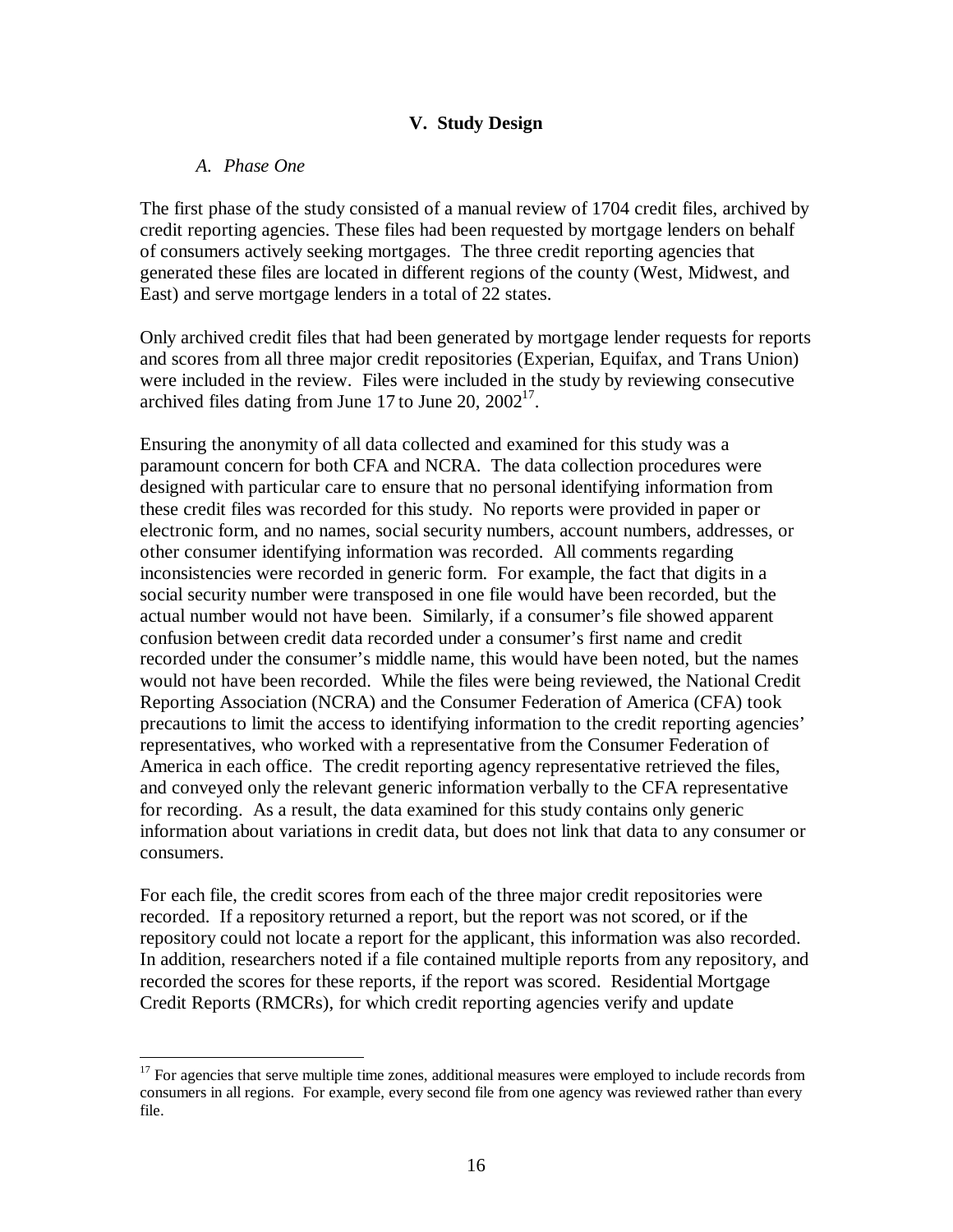## V. Study Design

### *A. Phase One*

The first phase of the study consisted of a manual review of 1704 credit files, archived by credit reporting agencies. These files had been requested by mortgage lenders on behalf of consumers actively seeking mortgages. The three credit reporting agencies that generated these files are located in different regions of the county (West, Midwest, and East) and serve mortgage lenders in a total of 22 states.

Only archived credit files that had been generated by mortgage lender requests for reports and scores from all three major credit repositories (Experian, Equifax, and Trans Union) were included in the review. Files were included in the study by reviewing consecutive archived files dating from June 17 to June 20, 2002[17].

Ensuring the anonymity of all data collected and examined for this study was a paramount concern for both CFA and NCRA. The data collection procedures were designed with particular care to ensure that no personal identifying information from these credit files was recorded for this study. No reports were provided in paper or electronic form, and no names, social security numbers, account numbers, addresses, or other consumer identifying information was recorded. All comments regarding inconsistencies were recorded in generic form. For example, the fact that digits in a social security number were transposed in one file would have been recorded, but the actual number would not have been. Similarly, if a consumer's file showed apparent confusion between credit data recorded under a consumer's first name and credit recorded under the consumer's middle name, this would have been noted, but the names would not have been recorded. While the files were being reviewed, the National Credit Reporting Association (NCRA) and the Consumer Federation of America (CFA) took precautions to limit the access to identifying information to the credit reporting agencies' representatives, who worked with a representative from the Consumer Federation of America in each office. The credit reporting agency representative retrieved the files, and conveyed only the relevant generic information verbally to the CFA representative for recording. As a result, the data examined for this study contains only generic information about variations in credit data, but does not link that data to any consumer or consumers.

For each file, the credit scores from each of the three major credit repositories were recorded. If a repository returned a report, but the report was not scored, or if the repository could not locate a report for the applicant, this information was also recorded. In addition, researchers noted if a file contained multiple reports from any repository, and recorded the scores for these reports, if the report was scored. Residential Mortgage Credit Reports (RMCRs), for which credit reporting agencies verify and update

---

[17] For agencies that serve multiple time zones, additional measures were employed to include records from consumers in all regions. For example, every second file from one agency was reviewed rather than every file.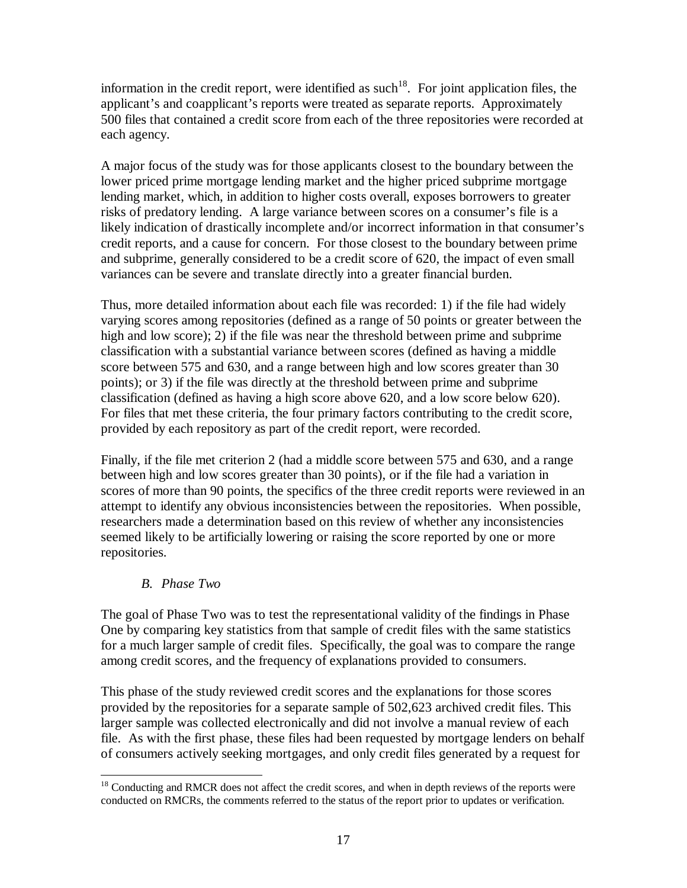information in the credit report, were identified as such[18]. For joint application files, the applicant's and coapplicant's reports were treated as separate reports. Approximately 500 files that contained a credit score from each of the three repositories were recorded at each agency.

A major focus of the study was for those applicants closest to the boundary between the lower priced prime mortgage lending market and the higher priced subprime mortgage lending market, which, in addition to higher costs overall, exposes borrowers to greater risks of predatory lending. A large variance between scores on a consumer's file is a likely indication of drastically incomplete and/or incorrect information in that consumer's credit reports, and a cause for concern. For those closest to the boundary between prime and subprime, generally considered to be a credit score of 620, the impact of even small variances can be severe and translate directly into a greater financial burden.

Thus, more detailed information about each file was recorded: 1) if the file had widely varying scores among repositories (defined as a range of 50 points or greater between the high and low score); 2) if the file was near the threshold between prime and subprime classification with a substantial variance between scores (defined as having a middle score between 575 and 630, and a range between high and low scores greater than 30 points); or 3) if the file was directly at the threshold between prime and subprime classification (defined as having a high score above 620, and a low score below 620). For files that met these criteria, the four primary factors contributing to the credit score, provided by each repository as part of the credit report, were recorded.

Finally, if the file met criterion 2 (had a middle score between 575 and 630, and a range between high and low scores greater than 30 points), or if the file had a variation in scores of more than 90 points, the specifics of the three credit reports were reviewed in an attempt to identify any obvious inconsistencies between the repositories. When possible, researchers made a determination based on this review of whether any inconsistencies seemed likely to be artificially lowering or raising the score reported by one or more repositories.

### *B. Phase Two*

The goal of Phase Two was to test the representational validity of the findings in Phase One by comparing key statistics from that sample of credit files with the same statistics for a much larger sample of credit files. Specifically, the goal was to compare the range among credit scores, and the frequency of explanations provided to consumers.

This phase of the study reviewed credit scores and the explanations for those scores provided by the repositories for a separate sample of 502,623 archived credit files. This larger sample was collected electronically and did not involve a manual review of each file. As with the first phase, these files had been requested by mortgage lenders on behalf of consumers actively seeking mortgages, and only credit files generated by a request for

---

[18] Conducting and RMCR does not affect the credit scores, and when in depth reviews of the reports were conducted on RMCRs, the comments referred to the status of the report prior to updates or verification.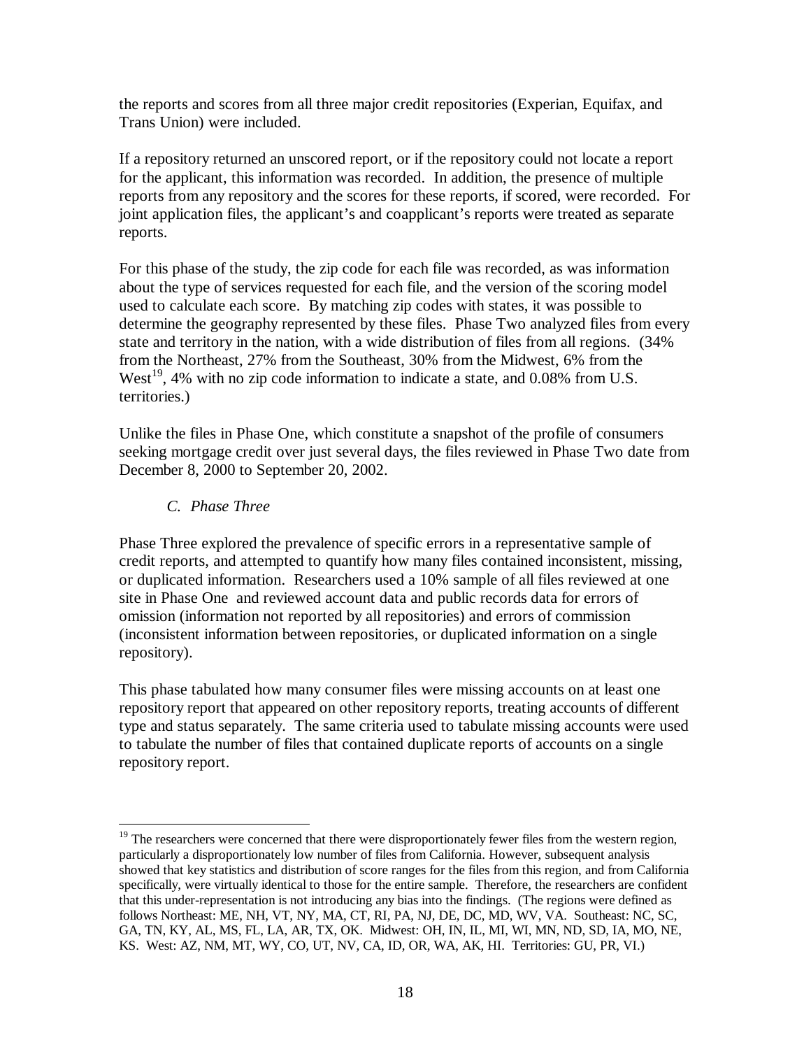the reports and scores from all three major credit repositories (Experian, Equifax, and Trans Union) were included.

If a repository returned an unscored report, or if the repository could not locate a report for the applicant, this information was recorded. In addition, the presence of multiple reports from any repository and the scores for these reports, if scored, were recorded. For joint application files, the applicant's and coapplicant's reports were treated as separate reports.

For this phase of the study, the zip code for each file was recorded, as was information about the type of services requested for each file, and the version of the scoring model used to calculate each score. By matching zip codes with states, it was possible to determine the geography represented by these files. Phase Two analyzed files from every state and territory in the nation, with a wide distribution of files from all regions. (34% from the Northeast, 27% from the Southeast, 30% from the Midwest, 6% from the West[19], 4% with no zip code information to indicate a state, and 0.08% from U.S. territories.)

Unlike the files in Phase One, which constitute a snapshot of the profile of consumers seeking mortgage credit over just several days, the files reviewed in Phase Two date from December 8, 2000 to September 20, 2002.

### *C. Phase Three*

Phase Three explored the prevalence of specific errors in a representative sample of credit reports, and attempted to quantify how many files contained inconsistent, missing, or duplicated information. Researchers used a 10% sample of all files reviewed at one site in Phase One and reviewed account data and public records data for errors of omission (information not reported by all repositories) and errors of commission (inconsistent information between repositories, or duplicated information on a single repository).

This phase tabulated how many consumer files were missing accounts on at least one repository report that appeared on other repository reports, treating accounts of different type and status separately. The same criteria used to tabulate missing accounts were used to tabulate the number of files that contained duplicate reports of accounts on a single repository report.

---

[19] The researchers were concerned that there were disproportionately fewer files from the western region, particularly a disproportionately low number of files from California. However, subsequent analysis showed that key statistics and distribution of score ranges for the files from this region, and from California specifically, were virtually identical to those for the entire sample. Therefore, the researchers are confident that this under-representation is not introducing any bias into the findings. (The regions were defined as follows Northeast: ME, NH, VT, NY, MA, CT, RI, PA, NJ, DE, DC, MD, WV, VA. Southeast: NC, SC, GA, TN, KY, AL, MS, FL, LA, AR, TX, OK. Midwest: OH, IN, IL, MI, WI, MN, ND, SD, IA, MO, NE, KS. West: AZ, NM, MT, WY, CO, UT, NV, CA, ID, OR, WA, AK, HI. Territories: GU, PR, VI.)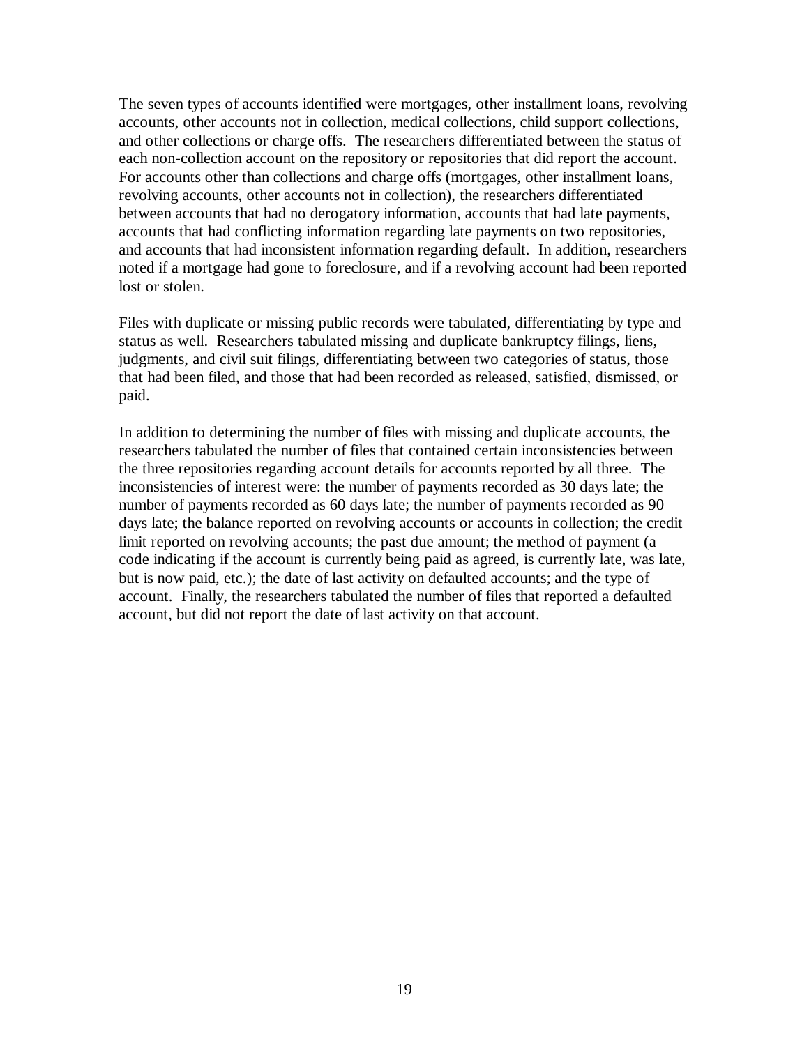The seven types of accounts identified were mortgages, other installment loans, revolving accounts, other accounts not in collection, medical collections, child support collections, and other collections or charge offs. The researchers differentiated between the status of each non-collection account on the repository or repositories that did report the account. For accounts other than collections and charge offs (mortgages, other installment loans, revolving accounts, other accounts not in collection), the researchers differentiated between accounts that had no derogatory information, accounts that had late payments, accounts that had conflicting information regarding late payments on two repositories, and accounts that had inconsistent information regarding default. In addition, researchers noted if a mortgage had gone to foreclosure, and if a revolving account had been reported lost or stolen.

Files with duplicate or missing public records were tabulated, differentiating by type and status as well. Researchers tabulated missing and duplicate bankruptcy filings, liens, judgments, and civil suit filings, differentiating between two categories of status, those that had been filed, and those that had been recorded as released, satisfied, dismissed, or paid.

In addition to determining the number of files with missing and duplicate accounts, the researchers tabulated the number of files that contained certain inconsistencies between the three repositories regarding account details for accounts reported by all three. The inconsistencies of interest were: the number of payments recorded as 30 days late; the number of payments recorded as 60 days late; the number of payments recorded as 90 days late; the balance reported on revolving accounts or accounts in collection; the credit limit reported on revolving accounts; the past due amount; the method of payment (a code indicating if the account is currently being paid as agreed, is currently late, was late, but is now paid, etc.); the date of last activity on defaulted accounts; and the type of account. Finally, the researchers tabulated the number of files that reported a defaulted account, but did not report the date of last activity on that account.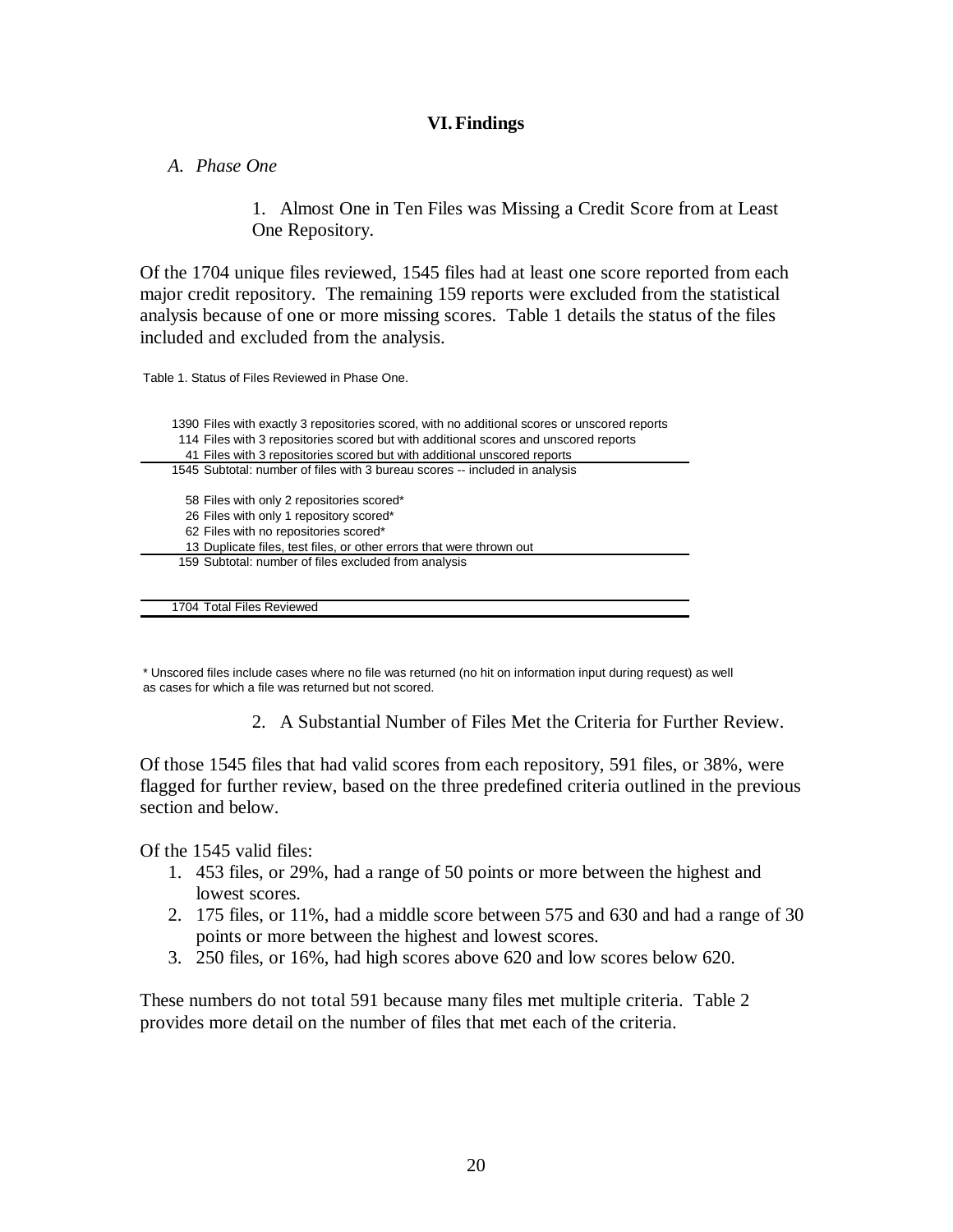## VI. Findings

### *A. Phase One*

#### 1. Almost One in Ten Files was Missing a Credit Score from at Least One Repository.

Of the 1704 unique files reviewed, 1545 files had at least one score reported from each major credit repository. The remaining 159 reports were excluded from the statistical analysis because of one or more missing scores. Table 1 details the status of the files included and excluded from the analysis.

Table 1. Status of Files Reviewed in Phase One.

| Count | Status |
|---|---|
| 1390 | Files with exactly 3 repositories scored, with no additional scores or unscored reports |
| 114 | Files with 3 repositories scored but with additional scores and unscored reports |
| 41 | Files with 3 repositories scored but with additional unscored reports |
| 1545 | Subtotal: number of files with 3 bureau scores -- included in analysis |
| 58 | Files with only 2 repositories scored* |
| 26 | Files with only 1 repository scored* |
| 62 | Files with no repositories scored* |
| 13 | Duplicate files, test files, or other errors that were thrown out |
| 159 | Subtotal: number of files excluded from analysis |
| 1704 | Total Files Reviewed |

\* Unscored files include cases where no file was returned (no hit on information input during request) as well as cases for which a file was returned but not scored.

#### 2. A Substantial Number of Files Met the Criteria for Further Review.

Of those 1545 files that had valid scores from each repository, 591 files, or 38%, were flagged for further review, based on the three predefined criteria outlined in the previous section and below.

Of the 1545 valid files:

1. 453 files, or 29%, had a range of 50 points or more between the highest and lowest scores.
2. 175 files, or 11%, had a middle score between 575 and 630 and had a range of 30 points or more between the highest and lowest scores.
3. 250 files, or 16%, had high scores above 620 and low scores below 620.

These numbers do not total 591 because many files met multiple criteria. Table 2 provides more detail on the number of files that met each of the criteria.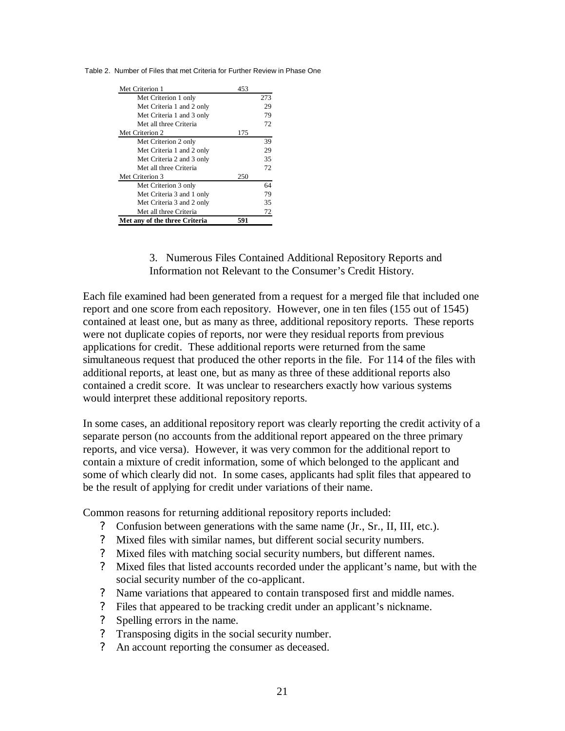Table 2. Number of Files that met Criteria for Further Review in Phase One

| | | |
|---|---|---|
| Met Criterion 1 | 453 | |
| Met Criterion 1 only | | 273 |
| Met Criteria 1 and 2 only | | 29 |
| Met Criteria 1 and 3 only | | 79 |
| Met all three Criteria | | 72 |
| Met Criterion 2 | 175 | |
| Met Criterion 2 only | | 39 |
| Met Criteria 1 and 2 only | | 29 |
| Met Criteria 2 and 3 only | | 35 |
| Met all three Criteria | | 72 |
| Met Criterion 3 | 250 | |
| Met Criterion 3 only | | 64 |
| Met Criteria 3 and 1 only | | 79 |
| Met Criteria 3 and 2 only | | 35 |
| Met all three Criteria | | 72 |
| **Met any of the three Criteria** | **591** | |

### 3. Numerous Files Contained Additional Repository Reports and Information not Relevant to the Consumer's Credit History.

Each file examined had been generated from a request for a merged file that included one report and one score from each repository. However, one in ten files (155 out of 1545) contained at least one, but as many as three, additional repository reports. These reports were not duplicate copies of reports, nor were they residual reports from previous applications for credit. These additional reports were returned from the same simultaneous request that produced the other reports in the file. For 114 of the files with additional reports, at least one, but as many as three of these additional reports also contained a credit score. It was unclear to researchers exactly how various systems would interpret these additional repository reports.

In some cases, an additional repository report was clearly reporting the credit activity of a separate person (no accounts from the additional report appeared on the three primary reports, and vice versa). However, it was very common for the additional report to contain a mixture of credit information, some of which belonged to the applicant and some of which clearly did not. In some cases, applicants had split files that appeared to be the result of applying for credit under variations of their name.

Common reasons for returning additional repository reports included:

- Confusion between generations with the same name (Jr., Sr., II, III, etc.).
- Mixed files with similar names, but different social security numbers.
- Mixed files with matching social security numbers, but different names.
- Mixed files that listed accounts recorded under the applicant's name, but with the social security number of the co-applicant.
- Name variations that appeared to contain transposed first and middle names.
- Files that appeared to be tracking credit under an applicant's nickname.
- Spelling errors in the name.
- Transposing digits in the social security number.
- An account reporting the consumer as deceased.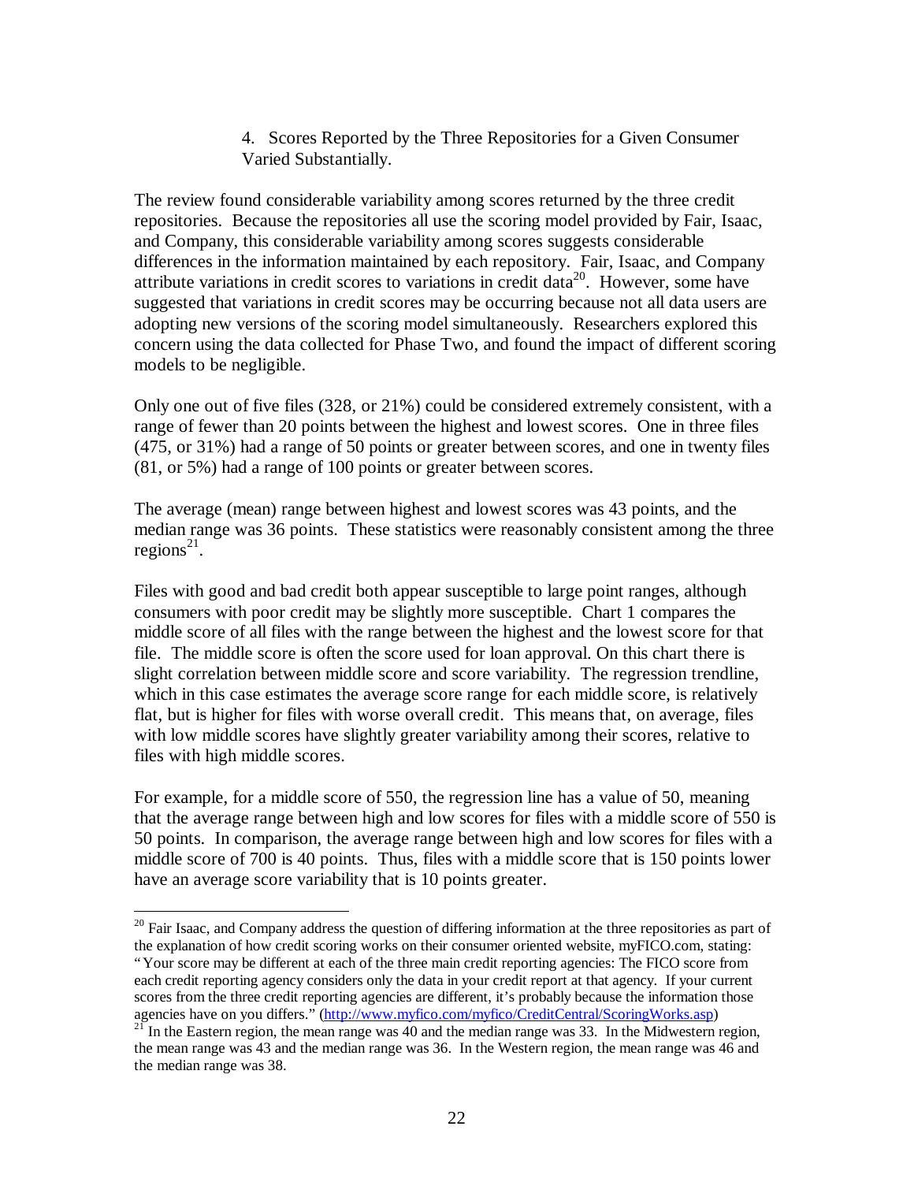### 4. Scores Reported by the Three Repositories for a Given Consumer Varied Substantially.

The review found considerable variability among scores returned by the three credit repositories. Because the repositories all use the scoring model provided by Fair, Isaac, and Company, this considerable variability among scores suggests considerable differences in the information maintained by each repository. Fair, Isaac, and Company attribute variations in credit scores to variations in credit data[20]. However, some have suggested that variations in credit scores may be occurring because not all data users are adopting new versions of the scoring model simultaneously. Researchers explored this concern using the data collected for Phase Two, and found the impact of different scoring models to be negligible.

Only one out of five files (328, or 21%) could be considered extremely consistent, with a range of fewer than 20 points between the highest and lowest scores. One in three files (475, or 31%) had a range of 50 points or greater between scores, and one in twenty files (81, or 5%) had a range of 100 points or greater between scores.

The average (mean) range between highest and lowest scores was 43 points, and the median range was 36 points. These statistics were reasonably consistent among the three regions[21].

Files with good and bad credit both appear susceptible to large point ranges, although consumers with poor credit may be slightly more susceptible. Chart 1 compares the middle score of all files with the range between the highest and the lowest score for that file. The middle score is often the score used for loan approval. On this chart there is slight correlation between middle score and score variability. The regression trendline, which in this case estimates the average score range for each middle score, is relatively flat, but is higher for files with worse overall credit. This means that, on average, files with low middle scores have slightly greater variability among their scores, relative to files with high middle scores.

For example, for a middle score of 550, the regression line has a value of 50, meaning that the average range between high and low scores for files with a middle score of 550 is 50 points. In comparison, the average range between high and low scores for files with a middle score of 700 is 40 points. Thus, files with a middle score that is 150 points lower have an average score variability that is 10 points greater.

---

[20] Fair Isaac, and Company address the question of differing information at the three repositories as part of the explanation of how credit scoring works on their consumer oriented website, myFICO.com, stating: "Your score may be different at each of the three main credit reporting agencies: The FICO score from each credit reporting agency considers only the data in your credit report at that agency. If your current scores from the three credit reporting agencies are different, it's probably because the information those agencies have on you differs." (http://www.myfico.com/myfico/CreditCentral/ScoringWorks.asp)

[21] In the Eastern region, the mean range was 40 and the median range was 33. In the Midwestern region, the mean range was 43 and the median range was 36. In the Western region, the mean range was 46 and the median range was 38.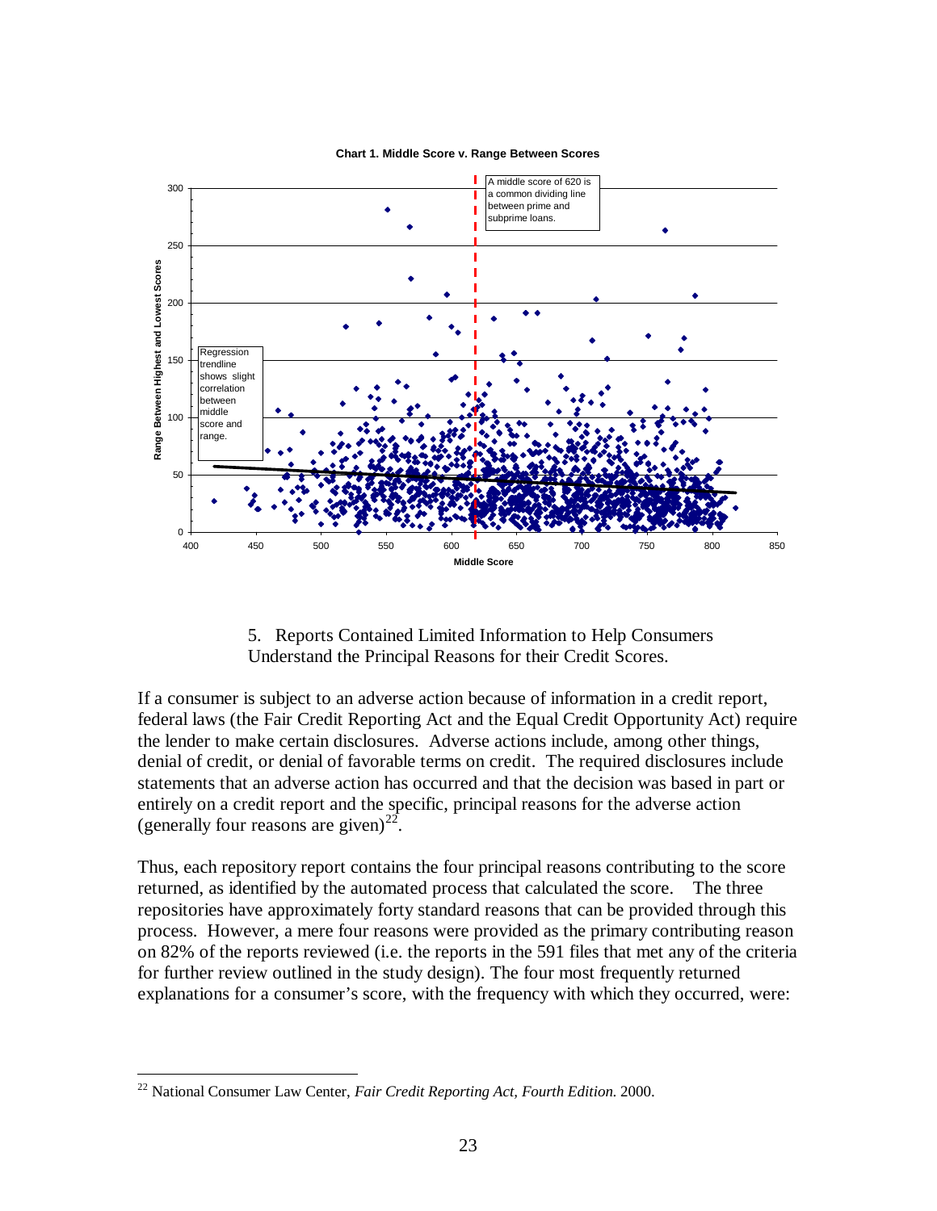**Chart 1. Middle Score v. Range Between Scores**

### 5. Reports Contained Limited Information to Help Consumers Understand the Principal Reasons for their Credit Scores.

If a consumer is subject to an adverse action because of information in a credit report, federal laws (the Fair Credit Reporting Act and the Equal Credit Opportunity Act) require the lender to make certain disclosures. Adverse actions include, among other things, denial of credit, or denial of favorable terms on credit. The required disclosures include statements that an adverse action has occurred and that the decision was based in part or entirely on a credit report and the specific, principal reasons for the adverse action (generally four reasons are given)[22].

Thus, each repository report contains the four principal reasons contributing to the score returned, as identified by the automated process that calculated the score. The three repositories have approximately forty standard reasons that can be provided through this process. However, a mere four reasons were provided as the primary contributing reason on 82% of the reports reviewed (i.e. the reports in the 591 files that met any of the criteria for further review outlined in the study design). The four most frequently returned explanations for a consumer's score, with the frequency with which they occurred, were:

---

[22] National Consumer Law Center, *Fair Credit Reporting Act, Fourth Edition.* 2000.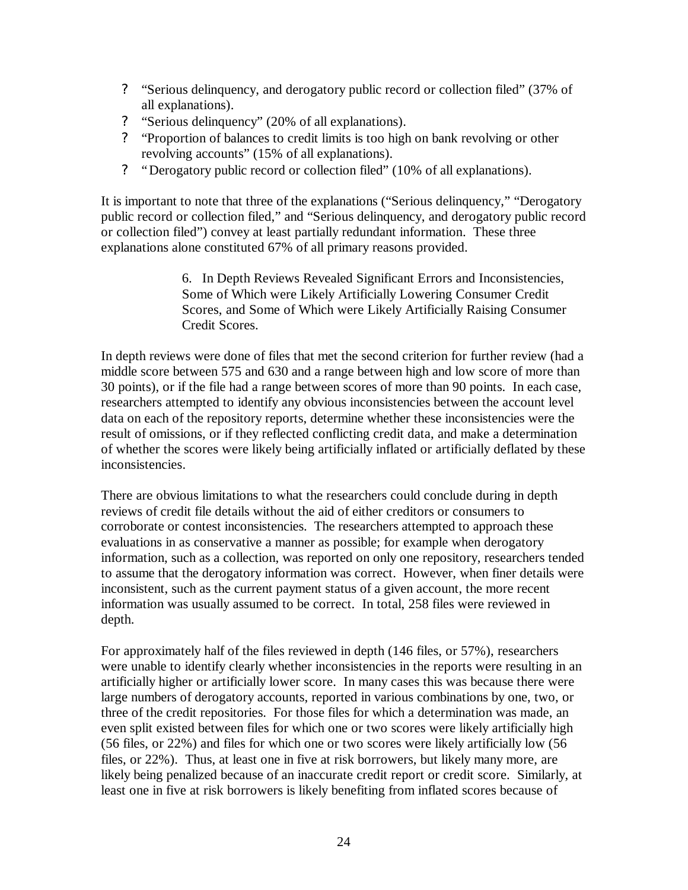- “Serious delinquency, and derogatory public record or collection filed” (37% of all explanations).
- “Serious delinquency” (20% of all explanations).
- “Proportion of balances to credit limits is too high on bank revolving or other revolving accounts” (15% of all explanations).
- “Derogatory public record or collection filed” (10% of all explanations).

It is important to note that three of the explanations (“Serious delinquency,” “Derogatory public record or collection filed,” and “Serious delinquency, and derogatory public record or collection filed”) convey at least partially redundant information. These three explanations alone constituted 67% of all primary reasons provided.

### 6. In Depth Reviews Revealed Significant Errors and Inconsistencies, Some of Which were Likely Artificially Lowering Consumer Credit Scores, and Some of Which were Likely Artificially Raising Consumer Credit Scores.

In depth reviews were done of files that met the second criterion for further review (had a middle score between 575 and 630 and a range between high and low score of more than 30 points), or if the file had a range between scores of more than 90 points. In each case, researchers attempted to identify any obvious inconsistencies between the account level data on each of the repository reports, determine whether these inconsistencies were the result of omissions, or if they reflected conflicting credit data, and make a determination of whether the scores were likely being artificially inflated or artificially deflated by these inconsistencies.

There are obvious limitations to what the researchers could conclude during in depth reviews of credit file details without the aid of either creditors or consumers to corroborate or contest inconsistencies. The researchers attempted to approach these evaluations in as conservative a manner as possible; for example when derogatory information, such as a collection, was reported on only one repository, researchers tended to assume that the derogatory information was correct. However, when finer details were inconsistent, such as the current payment status of a given account, the more recent information was usually assumed to be correct. In total, 258 files were reviewed in depth.

For approximately half of the files reviewed in depth (146 files, or 57%), researchers were unable to identify clearly whether inconsistencies in the reports were resulting in an artificially higher or artificially lower score. In many cases this was because there were large numbers of derogatory accounts, reported in various combinations by one, two, or three of the credit repositories. For those files for which a determination was made, an even split existed between files for which one or two scores were likely artificially high (56 files, or 22%) and files for which one or two scores were likely artificially low (56 files, or 22%). Thus, at least one in five at risk borrowers, but likely many more, are likely being penalized because of an inaccurate credit report or credit score. Similarly, at least one in five at risk borrowers is likely benefiting from inflated scores because of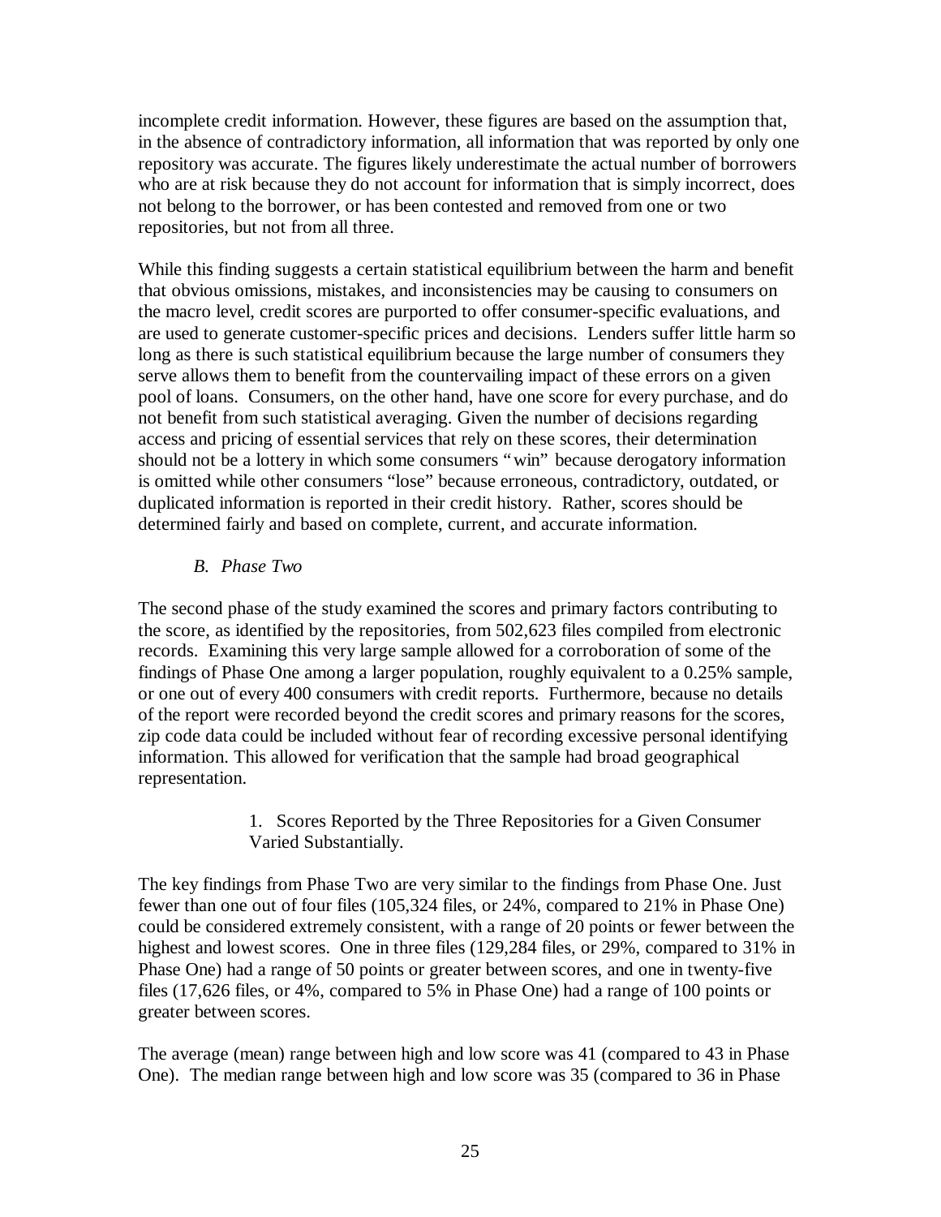incomplete credit information. However, these figures are based on the assumption that, in the absence of contradictory information, all information that was reported by only one repository was accurate. The figures likely underestimate the actual number of borrowers who are at risk because they do not account for information that is simply incorrect, does not belong to the borrower, or has been contested and removed from one or two repositories, but not from all three.

While this finding suggests a certain statistical equilibrium between the harm and benefit that obvious omissions, mistakes, and inconsistencies may be causing to consumers on the macro level, credit scores are purported to offer consumer-specific evaluations, and are used to generate customer-specific prices and decisions. Lenders suffer little harm so long as there is such statistical equilibrium because the large number of consumers they serve allows them to benefit from the countervailing impact of these errors on a given pool of loans. Consumers, on the other hand, have one score for every purchase, and do not benefit from such statistical averaging. Given the number of decisions regarding access and pricing of essential services that rely on these scores, their determination should not be a lottery in which some consumers "win" because derogatory information is omitted while other consumers "lose" because erroneous, contradictory, outdated, or duplicated information is reported in their credit history. Rather, scores should be determined fairly and based on complete, current, and accurate information.

### *B. Phase Two*

The second phase of the study examined the scores and primary factors contributing to the score, as identified by the repositories, from 502,623 files compiled from electronic records. Examining this very large sample allowed for a corroboration of some of the findings of Phase One among a larger population, roughly equivalent to a 0.25% sample, or one out of every 400 consumers with credit reports. Furthermore, because no details of the report were recorded beyond the credit scores and primary reasons for the scores, zip code data could be included without fear of recording excessive personal identifying information. This allowed for verification that the sample had broad geographical representation.

#### 1. Scores Reported by the Three Repositories for a Given Consumer Varied Substantially.

The key findings from Phase Two are very similar to the findings from Phase One. Just fewer than one out of four files (105,324 files, or 24%, compared to 21% in Phase One) could be considered extremely consistent, with a range of 20 points or fewer between the highest and lowest scores. One in three files (129,284 files, or 29%, compared to 31% in Phase One) had a range of 50 points or greater between scores, and one in twenty-five files (17,626 files, or 4%, compared to 5% in Phase One) had a range of 100 points or greater between scores.

The average (mean) range between high and low score was 41 (compared to 43 in Phase One). The median range between high and low score was 35 (compared to 36 in Phase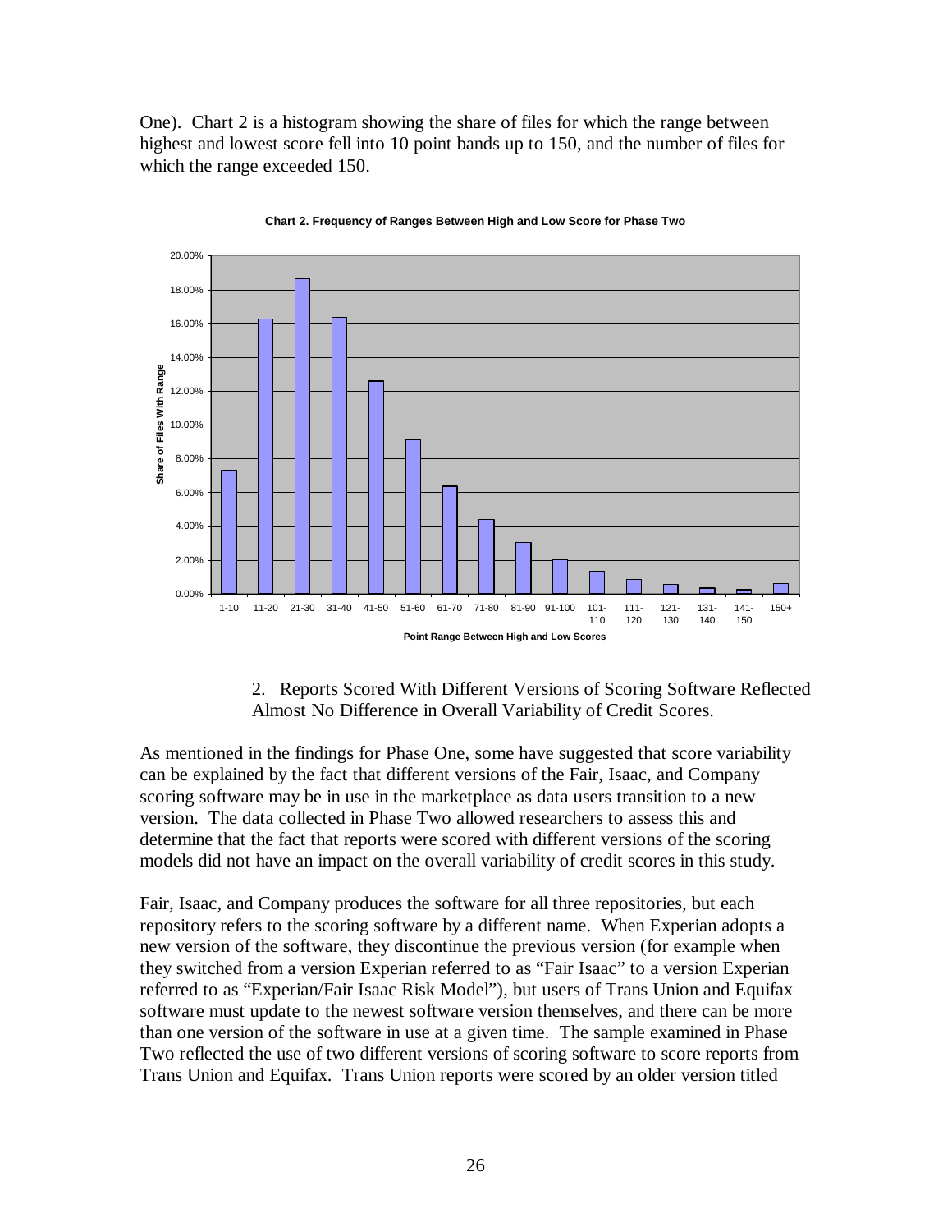One). Chart 2 is a histogram showing the share of files for which the range between highest and lowest score fell into 10 point bands up to 150, and the number of files for which the range exceeded 150.

**Chart 2. Frequency of Ranges Between High and Low Score for Phase Two**

2. Reports Scored With Different Versions of Scoring Software Reflected Almost No Difference in Overall Variability of Credit Scores.

As mentioned in the findings for Phase One, some have suggested that score variability can be explained by the fact that different versions of the Fair, Isaac, and Company scoring software may be in use in the marketplace as data users transition to a new version. The data collected in Phase Two allowed researchers to assess this and determine that the fact that reports were scored with different versions of the scoring models did not have an impact on the overall variability of credit scores in this study.

Fair, Isaac, and Company produces the software for all three repositories, but each repository refers to the scoring software by a different name. When Experian adopts a new version of the software, they discontinue the previous version (for example when they switched from a version Experian referred to as "Fair Isaac" to a version Experian referred to as "Experian/Fair Isaac Risk Model"), but users of Trans Union and Equifax software must update to the newest software version themselves, and there can be more than one version of the software in use at a given time. The sample examined in Phase Two reflected the use of two different versions of scoring software to score reports from Trans Union and Equifax. Trans Union reports were scored by an older version titled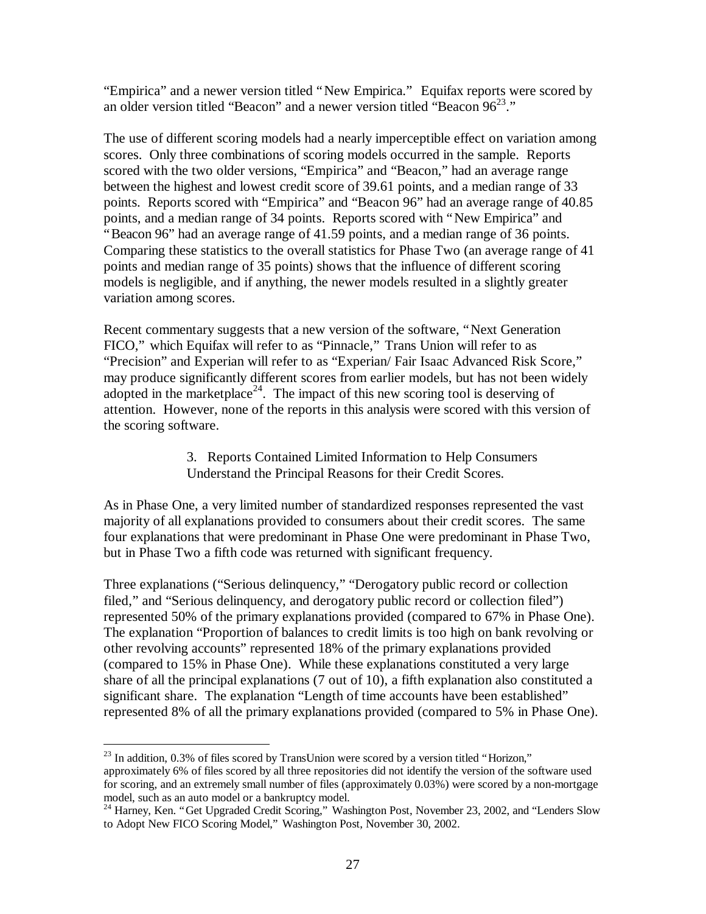"Empirica" and a newer version titled "New Empirica." Equifax reports were scored by an older version titled "Beacon" and a newer version titled "Beacon 96[23]."

The use of different scoring models had a nearly imperceptible effect on variation among scores. Only three combinations of scoring models occurred in the sample. Reports scored with the two older versions, "Empirica" and "Beacon," had an average range between the highest and lowest credit score of 39.61 points, and a median range of 33 points. Reports scored with "Empirica" and "Beacon 96" had an average range of 40.85 points, and a median range of 34 points. Reports scored with "New Empirica" and "Beacon 96" had an average range of 41.59 points, and a median range of 36 points. Comparing these statistics to the overall statistics for Phase Two (an average range of 41 points and median range of 35 points) shows that the influence of different scoring models is negligible, and if anything, the newer models resulted in a slightly greater variation among scores.

Recent commentary suggests that a new version of the software, "Next Generation FICO," which Equifax will refer to as "Pinnacle," Trans Union will refer to as "Precision" and Experian will refer to as "Experian/ Fair Isaac Advanced Risk Score," may produce significantly different scores from earlier models, but has not been widely adopted in the marketplace[24]. The impact of this new scoring tool is deserving of attention. However, none of the reports in this analysis were scored with this version of the scoring software.

### 3. Reports Contained Limited Information to Help Consumers Understand the Principal Reasons for their Credit Scores.

As in Phase One, a very limited number of standardized responses represented the vast majority of all explanations provided to consumers about their credit scores. The same four explanations that were predominant in Phase One were predominant in Phase Two, but in Phase Two a fifth code was returned with significant frequency.

Three explanations ("Serious delinquency," "Derogatory public record or collection filed," and "Serious delinquency, and derogatory public record or collection filed") represented 50% of the primary explanations provided (compared to 67% in Phase One). The explanation "Proportion of balances to credit limits is too high on bank revolving or other revolving accounts" represented 18% of the primary explanations provided (compared to 15% in Phase One). While these explanations constituted a very large share of all the principal explanations (7 out of 10), a fifth explanation also constituted a significant share. The explanation "Length of time accounts have been established" represented 8% of all the primary explanations provided (compared to 5% in Phase One).

---

[23] In addition, 0.3% of files scored by TransUnion were scored by a version titled "Horizon," approximately 6% of files scored by all three repositories did not identify the version of the software used for scoring, and an extremely small number of files (approximately 0.03%) were scored by a non-mortgage model, such as an auto model or a bankruptcy model.

[24] Harney, Ken. "Get Upgraded Credit Scoring," Washington Post, November 23, 2002, and "Lenders Slow to Adopt New FICO Scoring Model," Washington Post, November 30, 2002.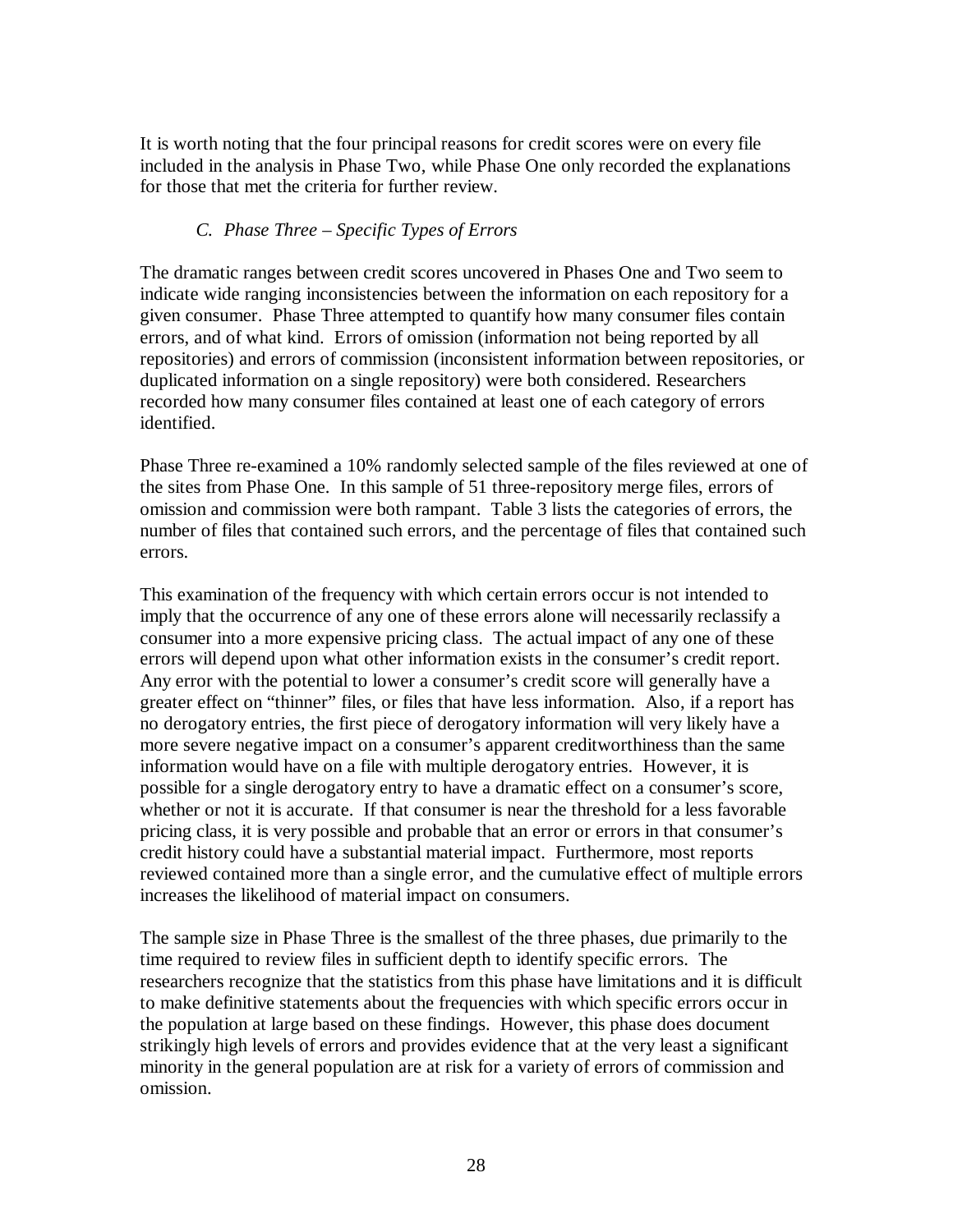It is worth noting that the four principal reasons for credit scores were on every file included in the analysis in Phase Two, while Phase One only recorded the explanations for those that met the criteria for further review.

### *C. Phase Three – Specific Types of Errors*

The dramatic ranges between credit scores uncovered in Phases One and Two seem to indicate wide ranging inconsistencies between the information on each repository for a given consumer. Phase Three attempted to quantify how many consumer files contain errors, and of what kind. Errors of omission (information not being reported by all repositories) and errors of commission (inconsistent information between repositories, or duplicated information on a single repository) were both considered. Researchers recorded how many consumer files contained at least one of each category of errors identified.

Phase Three re-examined a 10% randomly selected sample of the files reviewed at one of the sites from Phase One. In this sample of 51 three-repository merge files, errors of omission and commission were both rampant. Table 3 lists the categories of errors, the number of files that contained such errors, and the percentage of files that contained such errors.

This examination of the frequency with which certain errors occur is not intended to imply that the occurrence of any one of these errors alone will necessarily reclassify a consumer into a more expensive pricing class. The actual impact of any one of these errors will depend upon what other information exists in the consumer's credit report. Any error with the potential to lower a consumer's credit score will generally have a greater effect on "thinner" files, or files that have less information. Also, if a report has no derogatory entries, the first piece of derogatory information will very likely have a more severe negative impact on a consumer's apparent creditworthiness than the same information would have on a file with multiple derogatory entries. However, it is possible for a single derogatory entry to have a dramatic effect on a consumer's score, whether or not it is accurate. If that consumer is near the threshold for a less favorable pricing class, it is very possible and probable that an error or errors in that consumer's credit history could have a substantial material impact. Furthermore, most reports reviewed contained more than a single error, and the cumulative effect of multiple errors increases the likelihood of material impact on consumers.

The sample size in Phase Three is the smallest of the three phases, due primarily to the time required to review files in sufficient depth to identify specific errors. The researchers recognize that the statistics from this phase have limitations and it is difficult to make definitive statements about the frequencies with which specific errors occur in the population at large based on these findings. However, this phase does document strikingly high levels of errors and provides evidence that at the very least a significant minority in the general population are at risk for a variety of errors of commission and omission.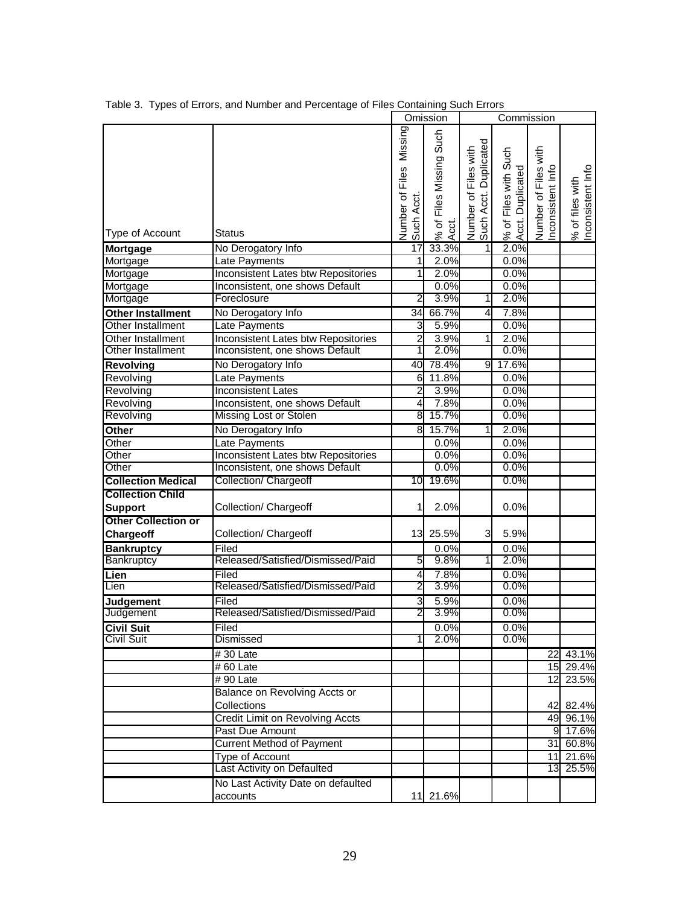Table 3. Types of Errors, and Number and Percentage of Files Containing Such Errors

| | | Omission | | Commission | | | |
|---|---|---|---|---|---|---|---|
| Type of Account | Status | Number of Files Missing Such Acct. | % of Files Missing Such Acct. | Number of Files with Such Acct. Duplicated | % of Files with Such Acct. Duplicated | Number of Files with Inconsistent Info | % of files with Inconsistent Info |
| **Mortgage** | No Derogatory Info | 17 | 33.3% | 1 | 2.0% | | |
| Mortgage | Late Payments | 1 | 2.0% | | 0.0% | | |
| Mortgage | Inconsistent Lates btw Repositories | 1 | 2.0% | | 0.0% | | |
| Mortgage | Inconsistent, one shows Default | | 0.0% | | 0.0% | | |
| Mortgage | Foreclosure | 2 | 3.9% | 1 | 2.0% | | |
| **Other Installment** | No Derogatory Info | 34 | 66.7% | 4 | 7.8% | | |
| Other Installment | Late Payments | 3 | 5.9% | | 0.0% | | |
| Other Installment | Inconsistent Lates btw Repositories | 2 | 3.9% | 1 | 2.0% | | |
| Other Installment | Inconsistent, one shows Default | 1 | 2.0% | | 0.0% | | |
| **Revolving** | No Derogatory Info | 40 | 78.4% | 9 | 17.6% | | |
| Revolving | Late Payments | 6 | 11.8% | | 0.0% | | |
| Revolving | Inconsistent Lates | 2 | 3.9% | | 0.0% | | |
| Revolving | Inconsistent, one shows Default | 4 | 7.8% | | 0.0% | | |
| Revolving | Missing Lost or Stolen | 8 | 15.7% | | 0.0% | | |
| **Other** | No Derogatory Info | 8 | 15.7% | 1 | 2.0% | | |
| Other | Late Payments | | 0.0% | | 0.0% | | |
| Other | Inconsistent Lates btw Repositories | | 0.0% | | 0.0% | | |
| Other | Inconsistent, one shows Default | | 0.0% | | 0.0% | | |
| **Collection Medical** | Collection/ Chargeoff | 10 | 19.6% | | 0.0% | | |
| **Collection Child Support** | Collection/ Chargeoff | 1 | 2.0% | | 0.0% | | |
| **Other Collection or Chargeoff** | Collection/ Chargeoff | 13 | 25.5% | 3 | 5.9% | | |
| **Bankruptcy** | Filed | | 0.0% | | 0.0% | | |
| Bankruptcy | Released/Satisfied/Dismissed/Paid | 5 | 9.8% | 1 | 2.0% | | |
| **Lien** | Filed | 4 | 7.8% | | 0.0% | | |
| Lien | Released/Satisfied/Dismissed/Paid | 2 | 3.9% | | 0.0% | | |
| **Judgement** | Filed | 3 | 5.9% | | 0.0% | | |
| Judgement | Released/Satisfied/Dismissed/Paid | 2 | 3.9% | | 0.0% | | |
| **Civil Suit** | Filed | | 0.0% | | 0.0% | | |
| Civil Suit | Dismissed | 1 | 2.0% | | 0.0% | | |
| | # 30 Late | | | | | 22 | 43.1% |
| | # 60 Late | | | | | 15 | 29.4% |
| | # 90 Late | | | | | 12 | 23.5% |
| | Balance on Revolving Accts or Collections | | | | | 42 | 82.4% |
| | Credit Limit on Revolving Accts | | | | | 49 | 96.1% |
| | Past Due Amount | | | | | 9 | 17.6% |
| | Current Method of Payment | | | | | 31 | 60.8% |
| | Type of Account | | | | | 11 | 21.6% |
| | Last Activity on Defaulted | | | | | 13 | 25.5% |
| | No Last Activity Date on defaulted accounts | 11 | 21.6% | | | | |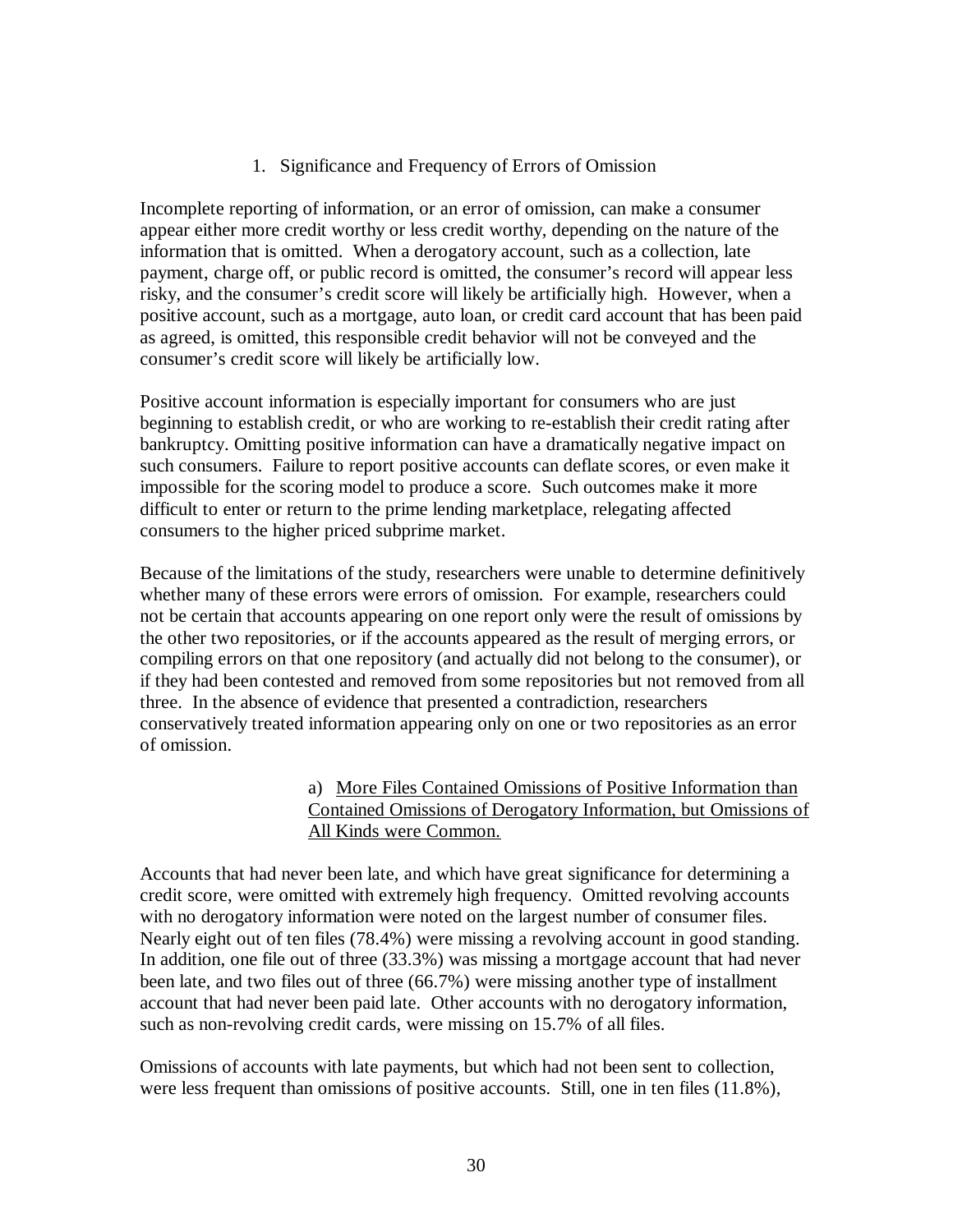### 1. Significance and Frequency of Errors of Omission

Incomplete reporting of information, or an error of omission, can make a consumer appear either more credit worthy or less credit worthy, depending on the nature of the information that is omitted. When a derogatory account, such as a collection, late payment, charge off, or public record is omitted, the consumer's record will appear less risky, and the consumer's credit score will likely be artificially high. However, when a positive account, such as a mortgage, auto loan, or credit card account that has been paid as agreed, is omitted, this responsible credit behavior will not be conveyed and the consumer's credit score will likely be artificially low.

Positive account information is especially important for consumers who are just beginning to establish credit, or who are working to re-establish their credit rating after bankruptcy. Omitting positive information can have a dramatically negative impact on such consumers. Failure to report positive accounts can deflate scores, or even make it impossible for the scoring model to produce a score. Such outcomes make it more difficult to enter or return to the prime lending marketplace, relegating affected consumers to the higher priced subprime market.

Because of the limitations of the study, researchers were unable to determine definitively whether many of these errors were errors of omission. For example, researchers could not be certain that accounts appearing on one report only were the result of omissions by the other two repositories, or if the accounts appeared as the result of merging errors, or compiling errors on that one repository (and actually did not belong to the consumer), or if they had been contested and removed from some repositories but not removed from all three. In the absence of evidence that presented a contradiction, researchers conservatively treated information appearing only on one or two repositories as an error of omission.

#### a) More Files Contained Omissions of Positive Information than Contained Omissions of Derogatory Information, but Omissions of All Kinds were Common.

Accounts that had never been late, and which have great significance for determining a credit score, were omitted with extremely high frequency. Omitted revolving accounts with no derogatory information were noted on the largest number of consumer files. Nearly eight out of ten files (78.4%) were missing a revolving account in good standing. In addition, one file out of three (33.3%) was missing a mortgage account that had never been late, and two files out of three (66.7%) were missing another type of installment account that had never been paid late. Other accounts with no derogatory information, such as non-revolving credit cards, were missing on 15.7% of all files.

Omissions of accounts with late payments, but which had not been sent to collection, were less frequent than omissions of positive accounts. Still, one in ten files (11.8%),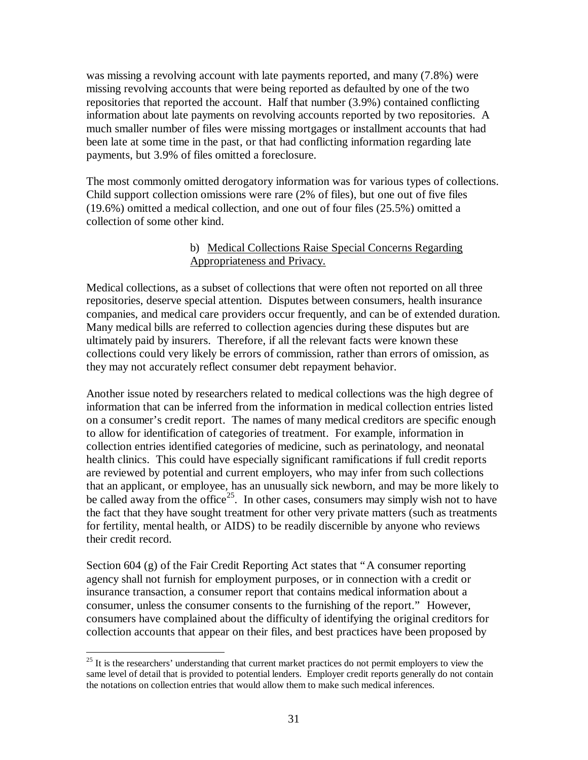was missing a revolving account with late payments reported, and many (7.8%) were missing revolving accounts that were being reported as defaulted by one of the two repositories that reported the account. Half that number (3.9%) contained conflicting information about late payments on revolving accounts reported by two repositories. A much smaller number of files were missing mortgages or installment accounts that had been late at some time in the past, or that had conflicting information regarding late payments, but 3.9% of files omitted a foreclosure.

The most commonly omitted derogatory information was for various types of collections. Child support collection omissions were rare (2% of files), but one out of five files (19.6%) omitted a medical collection, and one out of four files (25.5%) omitted a collection of some other kind.

#### b) Medical Collections Raise Special Concerns Regarding Appropriateness and Privacy.

Medical collections, as a subset of collections that were often not reported on all three repositories, deserve special attention. Disputes between consumers, health insurance companies, and medical care providers occur frequently, and can be of extended duration. Many medical bills are referred to collection agencies during these disputes but are ultimately paid by insurers. Therefore, if all the relevant facts were known these collections could very likely be errors of commission, rather than errors of omission, as they may not accurately reflect consumer debt repayment behavior.

Another issue noted by researchers related to medical collections was the high degree of information that can be inferred from the information in medical collection entries listed on a consumer's credit report. The names of many medical creditors are specific enough to allow for identification of categories of treatment. For example, information in collection entries identified categories of medicine, such as perinatology, and neonatal health clinics. This could have especially significant ramifications if full credit reports are reviewed by potential and current employers, who may infer from such collections that an applicant, or employee, has an unusually sick newborn, and may be more likely to be called away from the office[25]. In other cases, consumers may simply wish not to have the fact that they have sought treatment for other very private matters (such as treatments for fertility, mental health, or AIDS) to be readily discernible by anyone who reviews their credit record.

Section 604 (g) of the Fair Credit Reporting Act states that "A consumer reporting agency shall not furnish for employment purposes, or in connection with a credit or insurance transaction, a consumer report that contains medical information about a consumer, unless the consumer consents to the furnishing of the report." However, consumers have complained about the difficulty of identifying the original creditors for collection accounts that appear on their files, and best practices have been proposed by

---

[25] It is the researchers' understanding that current market practices do not permit employers to view the same level of detail that is provided to potential lenders. Employer credit reports generally do not contain the notations on collection entries that would allow them to make such medical inferences.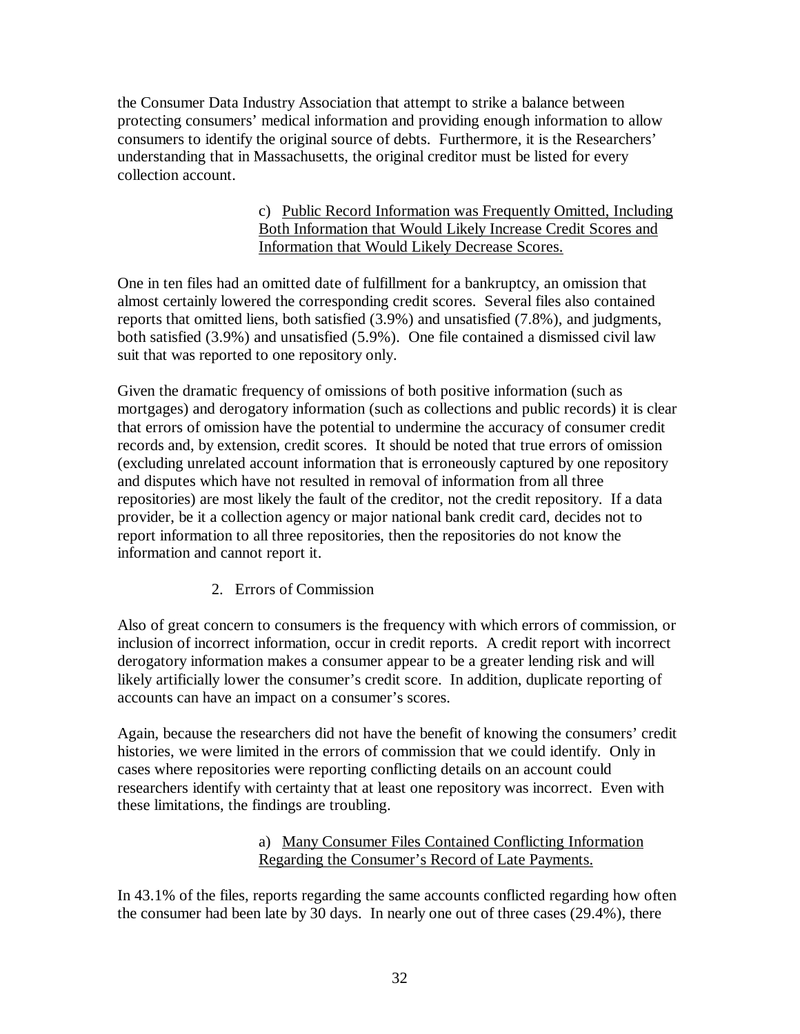the Consumer Data Industry Association that attempt to strike a balance between protecting consumers' medical information and providing enough information to allow consumers to identify the original source of debts. Furthermore, it is the Researchers' understanding that in Massachusetts, the original creditor must be listed for every collection account.

c) Public Record Information was Frequently Omitted, Including Both Information that Would Likely Increase Credit Scores and Information that Would Likely Decrease Scores.

One in ten files had an omitted date of fulfillment for a bankruptcy, an omission that almost certainly lowered the corresponding credit scores. Several files also contained reports that omitted liens, both satisfied (3.9%) and unsatisfied (7.8%), and judgments, both satisfied (3.9%) and unsatisfied (5.9%). One file contained a dismissed civil law suit that was reported to one repository only.

Given the dramatic frequency of omissions of both positive information (such as mortgages) and derogatory information (such as collections and public records) it is clear that errors of omission have the potential to undermine the accuracy of consumer credit records and, by extension, credit scores. It should be noted that true errors of omission (excluding unrelated account information that is erroneously captured by one repository and disputes which have not resulted in removal of information from all three repositories) are most likely the fault of the creditor, not the credit repository. If a data provider, be it a collection agency or major national bank credit card, decides not to report information to all three repositories, then the repositories do not know the information and cannot report it.

2. Errors of Commission

Also of great concern to consumers is the frequency with which errors of commission, or inclusion of incorrect information, occur in credit reports. A credit report with incorrect derogatory information makes a consumer appear to be a greater lending risk and will likely artificially lower the consumer's credit score. In addition, duplicate reporting of accounts can have an impact on a consumer's scores.

Again, because the researchers did not have the benefit of knowing the consumers' credit histories, we were limited in the errors of commission that we could identify. Only in cases where repositories were reporting conflicting details on an account could researchers identify with certainty that at least one repository was incorrect. Even with these limitations, the findings are troubling.

a) Many Consumer Files Contained Conflicting Information Regarding the Consumer's Record of Late Payments.

In 43.1% of the files, reports regarding the same accounts conflicted regarding how often the consumer had been late by 30 days. In nearly one out of three cases (29.4%), there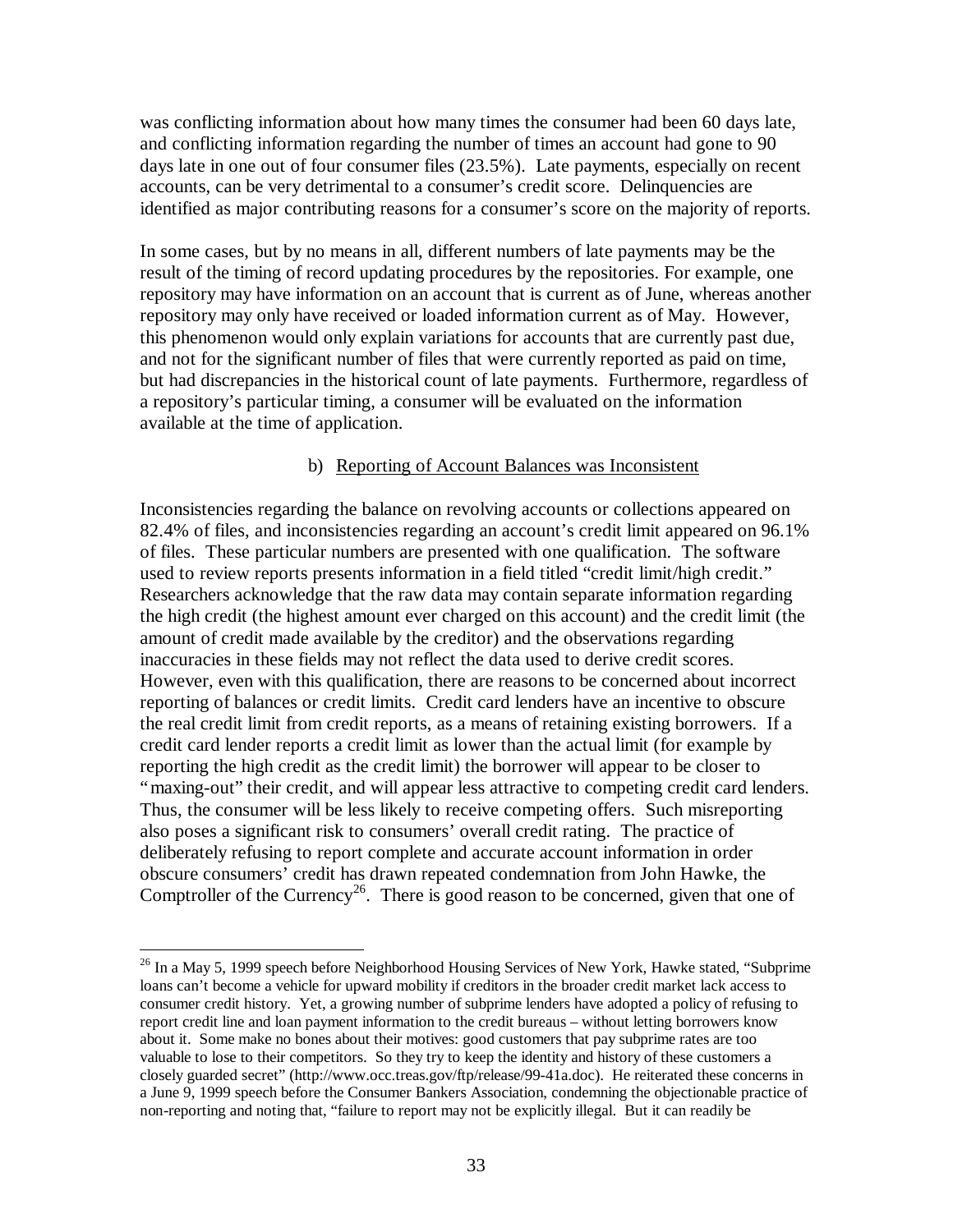was conflicting information about how many times the consumer had been 60 days late, and conflicting information regarding the number of times an account had gone to 90 days late in one out of four consumer files (23.5%). Late payments, especially on recent accounts, can be very detrimental to a consumer's credit score. Delinquencies are identified as major contributing reasons for a consumer's score on the majority of reports.

In some cases, but by no means in all, different numbers of late payments may be the result of the timing of record updating procedures by the repositories. For example, one repository may have information on an account that is current as of June, whereas another repository may only have received or loaded information current as of May. However, this phenomenon would only explain variations for accounts that are currently past due, and not for the significant number of files that were currently reported as paid on time, but had discrepancies in the historical count of late payments. Furthermore, regardless of a repository's particular timing, a consumer will be evaluated on the information available at the time of application.

b) Reporting of Account Balances was Inconsistent

Inconsistencies regarding the balance on revolving accounts or collections appeared on 82.4% of files, and inconsistencies regarding an account's credit limit appeared on 96.1% of files. These particular numbers are presented with one qualification. The software used to review reports presents information in a field titled "credit limit/high credit." Researchers acknowledge that the raw data may contain separate information regarding the high credit (the highest amount ever charged on this account) and the credit limit (the amount of credit made available by the creditor) and the observations regarding inaccuracies in these fields may not reflect the data used to derive credit scores. However, even with this qualification, there are reasons to be concerned about incorrect reporting of balances or credit limits. Credit card lenders have an incentive to obscure the real credit limit from credit reports, as a means of retaining existing borrowers. If a credit card lender reports a credit limit as lower than the actual limit (for example by reporting the high credit as the credit limit) the borrower will appear to be closer to "maxing-out" their credit, and will appear less attractive to competing credit card lenders. Thus, the consumer will be less likely to receive competing offers. Such misreporting also poses a significant risk to consumers' overall credit rating. The practice of deliberately refusing to report complete and accurate account information in order obscure consumers' credit has drawn repeated condemnation from John Hawke, the Comptroller of the Currency[26]. There is good reason to be concerned, given that one of

[26] In a May 5, 1999 speech before Neighborhood Housing Services of New York, Hawke stated, "Subprime loans can't become a vehicle for upward mobility if creditors in the broader credit market lack access to consumer credit history. Yet, a growing number of subprime lenders have adopted a policy of refusing to report credit line and loan payment information to the credit bureaus – without letting borrowers know about it. Some make no bones about their motives: good customers that pay subprime rates are too valuable to lose to their competitors. So they try to keep the identity and history of these customers a closely guarded secret" (http://www.occ.treas.gov/ftp/release/99-41a.doc). He reiterated these concerns in a June 9, 1999 speech before the Consumer Bankers Association, condemning the objectionable practice of non-reporting and noting that, "failure to report may not be explicitly illegal. But it can readily be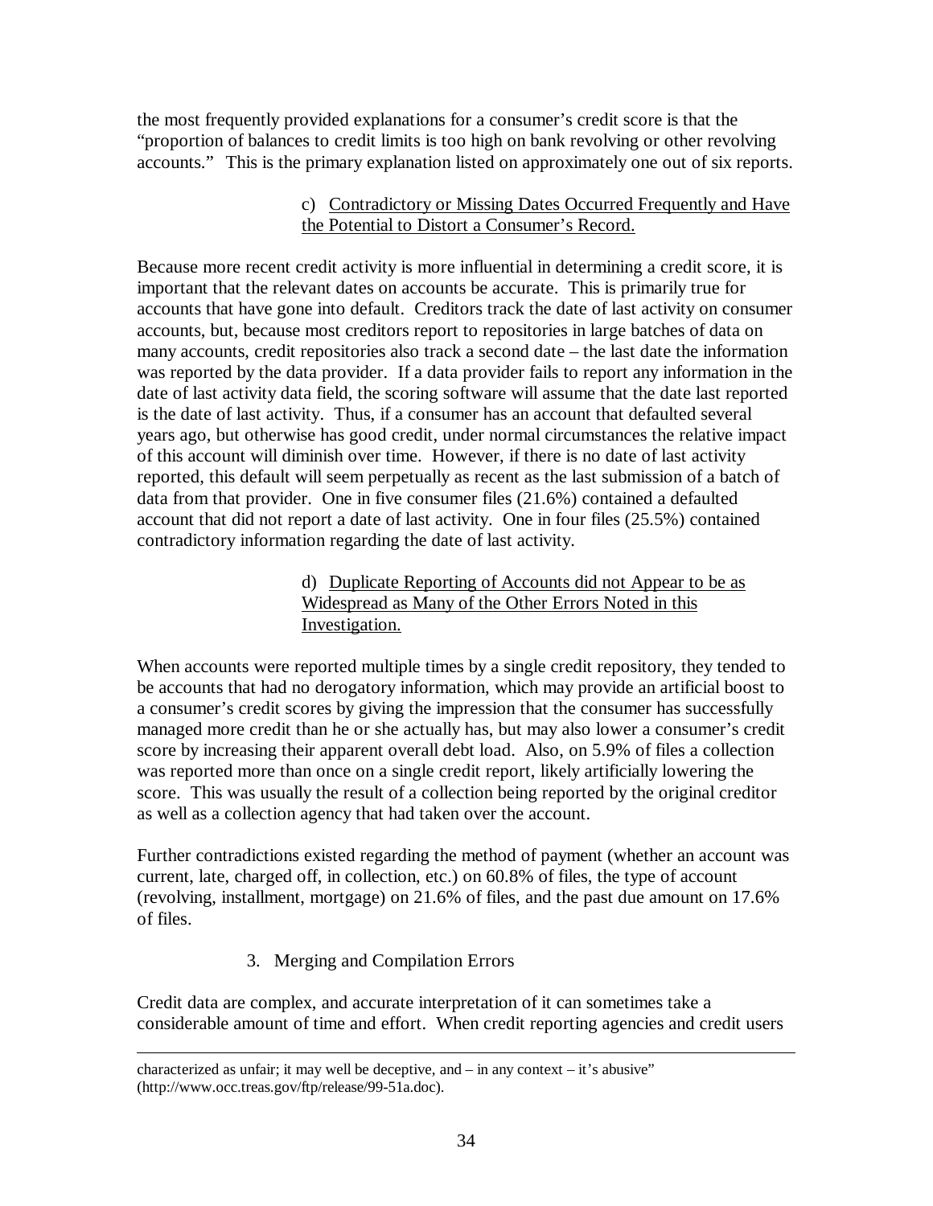the most frequently provided explanations for a consumer's credit score is that the "proportion of balances to credit limits is too high on bank revolving or other revolving accounts." This is the primary explanation listed on approximately one out of six reports.

c) Contradictory or Missing Dates Occurred Frequently and Have the Potential to Distort a Consumer's Record.

Because more recent credit activity is more influential in determining a credit score, it is important that the relevant dates on accounts be accurate. This is primarily true for accounts that have gone into default. Creditors track the date of last activity on consumer accounts, but, because most creditors report to repositories in large batches of data on many accounts, credit repositories also track a second date – the last date the information was reported by the data provider. If a data provider fails to report any information in the date of last activity data field, the scoring software will assume that the date last reported is the date of last activity. Thus, if a consumer has an account that defaulted several years ago, but otherwise has good credit, under normal circumstances the relative impact of this account will diminish over time. However, if there is no date of last activity reported, this default will seem perpetually as recent as the last submission of a batch of data from that provider. One in five consumer files (21.6%) contained a defaulted account that did not report a date of last activity. One in four files (25.5%) contained contradictory information regarding the date of last activity.

d) Duplicate Reporting of Accounts did not Appear to be as Widespread as Many of the Other Errors Noted in this Investigation.

When accounts were reported multiple times by a single credit repository, they tended to be accounts that had no derogatory information, which may provide an artificial boost to a consumer's credit scores by giving the impression that the consumer has successfully managed more credit than he or she actually has, but may also lower a consumer's credit score by increasing their apparent overall debt load. Also, on 5.9% of files a collection was reported more than once on a single credit report, likely artificially lowering the score. This was usually the result of a collection being reported by the original creditor as well as a collection agency that had taken over the account.

Further contradictions existed regarding the method of payment (whether an account was current, late, charged off, in collection, etc.) on 60.8% of files, the type of account (revolving, installment, mortgage) on 21.6% of files, and the past due amount on 17.6% of files.

3. Merging and Compilation Errors

Credit data are complex, and accurate interpretation of it can sometimes take a considerable amount of time and effort. When credit reporting agencies and credit users

---

characterized as unfair; it may well be deceptive, and – in any context – it's abusive" (http://www.occ.treas.gov/ftp/release/99-51a.doc).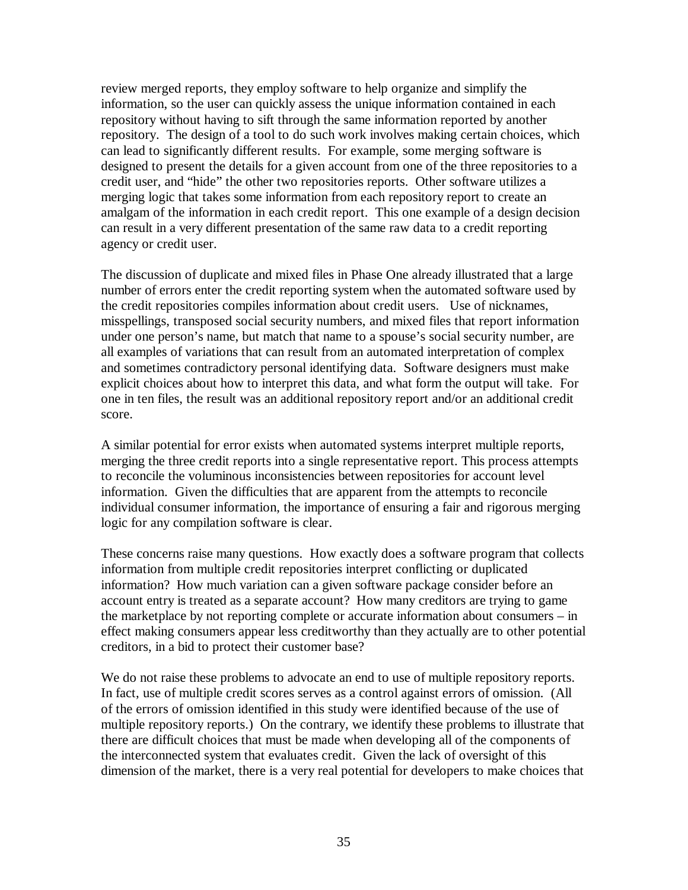review merged reports, they employ software to help organize and simplify the information, so the user can quickly assess the unique information contained in each repository without having to sift through the same information reported by another repository. The design of a tool to do such work involves making certain choices, which can lead to significantly different results. For example, some merging software is designed to present the details for a given account from one of the three repositories to a credit user, and "hide" the other two repositories reports. Other software utilizes a merging logic that takes some information from each repository report to create an amalgam of the information in each credit report. This one example of a design decision can result in a very different presentation of the same raw data to a credit reporting agency or credit user.

The discussion of duplicate and mixed files in Phase One already illustrated that a large number of errors enter the credit reporting system when the automated software used by the credit repositories compiles information about credit users. Use of nicknames, misspellings, transposed social security numbers, and mixed files that report information under one person's name, but match that name to a spouse's social security number, are all examples of variations that can result from an automated interpretation of complex and sometimes contradictory personal identifying data. Software designers must make explicit choices about how to interpret this data, and what form the output will take. For one in ten files, the result was an additional repository report and/or an additional credit score.

A similar potential for error exists when automated systems interpret multiple reports, merging the three credit reports into a single representative report. This process attempts to reconcile the voluminous inconsistencies between repositories for account level information. Given the difficulties that are apparent from the attempts to reconcile individual consumer information, the importance of ensuring a fair and rigorous merging logic for any compilation software is clear.

These concerns raise many questions. How exactly does a software program that collects information from multiple credit repositories interpret conflicting or duplicated information? How much variation can a given software package consider before an account entry is treated as a separate account? How many creditors are trying to game the marketplace by not reporting complete or accurate information about consumers – in effect making consumers appear less creditworthy than they actually are to other potential creditors, in a bid to protect their customer base?

We do not raise these problems to advocate an end to use of multiple repository reports. In fact, use of multiple credit scores serves as a control against errors of omission. (All of the errors of omission identified in this study were identified because of the use of multiple repository reports.) On the contrary, we identify these problems to illustrate that there are difficult choices that must be made when developing all of the components of the interconnected system that evaluates credit. Given the lack of oversight of this dimension of the market, there is a very real potential for developers to make choices that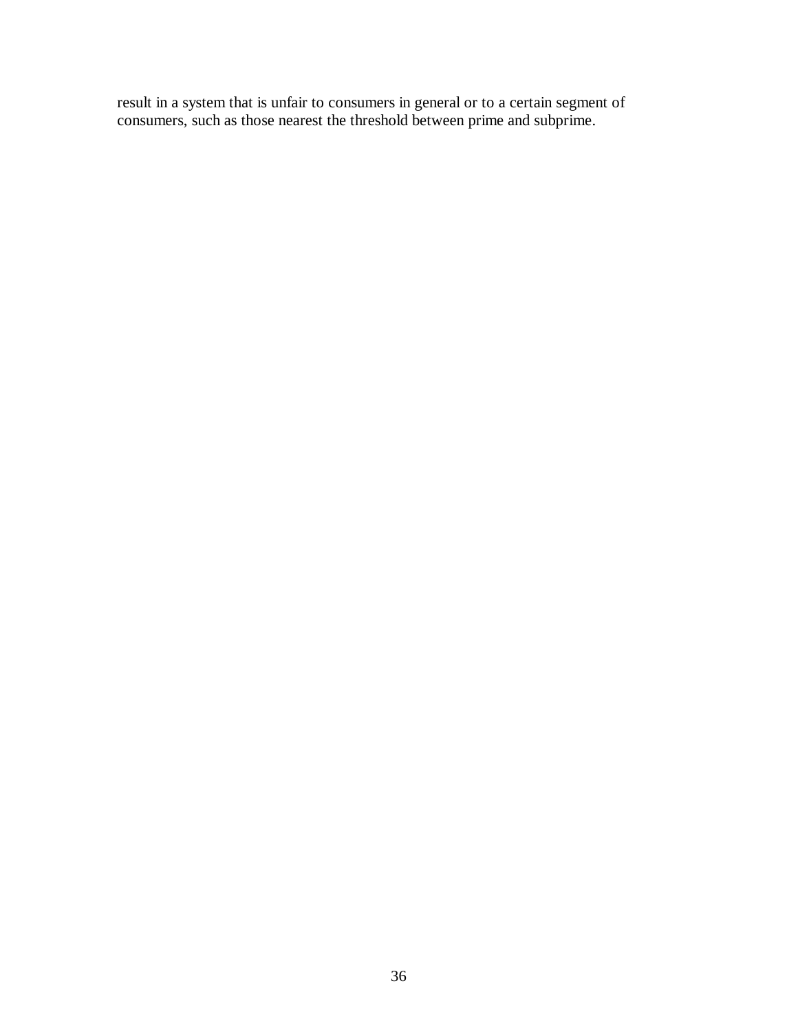result in a system that is unfair to consumers in general or to a certain segment of consumers, such as those nearest the threshold between prime and subprime.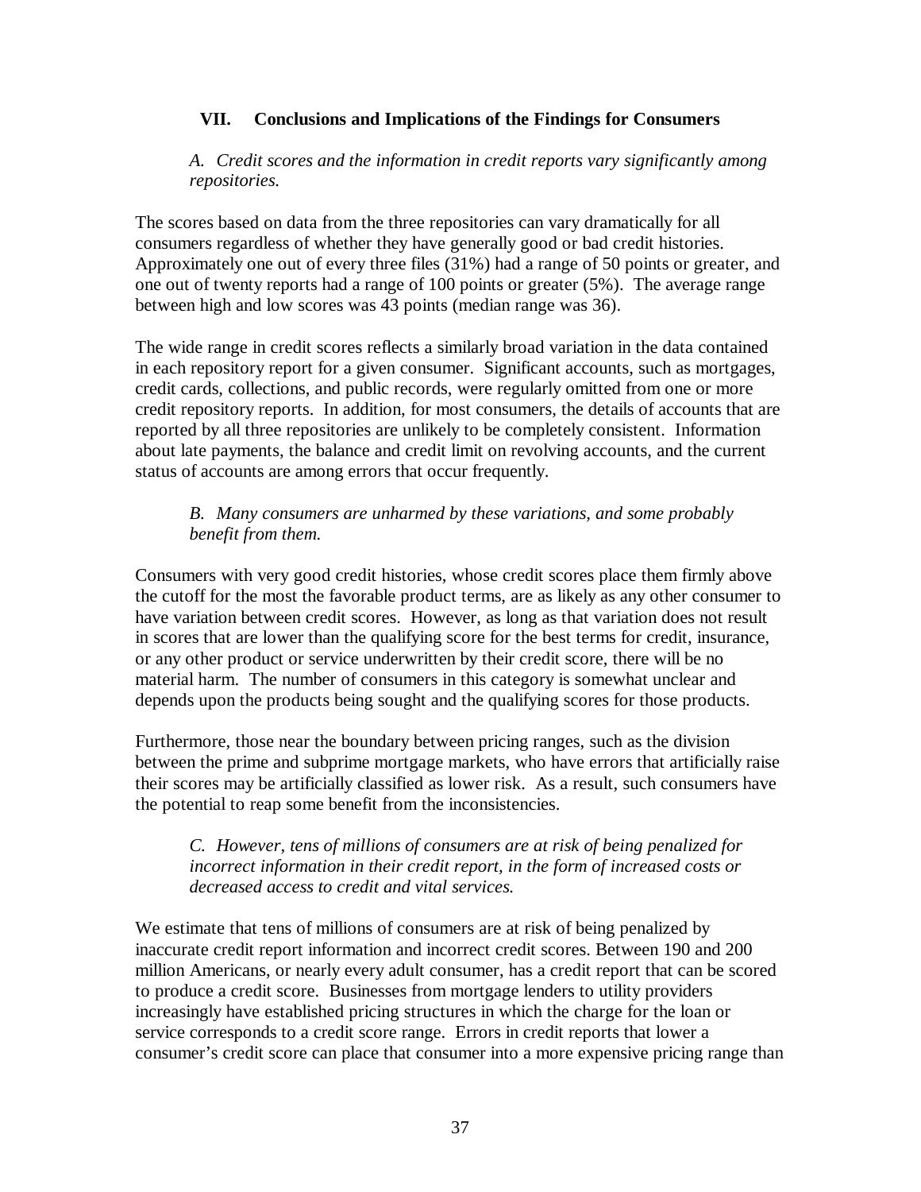## VII. Conclusions and Implications of the Findings for Consumers

*A. Credit scores and the information in credit reports vary significantly among repositories.*

The scores based on data from the three repositories can vary dramatically for all consumers regardless of whether they have generally good or bad credit histories. Approximately one out of every three files (31%) had a range of 50 points or greater, and one out of twenty reports had a range of 100 points or greater (5%). The average range between high and low scores was 43 points (median range was 36).

The wide range in credit scores reflects a similarly broad variation in the data contained in each repository report for a given consumer. Significant accounts, such as mortgages, credit cards, collections, and public records, were regularly omitted from one or more credit repository reports. In addition, for most consumers, the details of accounts that are reported by all three repositories are unlikely to be completely consistent. Information about late payments, the balance and credit limit on revolving accounts, and the current status of accounts are among errors that occur frequently.

*B. Many consumers are unharmed by these variations, and some probably benefit from them.*

Consumers with very good credit histories, whose credit scores place them firmly above the cutoff for the most the favorable product terms, are as likely as any other consumer to have variation between credit scores. However, as long as that variation does not result in scores that are lower than the qualifying score for the best terms for credit, insurance, or any other product or service underwritten by their credit score, there will be no material harm. The number of consumers in this category is somewhat unclear and depends upon the products being sought and the qualifying scores for those products.

Furthermore, those near the boundary between pricing ranges, such as the division between the prime and subprime mortgage markets, who have errors that artificially raise their scores may be artificially classified as lower risk. As a result, such consumers have the potential to reap some benefit from the inconsistencies.

*C. However, tens of millions of consumers are at risk of being penalized for incorrect information in their credit report, in the form of increased costs or decreased access to credit and vital services.*

We estimate that tens of millions of consumers are at risk of being penalized by inaccurate credit report information and incorrect credit scores. Between 190 and 200 million Americans, or nearly every adult consumer, has a credit report that can be scored to produce a credit score. Businesses from mortgage lenders to utility providers increasingly have established pricing structures in which the charge for the loan or service corresponds to a credit score range. Errors in credit reports that lower a consumer's credit score can place that consumer into a more expensive pricing range than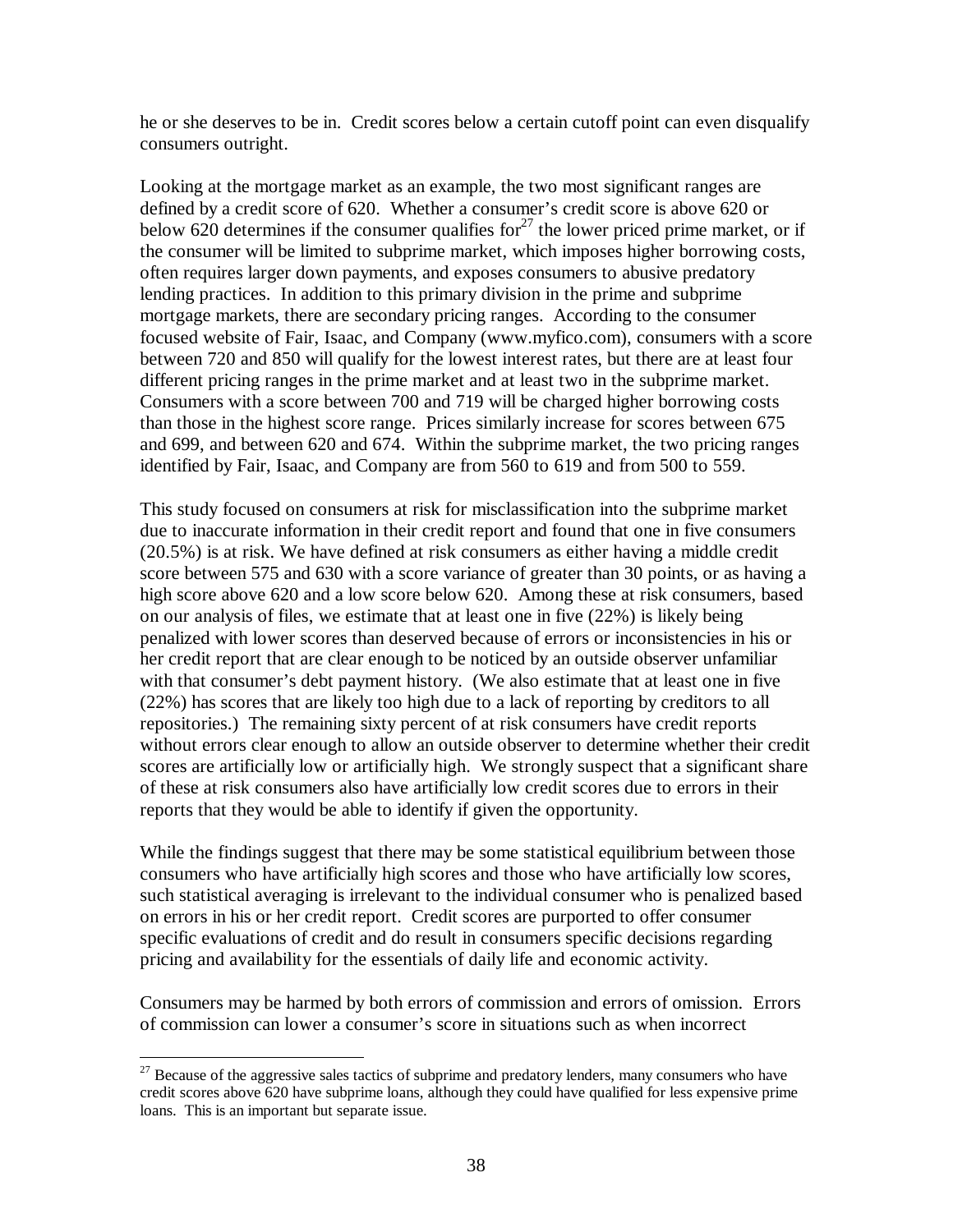he or she deserves to be in. Credit scores below a certain cutoff point can even disqualify consumers outright.

Looking at the mortgage market as an example, the two most significant ranges are defined by a credit score of 620. Whether a consumer's credit score is above 620 or below 620 determines if the consumer qualifies for[27] the lower priced prime market, or if the consumer will be limited to subprime market, which imposes higher borrowing costs, often requires larger down payments, and exposes consumers to abusive predatory lending practices. In addition to this primary division in the prime and subprime mortgage markets, there are secondary pricing ranges. According to the consumer focused website of Fair, Isaac, and Company (www.myfico.com), consumers with a score between 720 and 850 will qualify for the lowest interest rates, but there are at least four different pricing ranges in the prime market and at least two in the subprime market. Consumers with a score between 700 and 719 will be charged higher borrowing costs than those in the highest score range. Prices similarly increase for scores between 675 and 699, and between 620 and 674. Within the subprime market, the two pricing ranges identified by Fair, Isaac, and Company are from 560 to 619 and from 500 to 559.

This study focused on consumers at risk for misclassification into the subprime market due to inaccurate information in their credit report and found that one in five consumers (20.5%) is at risk. We have defined at risk consumers as either having a middle credit score between 575 and 630 with a score variance of greater than 30 points, or as having a high score above 620 and a low score below 620. Among these at risk consumers, based on our analysis of files, we estimate that at least one in five (22%) is likely being penalized with lower scores than deserved because of errors or inconsistencies in his or her credit report that are clear enough to be noticed by an outside observer unfamiliar with that consumer's debt payment history. (We also estimate that at least one in five (22%) has scores that are likely too high due to a lack of reporting by creditors to all repositories.) The remaining sixty percent of at risk consumers have credit reports without errors clear enough to allow an outside observer to determine whether their credit scores are artificially low or artificially high. We strongly suspect that a significant share of these at risk consumers also have artificially low credit scores due to errors in their reports that they would be able to identify if given the opportunity.

While the findings suggest that there may be some statistical equilibrium between those consumers who have artificially high scores and those who have artificially low scores, such statistical averaging is irrelevant to the individual consumer who is penalized based on errors in his or her credit report. Credit scores are purported to offer consumer specific evaluations of credit and do result in consumers specific decisions regarding pricing and availability for the essentials of daily life and economic activity.

Consumers may be harmed by both errors of commission and errors of omission. Errors of commission can lower a consumer's score in situations such as when incorrect

---

[27] Because of the aggressive sales tactics of subprime and predatory lenders, many consumers who have credit scores above 620 have subprime loans, although they could have qualified for less expensive prime loans. This is an important but separate issue.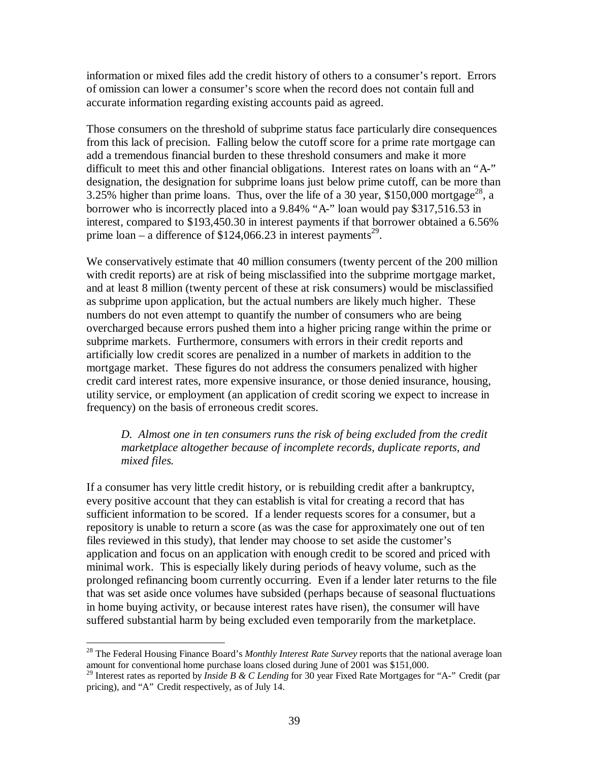information or mixed files add the credit history of others to a consumer's report. Errors of omission can lower a consumer's score when the record does not contain full and accurate information regarding existing accounts paid as agreed.

Those consumers on the threshold of subprime status face particularly dire consequences from this lack of precision. Falling below the cutoff score for a prime rate mortgage can add a tremendous financial burden to these threshold consumers and make it more difficult to meet this and other financial obligations. Interest rates on loans with an "A-" designation, the designation for subprime loans just below prime cutoff, can be more than 3.25% higher than prime loans. Thus, over the life of a 30 year, $150,000 mortgage[28], a borrower who is incorrectly placed into a 9.84% "A-" loan would pay $317,516.53 in interest, compared to $193,450.30 in interest payments if that borrower obtained a 6.56% prime loan – a difference of $124,066.23 in interest payments[29].

We conservatively estimate that 40 million consumers (twenty percent of the 200 million with credit reports) are at risk of being misclassified into the subprime mortgage market, and at least 8 million (twenty percent of these at risk consumers) would be misclassified as subprime upon application, but the actual numbers are likely much higher. These numbers do not even attempt to quantify the number of consumers who are being overcharged because errors pushed them into a higher pricing range within the prime or subprime markets. Furthermore, consumers with errors in their credit reports and artificially low credit scores are penalized in a number of markets in addition to the mortgage market. These figures do not address the consumers penalized with higher credit card interest rates, more expensive insurance, or those denied insurance, housing, utility service, or employment (an application of credit scoring we expect to increase in frequency) on the basis of erroneous credit scores.

> *D. Almost one in ten consumers runs the risk of being excluded from the credit marketplace altogether because of incomplete records, duplicate reports, and mixed files.*

If a consumer has very little credit history, or is rebuilding credit after a bankruptcy, every positive account that they can establish is vital for creating a record that has sufficient information to be scored. If a lender requests scores for a consumer, but a repository is unable to return a score (as was the case for approximately one out of ten files reviewed in this study), that lender may choose to set aside the customer's application and focus on an application with enough credit to be scored and priced with minimal work. This is especially likely during periods of heavy volume, such as the prolonged refinancing boom currently occurring. Even if a lender later returns to the file that was set aside once volumes have subsided (perhaps because of seasonal fluctuations in home buying activity, or because interest rates have risen), the consumer will have suffered substantial harm by being excluded even temporarily from the marketplace.

---

[28] The Federal Housing Finance Board's *Monthly Interest Rate Survey* reports that the national average loan amount for conventional home purchase loans closed during June of 2001 was $151,000.

[29] Interest rates as reported by *Inside B & C Lending* for 30 year Fixed Rate Mortgages for "A-" Credit (par pricing), and "A" Credit respectively, as of July 14.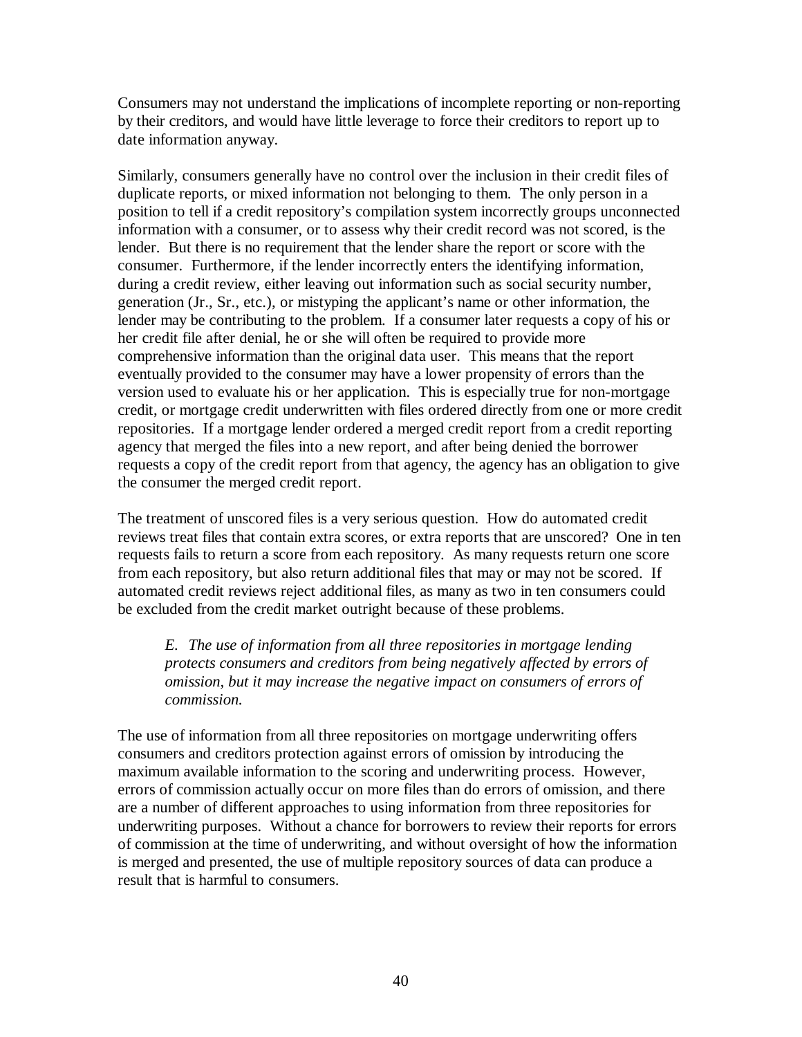Consumers may not understand the implications of incomplete reporting or non-reporting by their creditors, and would have little leverage to force their creditors to report up to date information anyway.

Similarly, consumers generally have no control over the inclusion in their credit files of duplicate reports, or mixed information not belonging to them. The only person in a position to tell if a credit repository's compilation system incorrectly groups unconnected information with a consumer, or to assess why their credit record was not scored, is the lender. But there is no requirement that the lender share the report or score with the consumer. Furthermore, if the lender incorrectly enters the identifying information, during a credit review, either leaving out information such as social security number, generation (Jr., Sr., etc.), or mistyping the applicant's name or other information, the lender may be contributing to the problem. If a consumer later requests a copy of his or her credit file after denial, he or she will often be required to provide more comprehensive information than the original data user. This means that the report eventually provided to the consumer may have a lower propensity of errors than the version used to evaluate his or her application. This is especially true for non-mortgage credit, or mortgage credit underwritten with files ordered directly from one or more credit repositories. If a mortgage lender ordered a merged credit report from a credit reporting agency that merged the files into a new report, and after being denied the borrower requests a copy of the credit report from that agency, the agency has an obligation to give the consumer the merged credit report.

The treatment of unscored files is a very serious question. How do automated credit reviews treat files that contain extra scores, or extra reports that are unscored? One in ten requests fails to return a score from each repository. As many requests return one score from each repository, but also return additional files that may or may not be scored. If automated credit reviews reject additional files, as many as two in ten consumers could be excluded from the credit market outright because of these problems.

> *E. The use of information from all three repositories in mortgage lending protects consumers and creditors from being negatively affected by errors of omission, but it may increase the negative impact on consumers of errors of commission.*

The use of information from all three repositories on mortgage underwriting offers consumers and creditors protection against errors of omission by introducing the maximum available information to the scoring and underwriting process. However, errors of commission actually occur on more files than do errors of omission, and there are a number of different approaches to using information from three repositories for underwriting purposes. Without a chance for borrowers to review their reports for errors of commission at the time of underwriting, and without oversight of how the information is merged and presented, the use of multiple repository sources of data can produce a result that is harmful to consumers.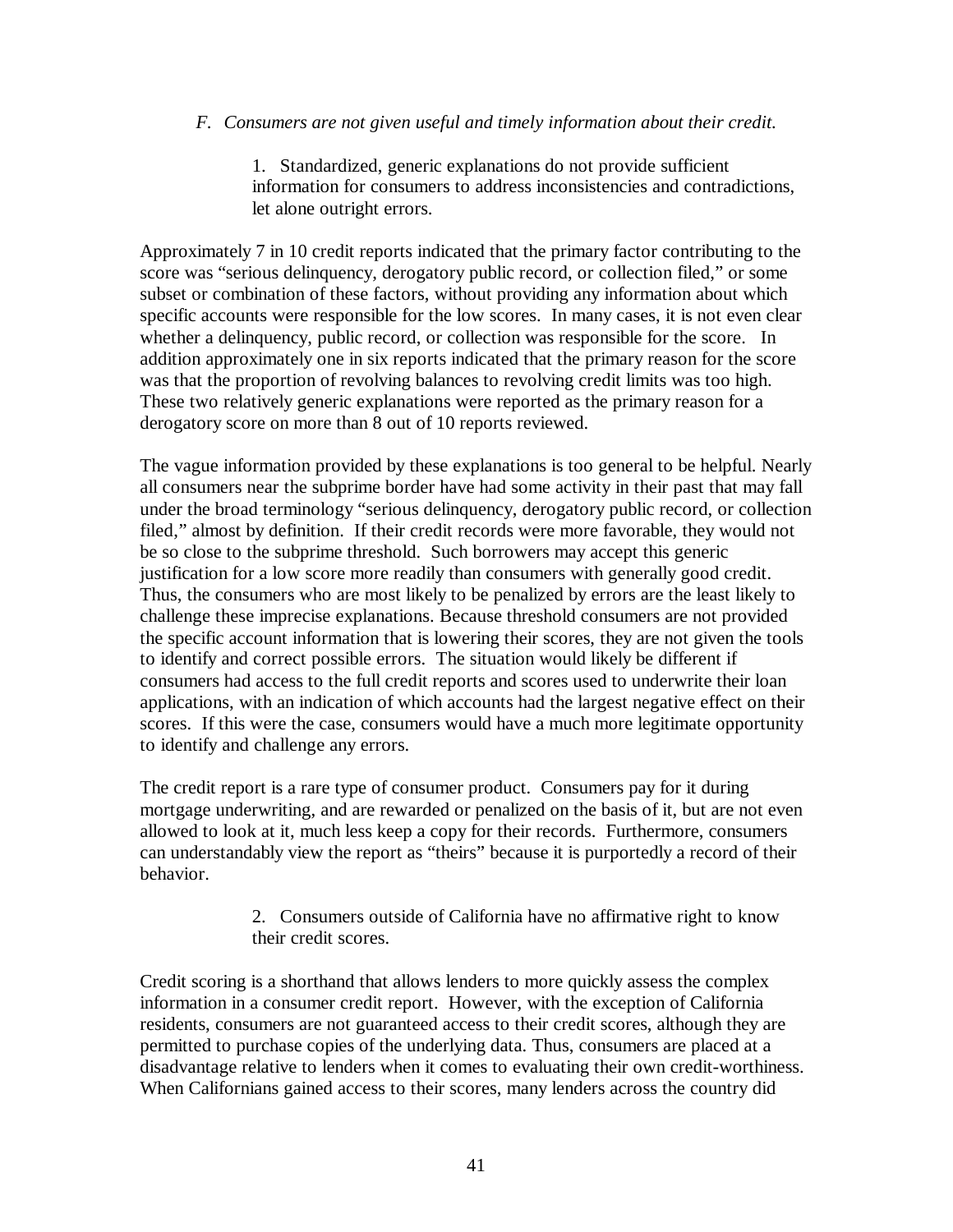*F. Consumers are not given useful and timely information about their credit.*

1. Standardized, generic explanations do not provide sufficient information for consumers to address inconsistencies and contradictions, let alone outright errors.

Approximately 7 in 10 credit reports indicated that the primary factor contributing to the score was "serious delinquency, derogatory public record, or collection filed," or some subset or combination of these factors, without providing any information about which specific accounts were responsible for the low scores. In many cases, it is not even clear whether a delinquency, public record, or collection was responsible for the score. In addition approximately one in six reports indicated that the primary reason for the score was that the proportion of revolving balances to revolving credit limits was too high. These two relatively generic explanations were reported as the primary reason for a derogatory score on more than 8 out of 10 reports reviewed.

The vague information provided by these explanations is too general to be helpful. Nearly all consumers near the subprime border have had some activity in their past that may fall under the broad terminology "serious delinquency, derogatory public record, or collection filed," almost by definition. If their credit records were more favorable, they would not be so close to the subprime threshold. Such borrowers may accept this generic justification for a low score more readily than consumers with generally good credit. Thus, the consumers who are most likely to be penalized by errors are the least likely to challenge these imprecise explanations. Because threshold consumers are not provided the specific account information that is lowering their scores, they are not given the tools to identify and correct possible errors. The situation would likely be different if consumers had access to the full credit reports and scores used to underwrite their loan applications, with an indication of which accounts had the largest negative effect on their scores. If this were the case, consumers would have a much more legitimate opportunity to identify and challenge any errors.

The credit report is a rare type of consumer product. Consumers pay for it during mortgage underwriting, and are rewarded or penalized on the basis of it, but are not even allowed to look at it, much less keep a copy for their records. Furthermore, consumers can understandably view the report as "theirs" because it is purportedly a record of their behavior.

2. Consumers outside of California have no affirmative right to know their credit scores.

Credit scoring is a shorthand that allows lenders to more quickly assess the complex information in a consumer credit report. However, with the exception of California residents, consumers are not guaranteed access to their credit scores, although they are permitted to purchase copies of the underlying data. Thus, consumers are placed at a disadvantage relative to lenders when it comes to evaluating their own credit-worthiness. When Californians gained access to their scores, many lenders across the country did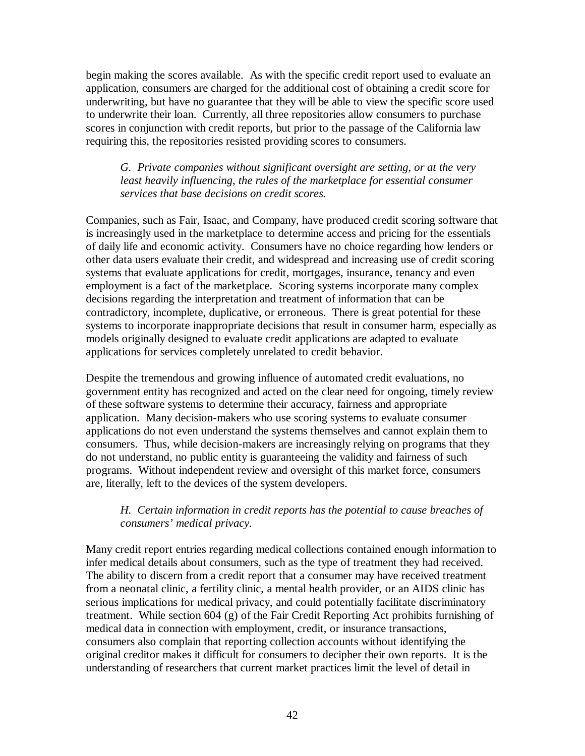begin making the scores available. As with the specific credit report used to evaluate an application, consumers are charged for the additional cost of obtaining a credit score for underwriting, but have no guarantee that they will be able to view the specific score used to underwrite their loan. Currently, all three repositories allow consumers to purchase scores in conjunction with credit reports, but prior to the passage of the California law requiring this, the repositories resisted providing scores to consumers.

*G. Private companies without significant oversight are setting, or at the very least heavily influencing, the rules of the marketplace for essential consumer services that base decisions on credit scores.*

Companies, such as Fair, Isaac, and Company, have produced credit scoring software that is increasingly used in the marketplace to determine access and pricing for the essentials of daily life and economic activity. Consumers have no choice regarding how lenders or other data users evaluate their credit, and widespread and increasing use of credit scoring systems that evaluate applications for credit, mortgages, insurance, tenancy and even employment is a fact of the marketplace. Scoring systems incorporate many complex decisions regarding the interpretation and treatment of information that can be contradictory, incomplete, duplicative, or erroneous. There is great potential for these systems to incorporate inappropriate decisions that result in consumer harm, especially as models originally designed to evaluate credit applications are adapted to evaluate applications for services completely unrelated to credit behavior.

Despite the tremendous and growing influence of automated credit evaluations, no government entity has recognized and acted on the clear need for ongoing, timely review of these software systems to determine their accuracy, fairness and appropriate application. Many decision-makers who use scoring systems to evaluate consumer applications do not even understand the systems themselves and cannot explain them to consumers. Thus, while decision-makers are increasingly relying on programs that they do not understand, no public entity is guaranteeing the validity and fairness of such programs. Without independent review and oversight of this market force, consumers are, literally, left to the devices of the system developers.

*H. Certain information in credit reports has the potential to cause breaches of consumers' medical privacy.*

Many credit report entries regarding medical collections contained enough information to infer medical details about consumers, such as the type of treatment they had received. The ability to discern from a credit report that a consumer may have received treatment from a neonatal clinic, a fertility clinic, a mental health provider, or an AIDS clinic has serious implications for medical privacy, and could potentially facilitate discriminatory treatment. While section 604 (g) of the Fair Credit Reporting Act prohibits furnishing of medical data in connection with employment, credit, or insurance transactions, consumers also complain that reporting collection accounts without identifying the original creditor makes it difficult for consumers to decipher their own reports. It is the understanding of researchers that current market practices limit the level of detail in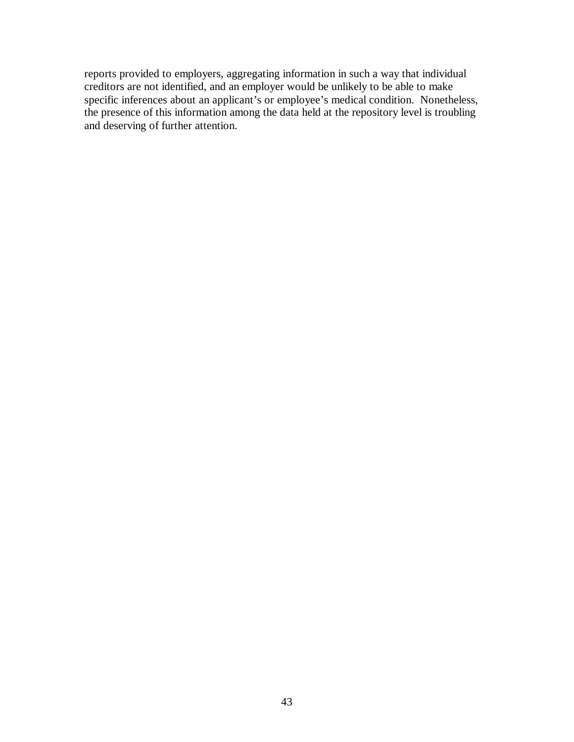reports provided to employers, aggregating information in such a way that individual creditors are not identified, and an employer would be unlikely to be able to make specific inferences about an applicant's or employee's medical condition. Nonetheless, the presence of this information among the data held at the repository level is troubling and deserving of further attention.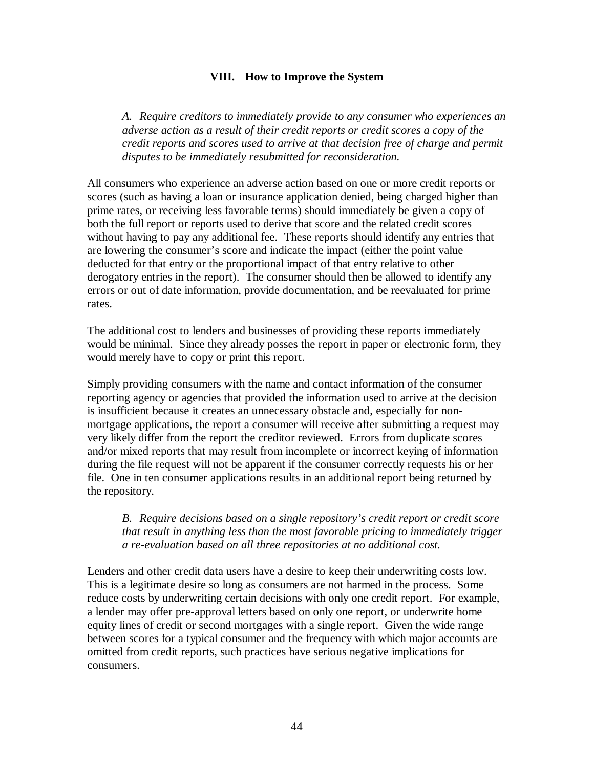## VIII. How to Improve the System

*A. Require creditors to immediately provide to any consumer who experiences an adverse action as a result of their credit reports or credit scores a copy of the credit reports and scores used to arrive at that decision free of charge and permit disputes to be immediately resubmitted for reconsideration.*

All consumers who experience an adverse action based on one or more credit reports or scores (such as having a loan or insurance application denied, being charged higher than prime rates, or receiving less favorable terms) should immediately be given a copy of both the full report or reports used to derive that score and the related credit scores without having to pay any additional fee. These reports should identify any entries that are lowering the consumer's score and indicate the impact (either the point value deducted for that entry or the proportional impact of that entry relative to other derogatory entries in the report). The consumer should then be allowed to identify any errors or out of date information, provide documentation, and be reevaluated for prime rates.

The additional cost to lenders and businesses of providing these reports immediately would be minimal. Since they already posses the report in paper or electronic form, they would merely have to copy or print this report.

Simply providing consumers with the name and contact information of the consumer reporting agency or agencies that provided the information used to arrive at the decision is insufficient because it creates an unnecessary obstacle and, especially for non-mortgage applications, the report a consumer will receive after submitting a request may very likely differ from the report the creditor reviewed. Errors from duplicate scores and/or mixed reports that may result from incomplete or incorrect keying of information during the file request will not be apparent if the consumer correctly requests his or her file. One in ten consumer applications results in an additional report being returned by the repository.

*B. Require decisions based on a single repository's credit report or credit score that result in anything less than the most favorable pricing to immediately trigger a re-evaluation based on all three repositories at no additional cost.*

Lenders and other credit data users have a desire to keep their underwriting costs low. This is a legitimate desire so long as consumers are not harmed in the process. Some reduce costs by underwriting certain decisions with only one credit report. For example, a lender may offer pre-approval letters based on only one report, or underwrite home equity lines of credit or second mortgages with a single report. Given the wide range between scores for a typical consumer and the frequency with which major accounts are omitted from credit reports, such practices have serious negative implications for consumers.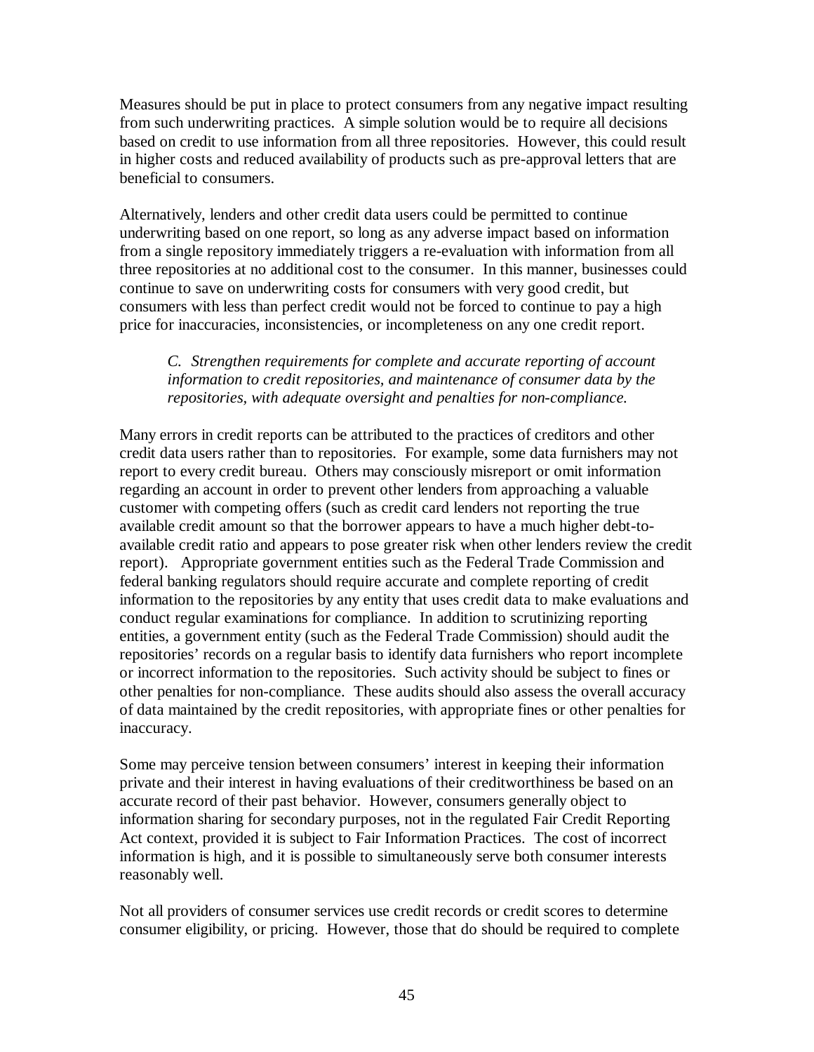Measures should be put in place to protect consumers from any negative impact resulting from such underwriting practices. A simple solution would be to require all decisions based on credit to use information from all three repositories. However, this could result in higher costs and reduced availability of products such as pre-approval letters that are beneficial to consumers.

Alternatively, lenders and other credit data users could be permitted to continue underwriting based on one report, so long as any adverse impact based on information from a single repository immediately triggers a re-evaluation with information from all three repositories at no additional cost to the consumer. In this manner, businesses could continue to save on underwriting costs for consumers with very good credit, but consumers with less than perfect credit would not be forced to continue to pay a high price for inaccuracies, inconsistencies, or incompleteness on any one credit report.

> *C. Strengthen requirements for complete and accurate reporting of account information to credit repositories, and maintenance of consumer data by the repositories, with adequate oversight and penalties for non-compliance.*

Many errors in credit reports can be attributed to the practices of creditors and other credit data users rather than to repositories. For example, some data furnishers may not report to every credit bureau. Others may consciously misreport or omit information regarding an account in order to prevent other lenders from approaching a valuable customer with competing offers (such as credit card lenders not reporting the true available credit amount so that the borrower appears to have a much higher debt-to-available credit ratio and appears to pose greater risk when other lenders review the credit report). Appropriate government entities such as the Federal Trade Commission and federal banking regulators should require accurate and complete reporting of credit information to the repositories by any entity that uses credit data to make evaluations and conduct regular examinations for compliance. In addition to scrutinizing reporting entities, a government entity (such as the Federal Trade Commission) should audit the repositories' records on a regular basis to identify data furnishers who report incomplete or incorrect information to the repositories. Such activity should be subject to fines or other penalties for non-compliance. These audits should also assess the overall accuracy of data maintained by the credit repositories, with appropriate fines or other penalties for inaccuracy.

Some may perceive tension between consumers' interest in keeping their information private and their interest in having evaluations of their creditworthiness be based on an accurate record of their past behavior. However, consumers generally object to information sharing for secondary purposes, not in the regulated Fair Credit Reporting Act context, provided it is subject to Fair Information Practices. The cost of incorrect information is high, and it is possible to simultaneously serve both consumer interests reasonably well.

Not all providers of consumer services use credit records or credit scores to determine consumer eligibility, or pricing. However, those that do should be required to complete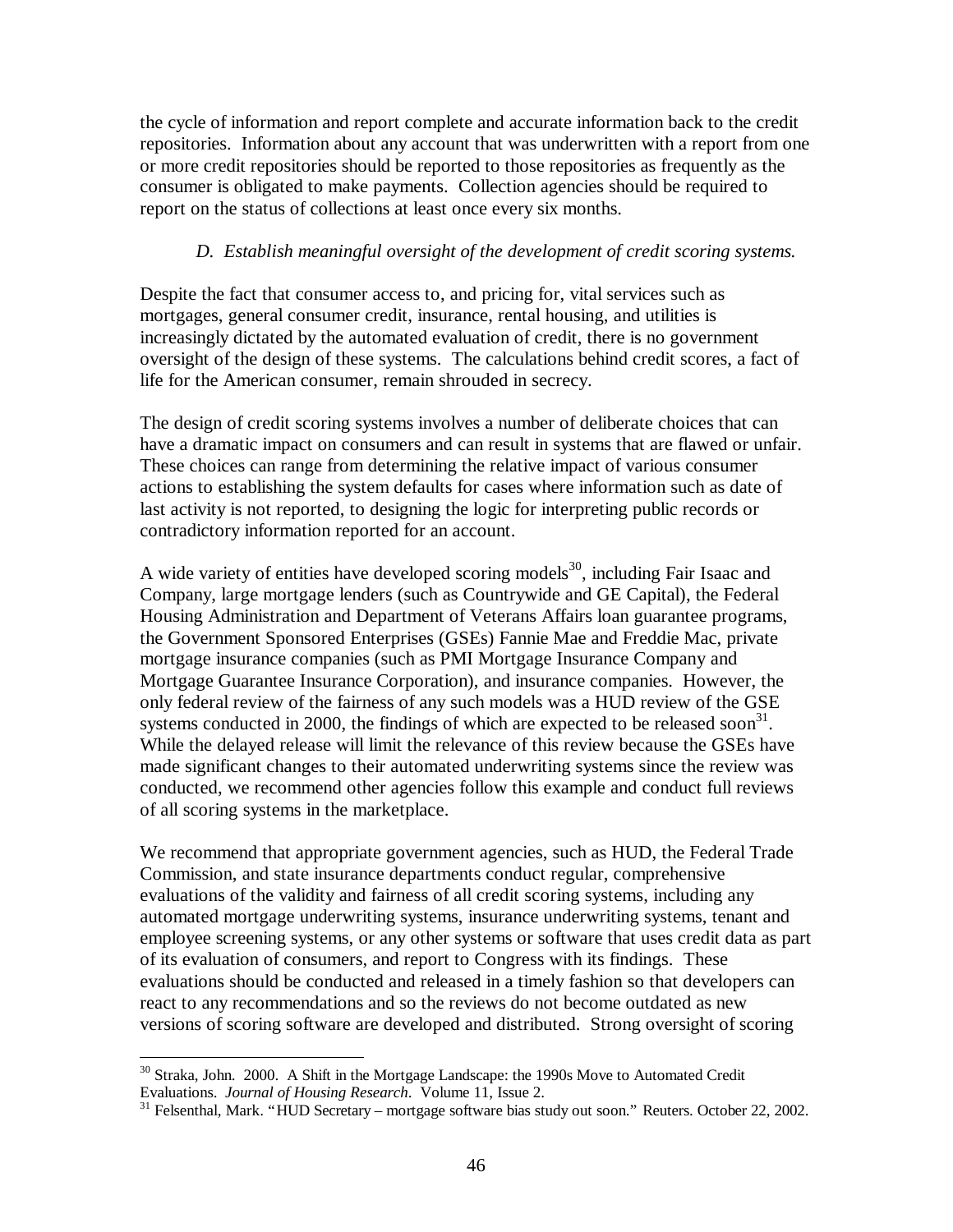the cycle of information and report complete and accurate information back to the credit repositories. Information about any account that was underwritten with a report from one or more credit repositories should be reported to those repositories as frequently as the consumer is obligated to make payments. Collection agencies should be required to report on the status of collections at least once every six months.

*D. Establish meaningful oversight of the development of credit scoring systems.*

Despite the fact that consumer access to, and pricing for, vital services such as mortgages, general consumer credit, insurance, rental housing, and utilities is increasingly dictated by the automated evaluation of credit, there is no government oversight of the design of these systems. The calculations behind credit scores, a fact of life for the American consumer, remain shrouded in secrecy.

The design of credit scoring systems involves a number of deliberate choices that can have a dramatic impact on consumers and can result in systems that are flawed or unfair. These choices can range from determining the relative impact of various consumer actions to establishing the system defaults for cases where information such as date of last activity is not reported, to designing the logic for interpreting public records or contradictory information reported for an account.

A wide variety of entities have developed scoring models[30], including Fair Isaac and Company, large mortgage lenders (such as Countrywide and GE Capital), the Federal Housing Administration and Department of Veterans Affairs loan guarantee programs, the Government Sponsored Enterprises (GSEs) Fannie Mae and Freddie Mac, private mortgage insurance companies (such as PMI Mortgage Insurance Company and Mortgage Guarantee Insurance Corporation), and insurance companies. However, the only federal review of the fairness of any such models was a HUD review of the GSE systems conducted in 2000, the findings of which are expected to be released soon[31]. While the delayed release will limit the relevance of this review because the GSEs have made significant changes to their automated underwriting systems since the review was conducted, we recommend other agencies follow this example and conduct full reviews of all scoring systems in the marketplace.

We recommend that appropriate government agencies, such as HUD, the Federal Trade Commission, and state insurance departments conduct regular, comprehensive evaluations of the validity and fairness of all credit scoring systems, including any automated mortgage underwriting systems, insurance underwriting systems, tenant and employee screening systems, or any other systems or software that uses credit data as part of its evaluation of consumers, and report to Congress with its findings. These evaluations should be conducted and released in a timely fashion so that developers can react to any recommendations and so the reviews do not become outdated as new versions of scoring software are developed and distributed. Strong oversight of scoring

---

[30] Straka, John. 2000. A Shift in the Mortgage Landscape: the 1990s Move to Automated Credit Evaluations. *Journal of Housing Research*. Volume 11, Issue 2.

[31] Felsenthal, Mark. "HUD Secretary – mortgage software bias study out soon." Reuters. October 22, 2002.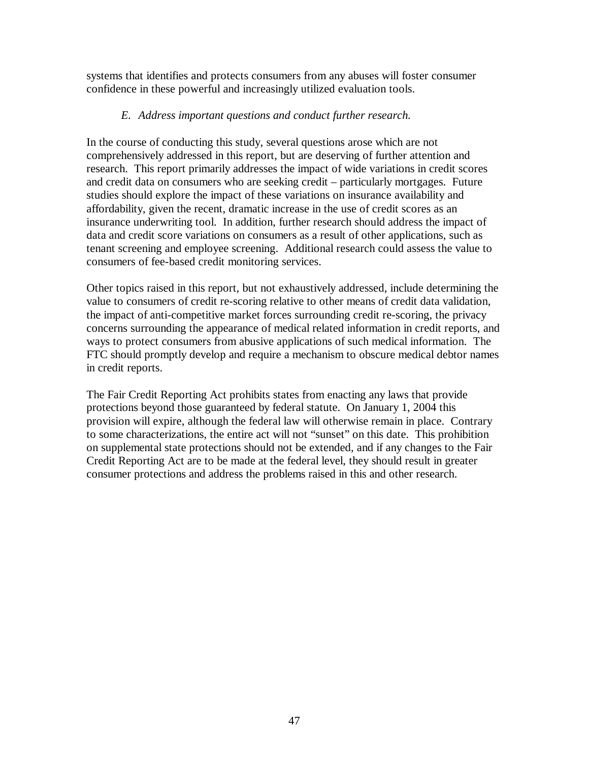systems that identifies and protects consumers from any abuses will foster consumer confidence in these powerful and increasingly utilized evaluation tools.

### *E. Address important questions and conduct further research.*

In the course of conducting this study, several questions arose which are not comprehensively addressed in this report, but are deserving of further attention and research. This report primarily addresses the impact of wide variations in credit scores and credit data on consumers who are seeking credit – particularly mortgages. Future studies should explore the impact of these variations on insurance availability and affordability, given the recent, dramatic increase in the use of credit scores as an insurance underwriting tool. In addition, further research should address the impact of data and credit score variations on consumers as a result of other applications, such as tenant screening and employee screening. Additional research could assess the value to consumers of fee-based credit monitoring services.

Other topics raised in this report, but not exhaustively addressed, include determining the value to consumers of credit re-scoring relative to other means of credit data validation, the impact of anti-competitive market forces surrounding credit re-scoring, the privacy concerns surrounding the appearance of medical related information in credit reports, and ways to protect consumers from abusive applications of such medical information. The FTC should promptly develop and require a mechanism to obscure medical debtor names in credit reports.

The Fair Credit Reporting Act prohibits states from enacting any laws that provide protections beyond those guaranteed by federal statute. On January 1, 2004 this provision will expire, although the federal law will otherwise remain in place. Contrary to some characterizations, the entire act will not "sunset" on this date. This prohibition on supplemental state protections should not be extended, and if any changes to the Fair Credit Reporting Act are to be made at the federal level, they should result in greater consumer protections and address the problems raised in this and other research.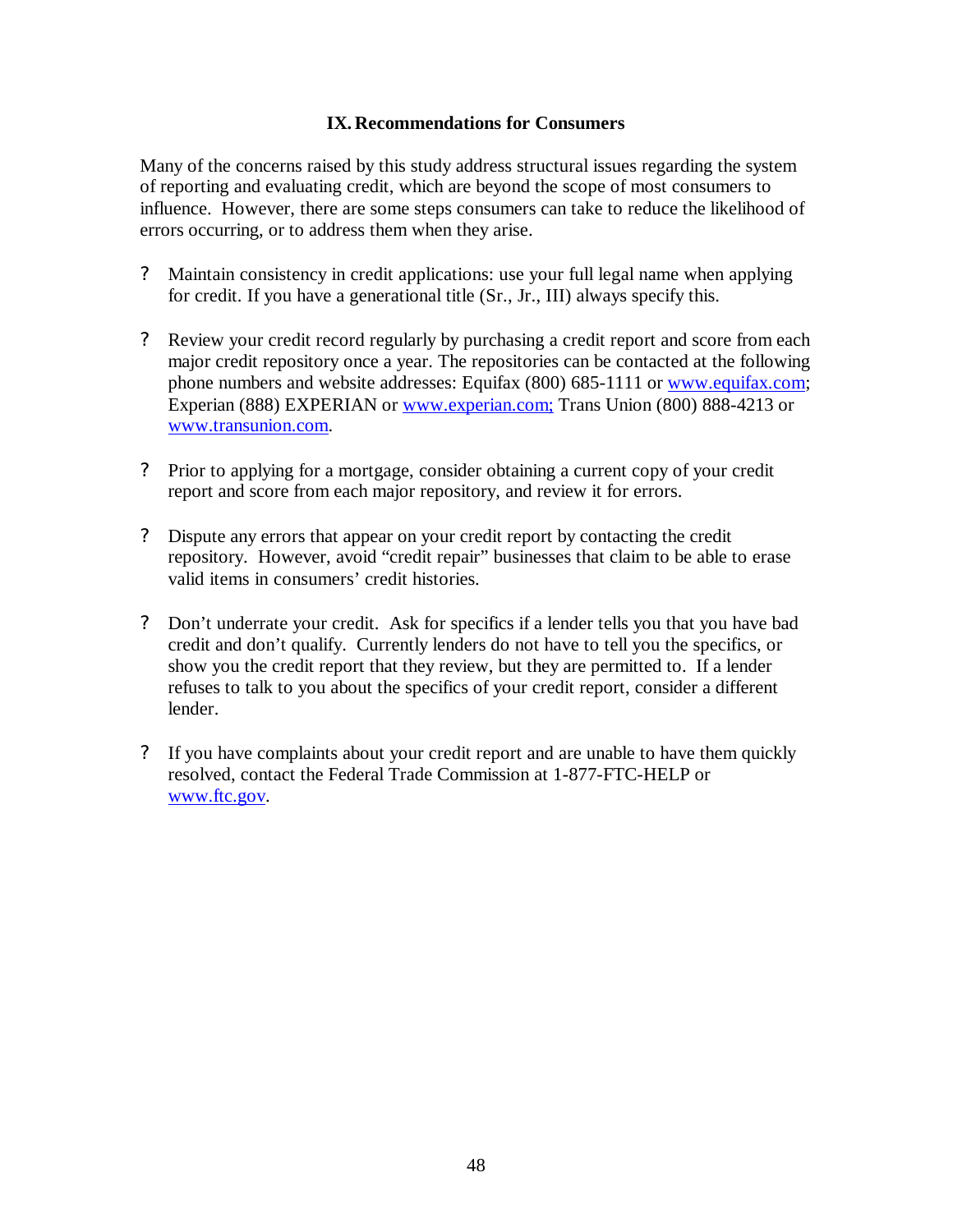## IX. Recommendations for Consumers

Many of the concerns raised by this study address structural issues regarding the system of reporting and evaluating credit, which are beyond the scope of most consumers to influence. However, there are some steps consumers can take to reduce the likelihood of errors occurring, or to address them when they arise.

- Maintain consistency in credit applications: use your full legal name when applying for credit. If you have a generational title (Sr., Jr., III) always specify this.

- Review your credit record regularly by purchasing a credit report and score from each major credit repository once a year. The repositories can be contacted at the following phone numbers and website addresses: Equifax (800) 685-1111 or www.equifax.com; Experian (888) EXPERIAN or www.experian.com; Trans Union (800) 888-4213 or www.transunion.com.

- Prior to applying for a mortgage, consider obtaining a current copy of your credit report and score from each major repository, and review it for errors.

- Dispute any errors that appear on your credit report by contacting the credit repository. However, avoid "credit repair" businesses that claim to be able to erase valid items in consumers' credit histories.

- Don't underrate your credit. Ask for specifics if a lender tells you that you have bad credit and don't qualify. Currently lenders do not have to tell you the specifics, or show you the credit report that they review, but they are permitted to. If a lender refuses to talk to you about the specifics of your credit report, consider a different lender.

- If you have complaints about your credit report and are unable to have them quickly resolved, contact the Federal Trade Commission at 1-877-FTC-HELP or www.ftc.gov.